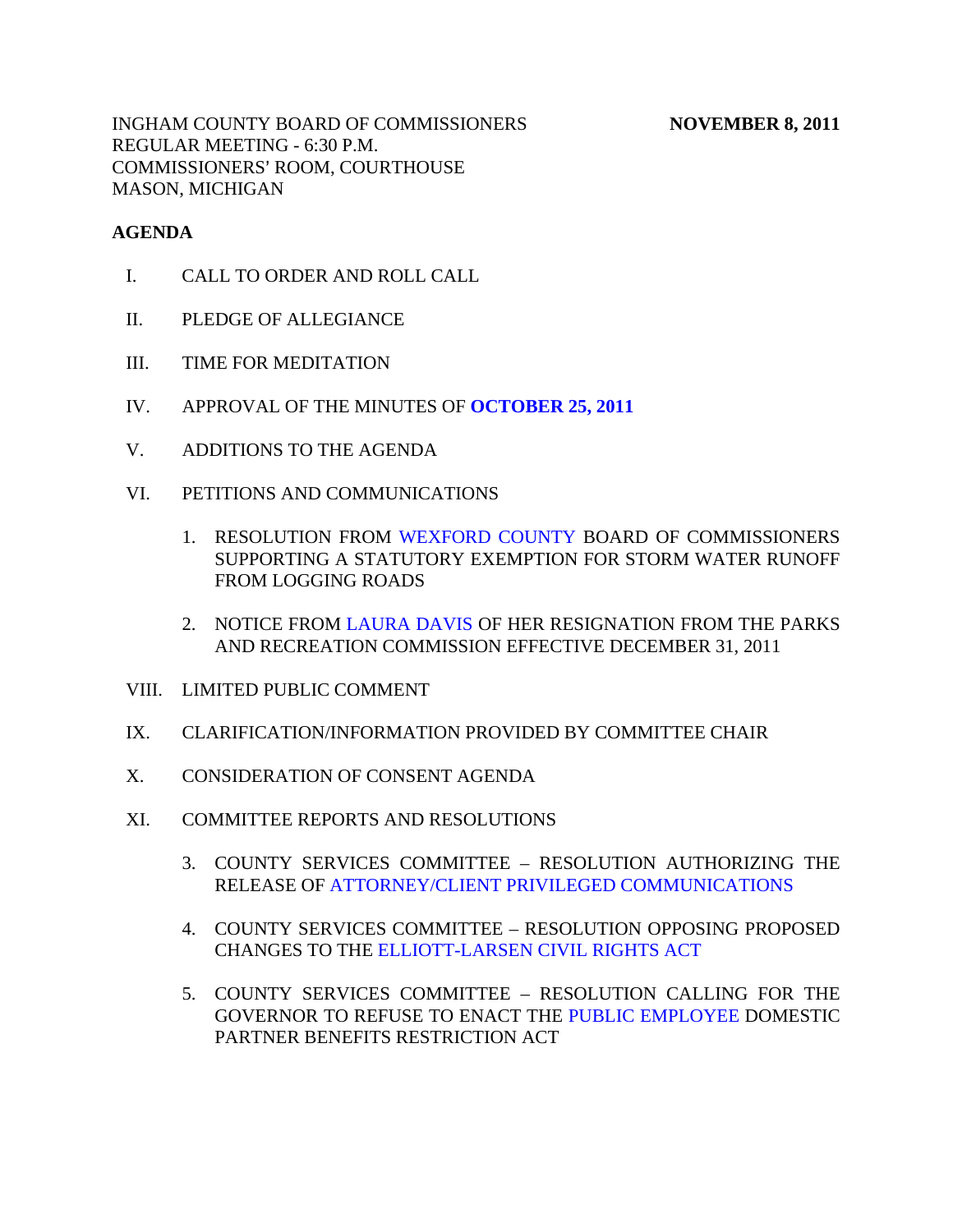INGHAM COUNTY BOARD OF COMMISSIONERS **NOVEMBER 8, 2011**
REGULAR MEETING - 6:30 P.M.
COMMISSIONERS' ROOM, COURTHOUSE
MASON, MICHIGAN

**AGENDA**

I. CALL TO ORDER AND ROLL CALL

II. PLEDGE OF ALLEGIANCE

III. TIME FOR MEDITATION

IV. APPROVAL OF THE MINUTES OF **OCTOBER 25, 2011**

V. ADDITIONS TO THE AGENDA

VI. PETITIONS AND COMMUNICATIONS

1. RESOLUTION FROM WEXFORD COUNTY BOARD OF COMMISSIONERS SUPPORTING A STATUTORY EXEMPTION FOR STORM WATER RUNOFF FROM LOGGING ROADS

2. NOTICE FROM LAURA DAVIS OF HER RESIGNATION FROM THE PARKS AND RECREATION COMMISSION EFFECTIVE DECEMBER 31, 2011

VIII. LIMITED PUBLIC COMMENT

IX. CLARIFICATION/INFORMATION PROVIDED BY COMMITTEE CHAIR

X. CONSIDERATION OF CONSENT AGENDA

XI. COMMITTEE REPORTS AND RESOLUTIONS

3. COUNTY SERVICES COMMITTEE – RESOLUTION AUTHORIZING THE RELEASE OF ATTORNEY/CLIENT PRIVILEGED COMMUNICATIONS

4. COUNTY SERVICES COMMITTEE – RESOLUTION OPPOSING PROPOSED CHANGES TO THE ELLIOTT-LARSEN CIVIL RIGHTS ACT

5. COUNTY SERVICES COMMITTEE – RESOLUTION CALLING FOR THE GOVERNOR TO REFUSE TO ENACT THE PUBLIC EMPLOYEE DOMESTIC PARTNER BENEFITS RESTRICTION ACT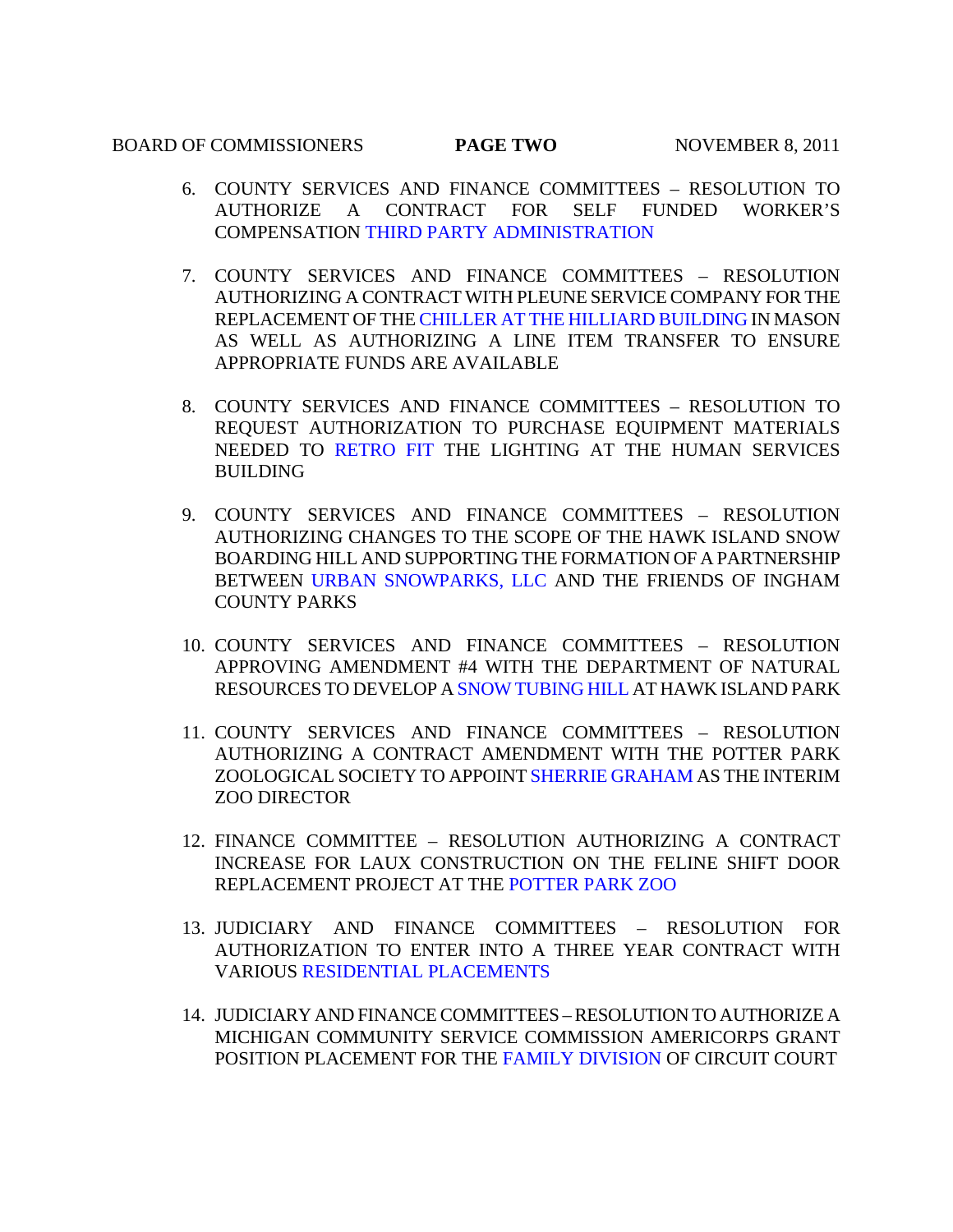6. COUNTY SERVICES AND FINANCE COMMITTEES – RESOLUTION TO AUTHORIZE A CONTRACT FOR SELF FUNDED WORKER'S COMPENSATION THIRD PARTY ADMINISTRATION

7. COUNTY SERVICES AND FINANCE COMMITTEES – RESOLUTION AUTHORIZING A CONTRACT WITH PLEUNE SERVICE COMPANY FOR THE REPLACEMENT OF THE CHILLER AT THE HILLIARD BUILDING IN MASON AS WELL AS AUTHORIZING A LINE ITEM TRANSFER TO ENSURE APPROPRIATE FUNDS ARE AVAILABLE

8. COUNTY SERVICES AND FINANCE COMMITTEES – RESOLUTION TO REQUEST AUTHORIZATION TO PURCHASE EQUIPMENT MATERIALS NEEDED TO RETRO FIT THE LIGHTING AT THE HUMAN SERVICES BUILDING

9. COUNTY SERVICES AND FINANCE COMMITTEES – RESOLUTION AUTHORIZING CHANGES TO THE SCOPE OF THE HAWK ISLAND SNOW BOARDING HILL AND SUPPORTING THE FORMATION OF A PARTNERSHIP BETWEEN URBAN SNOWPARKS, LLC AND THE FRIENDS OF INGHAM COUNTY PARKS

10. COUNTY SERVICES AND FINANCE COMMITTEES – RESOLUTION APPROVING AMENDMENT #4 WITH THE DEPARTMENT OF NATURAL RESOURCES TO DEVELOP A SNOW TUBING HILL AT HAWK ISLAND PARK

11. COUNTY SERVICES AND FINANCE COMMITTEES – RESOLUTION AUTHORIZING A CONTRACT AMENDMENT WITH THE POTTER PARK ZOOLOGICAL SOCIETY TO APPOINT SHERRIE GRAHAM AS THE INTERIM ZOO DIRECTOR

12. FINANCE COMMITTEE – RESOLUTION AUTHORIZING A CONTRACT INCREASE FOR LAUX CONSTRUCTION ON THE FELINE SHIFT DOOR REPLACEMENT PROJECT AT THE POTTER PARK ZOO

13. JUDICIARY AND FINANCE COMMITTEES – RESOLUTION FOR AUTHORIZATION TO ENTER INTO A THREE YEAR CONTRACT WITH VARIOUS RESIDENTIAL PLACEMENTS

14. JUDICIARY AND FINANCE COMMITTEES – RESOLUTION TO AUTHORIZE A MICHIGAN COMMUNITY SERVICE COMMISSION AMERICORPS GRANT POSITION PLACEMENT FOR THE FAMILY DIVISION OF CIRCUIT COURT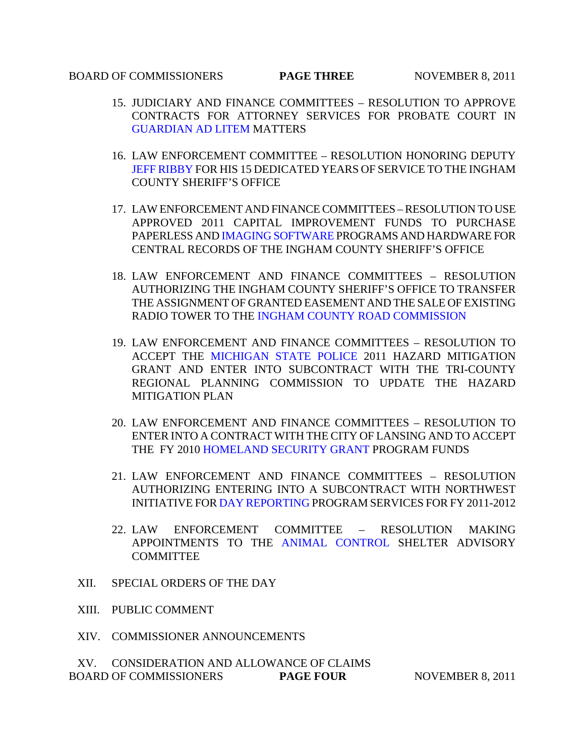15. JUDICIARY AND FINANCE COMMITTEES – RESOLUTION TO APPROVE CONTRACTS FOR ATTORNEY SERVICES FOR PROBATE COURT IN GUARDIAN AD LITEM MATTERS

16. LAW ENFORCEMENT COMMITTEE – RESOLUTION HONORING DEPUTY JEFF RIBBY FOR HIS 15 DEDICATED YEARS OF SERVICE TO THE INGHAM COUNTY SHERIFF'S OFFICE

17. LAW ENFORCEMENT AND FINANCE COMMITTEES – RESOLUTION TO USE APPROVED 2011 CAPITAL IMPROVEMENT FUNDS TO PURCHASE PAPERLESS AND IMAGING SOFTWARE PROGRAMS AND HARDWARE FOR CENTRAL RECORDS OF THE INGHAM COUNTY SHERIFF'S OFFICE

18. LAW ENFORCEMENT AND FINANCE COMMITTEES – RESOLUTION AUTHORIZING THE INGHAM COUNTY SHERIFF'S OFFICE TO TRANSFER THE ASSIGNMENT OF GRANTED EASEMENT AND THE SALE OF EXISTING RADIO TOWER TO THE INGHAM COUNTY ROAD COMMISSION

19. LAW ENFORCEMENT AND FINANCE COMMITTEES – RESOLUTION TO ACCEPT THE MICHIGAN STATE POLICE 2011 HAZARD MITIGATION GRANT AND ENTER INTO SUBCONTRACT WITH THE TRI-COUNTY REGIONAL PLANNING COMMISSION TO UPDATE THE HAZARD MITIGATION PLAN

20. LAW ENFORCEMENT AND FINANCE COMMITTEES – RESOLUTION TO ENTER INTO A CONTRACT WITH THE CITY OF LANSING AND TO ACCEPT THE FY 2010 HOMELAND SECURITY GRANT PROGRAM FUNDS

21. LAW ENFORCEMENT AND FINANCE COMMITTEES – RESOLUTION AUTHORIZING ENTERING INTO A SUBCONTRACT WITH NORTHWEST INITIATIVE FOR DAY REPORTING PROGRAM SERVICES FOR FY 2011-2012

22. LAW ENFORCEMENT COMMITTEE – RESOLUTION MAKING APPOINTMENTS TO THE ANIMAL CONTROL SHELTER ADVISORY COMMITTEE

XII. SPECIAL ORDERS OF THE DAY

XIII. PUBLIC COMMENT

XIV. COMMISSIONER ANNOUNCEMENTS

XV. CONSIDERATION AND ALLOWANCE OF CLAIMS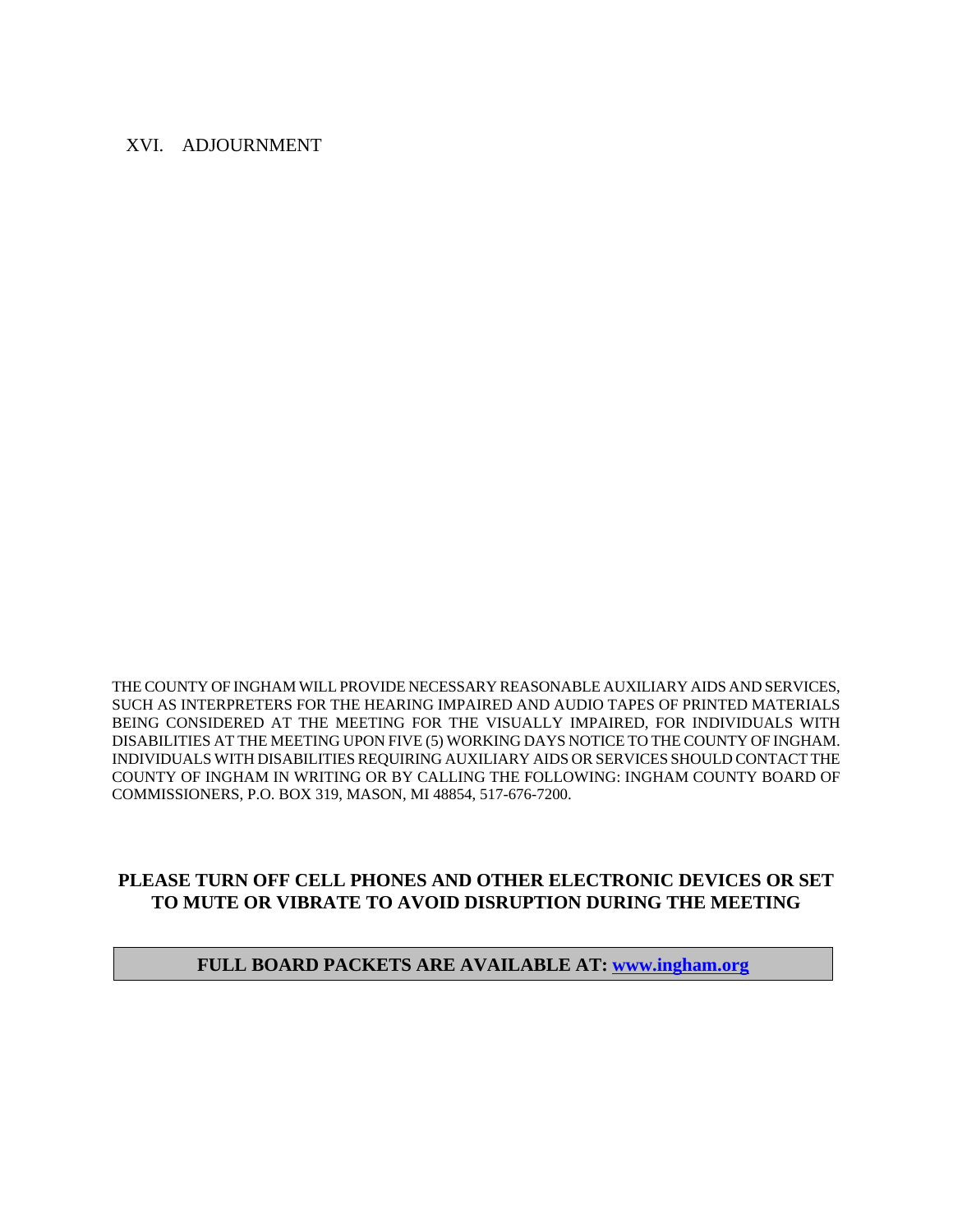XVI. ADJOURNMENT

THE COUNTY OF INGHAM WILL PROVIDE NECESSARY REASONABLE AUXILIARY AIDS AND SERVICES, SUCH AS INTERPRETERS FOR THE HEARING IMPAIRED AND AUDIO TAPES OF PRINTED MATERIALS BEING CONSIDERED AT THE MEETING FOR THE VISUALLY IMPAIRED, FOR INDIVIDUALS WITH DISABILITIES AT THE MEETING UPON FIVE (5) WORKING DAYS NOTICE TO THE COUNTY OF INGHAM. INDIVIDUALS WITH DISABILITIES REQUIRING AUXILIARY AIDS OR SERVICES SHOULD CONTACT THE COUNTY OF INGHAM IN WRITING OR BY CALLING THE FOLLOWING: INGHAM COUNTY BOARD OF COMMISSIONERS, P.O. BOX 319, MASON, MI 48854, 517-676-7200.

**PLEASE TURN OFF CELL PHONES AND OTHER ELECTRONIC DEVICES OR SET TO MUTE OR VIBRATE TO AVOID DISRUPTION DURING THE MEETING**

**FULL BOARD PACKETS ARE AVAILABLE AT: [www.ingham.org](http://www.ingham.org)**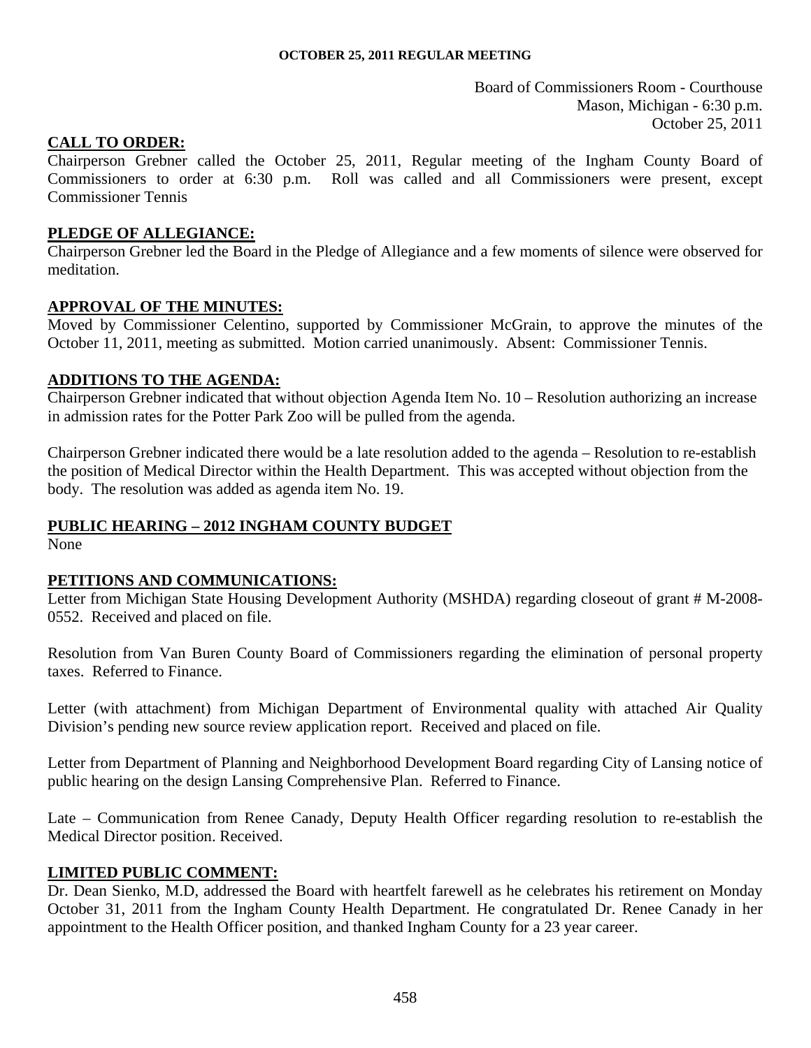**OCTOBER 25, 2011 REGULAR MEETING**

Board of Commissioners Room - Courthouse
Mason, Michigan - 6:30 p.m.
October 25, 2011

## CALL TO ORDER:

Chairperson Grebner called the October 25, 2011, Regular meeting of the Ingham County Board of Commissioners to order at 6:30 p.m. Roll was called and all Commissioners were present, except Commissioner Tennis

## PLEDGE OF ALLEGIANCE:

Chairperson Grebner led the Board in the Pledge of Allegiance and a few moments of silence were observed for meditation.

## APPROVAL OF THE MINUTES:

Moved by Commissioner Celentino, supported by Commissioner McGrain, to approve the minutes of the October 11, 2011, meeting as submitted. Motion carried unanimously. Absent: Commissioner Tennis.

## ADDITIONS TO THE AGENDA:

Chairperson Grebner indicated that without objection Agenda Item No. 10 – Resolution authorizing an increase in admission rates for the Potter Park Zoo will be pulled from the agenda.

Chairperson Grebner indicated there would be a late resolution added to the agenda – Resolution to re-establish the position of Medical Director within the Health Department. This was accepted without objection from the body. The resolution was added as agenda item No. 19.

## PUBLIC HEARING – 2012 INGHAM COUNTY BUDGET

None

## PETITIONS AND COMMUNICATIONS:

Letter from Michigan State Housing Development Authority (MSHDA) regarding closeout of grant # M-2008-0552. Received and placed on file.

Resolution from Van Buren County Board of Commissioners regarding the elimination of personal property taxes. Referred to Finance.

Letter (with attachment) from Michigan Department of Environmental quality with attached Air Quality Division's pending new source review application report. Received and placed on file.

Letter from Department of Planning and Neighborhood Development Board regarding City of Lansing notice of public hearing on the design Lansing Comprehensive Plan. Referred to Finance.

Late – Communication from Renee Canady, Deputy Health Officer regarding resolution to re-establish the Medical Director position. Received.

## LIMITED PUBLIC COMMENT:

Dr. Dean Sienko, M.D, addressed the Board with heartfelt farewell as he celebrates his retirement on Monday October 31, 2011 from the Ingham County Health Department. He congratulated Dr. Renee Canady in her appointment to the Health Officer position, and thanked Ingham County for a 23 year career.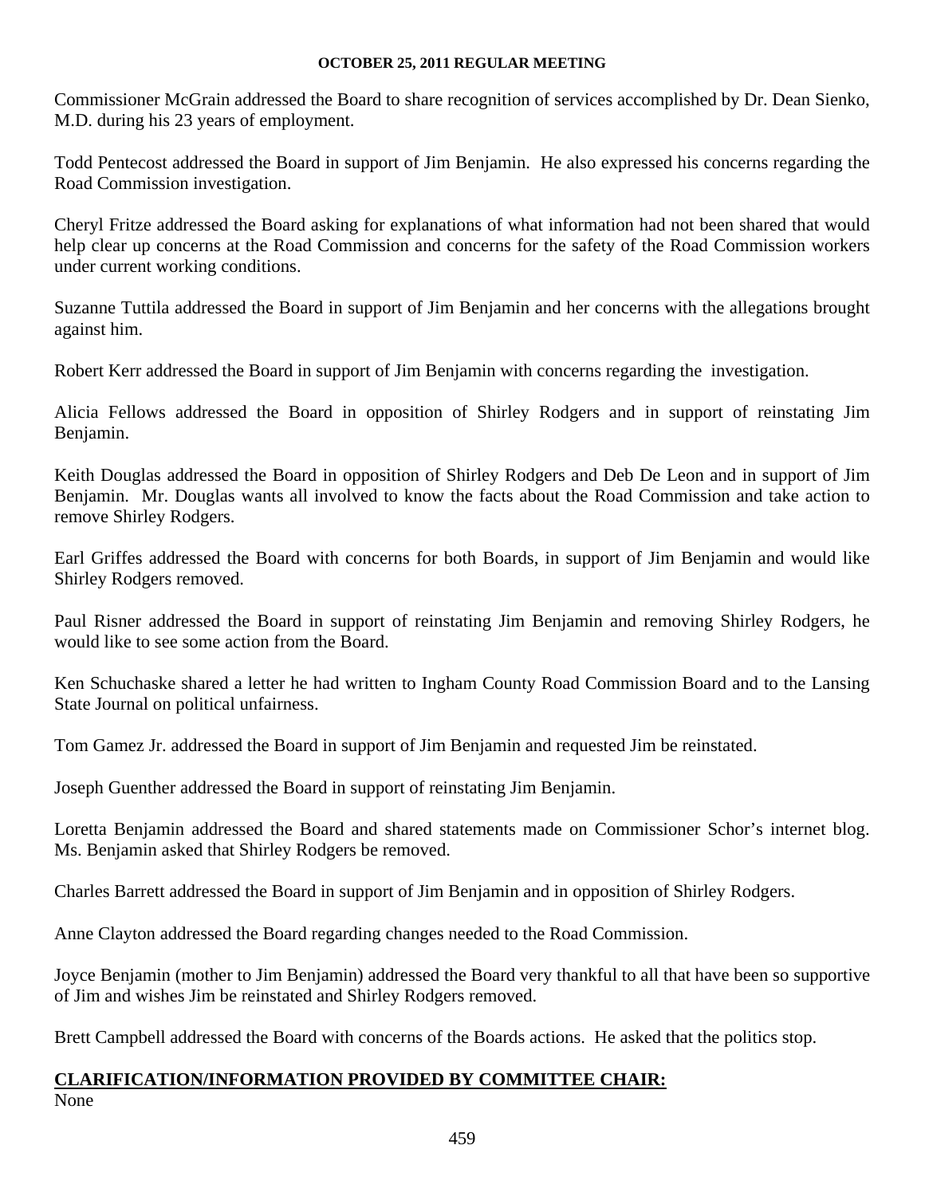Commissioner McGrain addressed the Board to share recognition of services accomplished by Dr. Dean Sienko, M.D. during his 23 years of employment.

Todd Pentecost addressed the Board in support of Jim Benjamin. He also expressed his concerns regarding the Road Commission investigation.

Cheryl Fritze addressed the Board asking for explanations of what information had not been shared that would help clear up concerns at the Road Commission and concerns for the safety of the Road Commission workers under current working conditions.

Suzanne Tuttila addressed the Board in support of Jim Benjamin and her concerns with the allegations brought against him.

Robert Kerr addressed the Board in support of Jim Benjamin with concerns regarding the investigation.

Alicia Fellows addressed the Board in opposition of Shirley Rodgers and in support of reinstating Jim Benjamin.

Keith Douglas addressed the Board in opposition of Shirley Rodgers and Deb De Leon and in support of Jim Benjamin. Mr. Douglas wants all involved to know the facts about the Road Commission and take action to remove Shirley Rodgers.

Earl Griffes addressed the Board with concerns for both Boards, in support of Jim Benjamin and would like Shirley Rodgers removed.

Paul Risner addressed the Board in support of reinstating Jim Benjamin and removing Shirley Rodgers, he would like to see some action from the Board.

Ken Schuchaske shared a letter he had written to Ingham County Road Commission Board and to the Lansing State Journal on political unfairness.

Tom Gamez Jr. addressed the Board in support of Jim Benjamin and requested Jim be reinstated.

Joseph Guenther addressed the Board in support of reinstating Jim Benjamin.

Loretta Benjamin addressed the Board and shared statements made on Commissioner Schor's internet blog. Ms. Benjamin asked that Shirley Rodgers be removed.

Charles Barrett addressed the Board in support of Jim Benjamin and in opposition of Shirley Rodgers.

Anne Clayton addressed the Board regarding changes needed to the Road Commission.

Joyce Benjamin (mother to Jim Benjamin) addressed the Board very thankful to all that have been so supportive of Jim and wishes Jim be reinstated and Shirley Rodgers removed.

Brett Campbell addressed the Board with concerns of the Boards actions. He asked that the politics stop.

## CLARIFICATION/INFORMATION PROVIDED BY COMMITTEE CHAIR:

None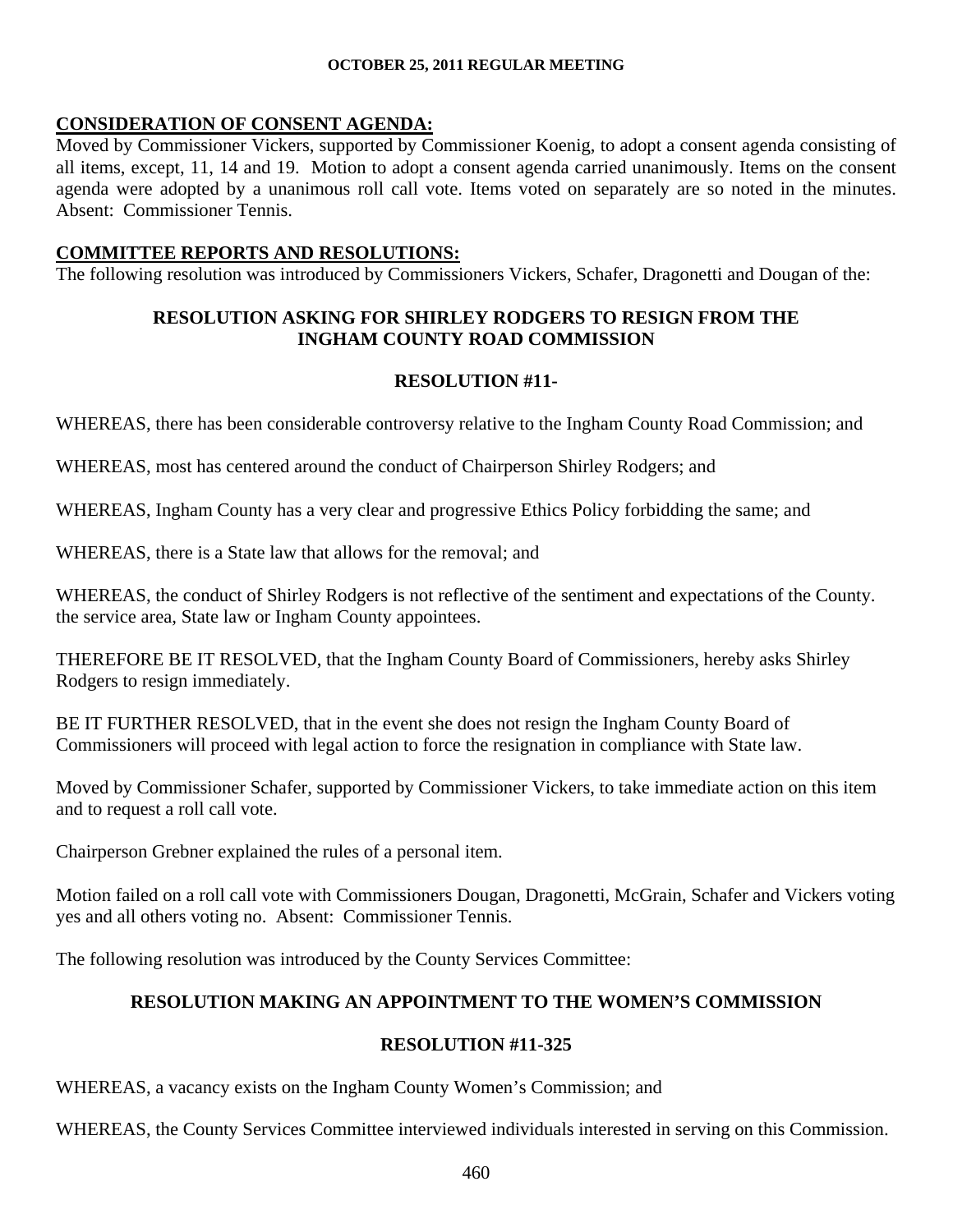## CONSIDERATION OF CONSENT AGENDA:

Moved by Commissioner Vickers, supported by Commissioner Koenig, to adopt a consent agenda consisting of all items, except, 11, 14 and 19. Motion to adopt a consent agenda carried unanimously. Items on the consent agenda were adopted by a unanimous roll call vote. Items voted on separately are so noted in the minutes. Absent: Commissioner Tennis.

## COMMITTEE REPORTS AND RESOLUTIONS:

The following resolution was introduced by Commissioners Vickers, Schafer, Dragonetti and Dougan of the:

**RESOLUTION ASKING FOR SHIRLEY RODGERS TO RESIGN FROM THE INGHAM COUNTY ROAD COMMISSION**

**RESOLUTION #11-**

WHEREAS, there has been considerable controversy relative to the Ingham County Road Commission; and

WHEREAS, most has centered around the conduct of Chairperson Shirley Rodgers; and

WHEREAS, Ingham County has a very clear and progressive Ethics Policy forbidding the same; and

WHEREAS, there is a State law that allows for the removal; and

WHEREAS, the conduct of Shirley Rodgers is not reflective of the sentiment and expectations of the County. the service area, State law or Ingham County appointees.

THEREFORE BE IT RESOLVED, that the Ingham County Board of Commissioners, hereby asks Shirley Rodgers to resign immediately.

BE IT FURTHER RESOLVED, that in the event she does not resign the Ingham County Board of Commissioners will proceed with legal action to force the resignation in compliance with State law.

Moved by Commissioner Schafer, supported by Commissioner Vickers, to take immediate action on this item and to request a roll call vote.

Chairperson Grebner explained the rules of a personal item.

Motion failed on a roll call vote with Commissioners Dougan, Dragonetti, McGrain, Schafer and Vickers voting yes and all others voting no. Absent: Commissioner Tennis.

The following resolution was introduced by the County Services Committee:

**RESOLUTION MAKING AN APPOINTMENT TO THE WOMEN'S COMMISSION**

**RESOLUTION #11-325**

WHEREAS, a vacancy exists on the Ingham County Women's Commission; and

WHEREAS, the County Services Committee interviewed individuals interested in serving on this Commission.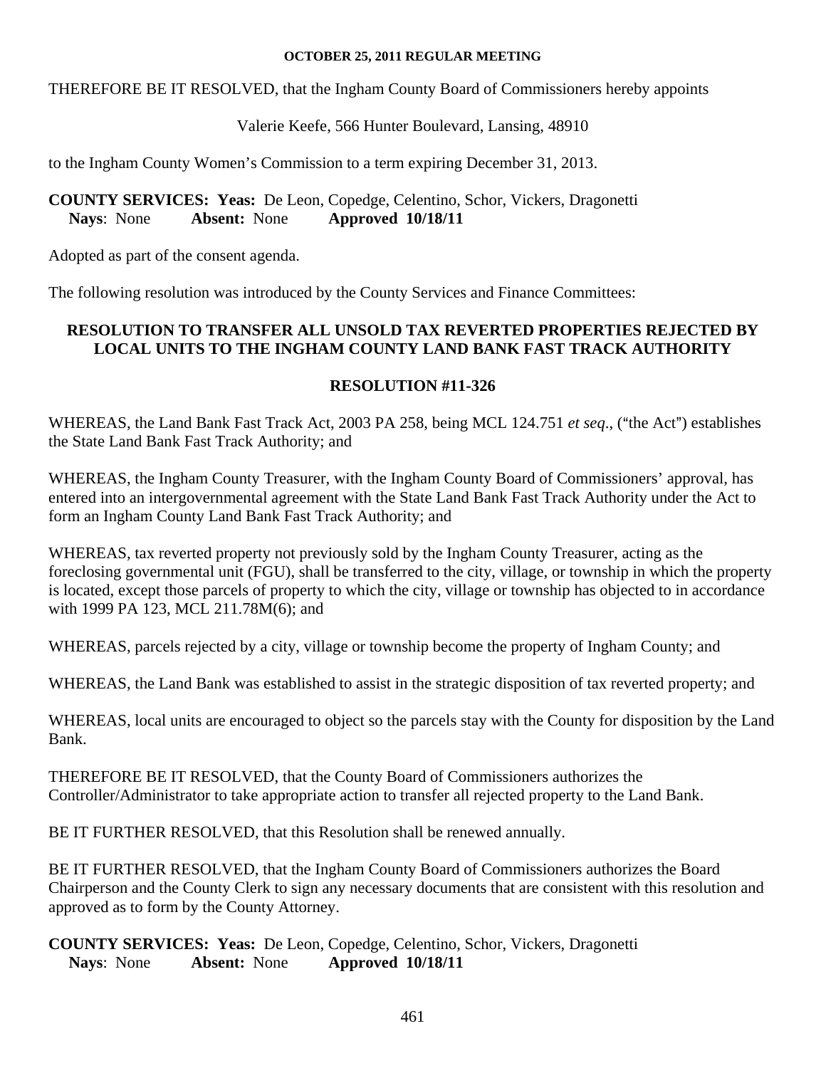THEREFORE BE IT RESOLVED, that the Ingham County Board of Commissioners hereby appoints

Valerie Keefe, 566 Hunter Boulevard, Lansing, 48910

to the Ingham County Women's Commission to a term expiring December 31, 2013.

**COUNTY SERVICES: Yeas:** De Leon, Copedge, Celentino, Schor, Vickers, Dragonetti
**Nays**: None **Absent:** None **Approved 10/18/11**

Adopted as part of the consent agenda.

The following resolution was introduced by the County Services and Finance Committees:

## RESOLUTION TO TRANSFER ALL UNSOLD TAX REVERTED PROPERTIES REJECTED BY LOCAL UNITS TO THE INGHAM COUNTY LAND BANK FAST TRACK AUTHORITY

## RESOLUTION #11-326

WHEREAS, the Land Bank Fast Track Act, 2003 PA 258, being MCL 124.751 *et seq*., ("the Act") establishes the State Land Bank Fast Track Authority; and

WHEREAS, the Ingham County Treasurer, with the Ingham County Board of Commissioners' approval, has entered into an intergovernmental agreement with the State Land Bank Fast Track Authority under the Act to form an Ingham County Land Bank Fast Track Authority; and

WHEREAS, tax reverted property not previously sold by the Ingham County Treasurer, acting as the foreclosing governmental unit (FGU), shall be transferred to the city, village, or township in which the property is located, except those parcels of property to which the city, village or township has objected to in accordance with 1999 PA 123, MCL 211.78M(6); and

WHEREAS, parcels rejected by a city, village or township become the property of Ingham County; and

WHEREAS, the Land Bank was established to assist in the strategic disposition of tax reverted property; and

WHEREAS, local units are encouraged to object so the parcels stay with the County for disposition by the Land Bank.

THEREFORE BE IT RESOLVED, that the County Board of Commissioners authorizes the Controller/Administrator to take appropriate action to transfer all rejected property to the Land Bank.

BE IT FURTHER RESOLVED, that this Resolution shall be renewed annually.

BE IT FURTHER RESOLVED, that the Ingham County Board of Commissioners authorizes the Board Chairperson and the County Clerk to sign any necessary documents that are consistent with this resolution and approved as to form by the County Attorney.

**COUNTY SERVICES: Yeas:** De Leon, Copedge, Celentino, Schor, Vickers, Dragonetti
**Nays**: None **Absent:** None **Approved 10/18/11**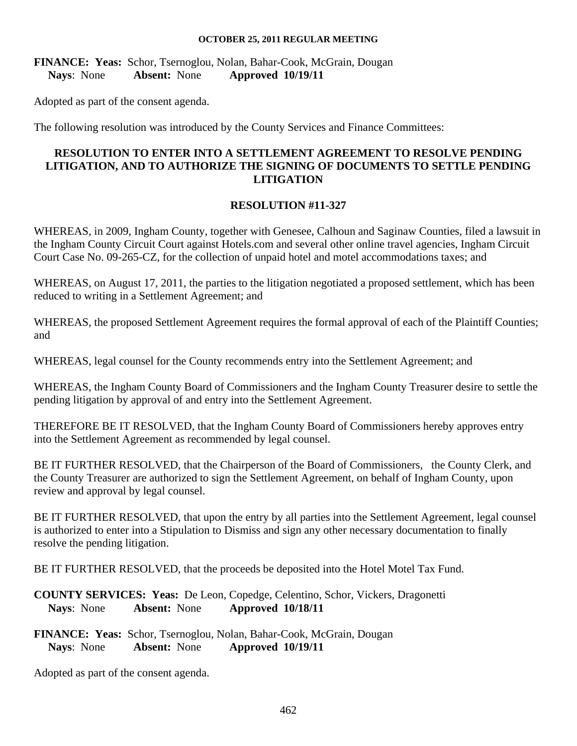**FINANCE: Yeas:** Schor, Tsernoglou, Nolan, Bahar-Cook, McGrain, Dougan
**Nays**: None **Absent:** None **Approved 10/19/11**

Adopted as part of the consent agenda.

The following resolution was introduced by the County Services and Finance Committees:

## RESOLUTION TO ENTER INTO A SETTLEMENT AGREEMENT TO RESOLVE PENDING LITIGATION, AND TO AUTHORIZE THE SIGNING OF DOCUMENTS TO SETTLE PENDING LITIGATION

## RESOLUTION #11-327

WHEREAS, in 2009, Ingham County, together with Genesee, Calhoun and Saginaw Counties, filed a lawsuit in the Ingham County Circuit Court against Hotels.com and several other online travel agencies, Ingham Circuit Court Case No. 09-265-CZ, for the collection of unpaid hotel and motel accommodations taxes; and

WHEREAS, on August 17, 2011, the parties to the litigation negotiated a proposed settlement, which has been reduced to writing in a Settlement Agreement; and

WHEREAS, the proposed Settlement Agreement requires the formal approval of each of the Plaintiff Counties; and

WHEREAS, legal counsel for the County recommends entry into the Settlement Agreement; and

WHEREAS, the Ingham County Board of Commissioners and the Ingham County Treasurer desire to settle the pending litigation by approval of and entry into the Settlement Agreement.

THEREFORE BE IT RESOLVED, that the Ingham County Board of Commissioners hereby approves entry into the Settlement Agreement as recommended by legal counsel.

BE IT FURTHER RESOLVED, that the Chairperson of the Board of Commissioners, the County Clerk, and the County Treasurer are authorized to sign the Settlement Agreement, on behalf of Ingham County, upon review and approval by legal counsel.

BE IT FURTHER RESOLVED, that upon the entry by all parties into the Settlement Agreement, legal counsel is authorized to enter into a Stipulation to Dismiss and sign any other necessary documentation to finally resolve the pending litigation.

BE IT FURTHER RESOLVED, that the proceeds be deposited into the Hotel Motel Tax Fund.

**COUNTY SERVICES: Yeas:** De Leon, Copedge, Celentino, Schor, Vickers, Dragonetti
**Nays**: None **Absent:** None **Approved 10/18/11**

**FINANCE: Yeas:** Schor, Tsernoglou, Nolan, Bahar-Cook, McGrain, Dougan
**Nays**: None **Absent:** None **Approved 10/19/11**

Adopted as part of the consent agenda.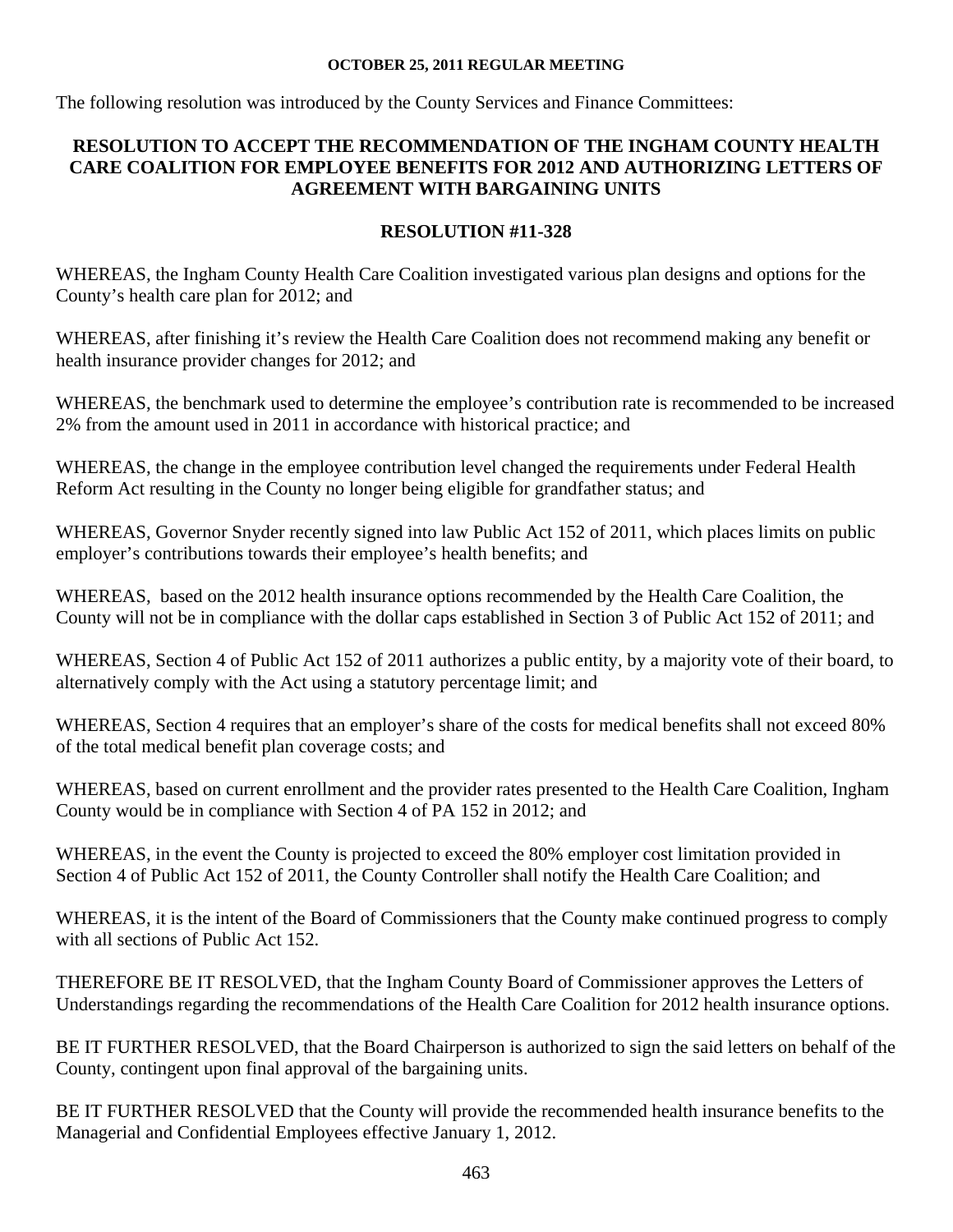**OCTOBER 25, 2011 REGULAR MEETING**

The following resolution was introduced by the County Services and Finance Committees:

## RESOLUTION TO ACCEPT THE RECOMMENDATION OF THE INGHAM COUNTY HEALTH CARE COALITION FOR EMPLOYEE BENEFITS FOR 2012 AND AUTHORIZING LETTERS OF AGREEMENT WITH BARGAINING UNITS

## RESOLUTION #11-328

WHEREAS, the Ingham County Health Care Coalition investigated various plan designs and options for the County's health care plan for 2012; and

WHEREAS, after finishing it's review the Health Care Coalition does not recommend making any benefit or health insurance provider changes for 2012; and

WHEREAS, the benchmark used to determine the employee's contribution rate is recommended to be increased 2% from the amount used in 2011 in accordance with historical practice; and

WHEREAS, the change in the employee contribution level changed the requirements under Federal Health Reform Act resulting in the County no longer being eligible for grandfather status; and

WHEREAS, Governor Snyder recently signed into law Public Act 152 of 2011, which places limits on public employer's contributions towards their employee's health benefits; and

WHEREAS, based on the 2012 health insurance options recommended by the Health Care Coalition, the County will not be in compliance with the dollar caps established in Section 3 of Public Act 152 of 2011; and

WHEREAS, Section 4 of Public Act 152 of 2011 authorizes a public entity, by a majority vote of their board, to alternatively comply with the Act using a statutory percentage limit; and

WHEREAS, Section 4 requires that an employer's share of the costs for medical benefits shall not exceed 80% of the total medical benefit plan coverage costs; and

WHEREAS, based on current enrollment and the provider rates presented to the Health Care Coalition, Ingham County would be in compliance with Section 4 of PA 152 in 2012; and

WHEREAS, in the event the County is projected to exceed the 80% employer cost limitation provided in Section 4 of Public Act 152 of 2011, the County Controller shall notify the Health Care Coalition; and

WHEREAS, it is the intent of the Board of Commissioners that the County make continued progress to comply with all sections of Public Act 152.

THEREFORE BE IT RESOLVED, that the Ingham County Board of Commissioner approves the Letters of Understandings regarding the recommendations of the Health Care Coalition for 2012 health insurance options.

BE IT FURTHER RESOLVED, that the Board Chairperson is authorized to sign the said letters on behalf of the County, contingent upon final approval of the bargaining units.

BE IT FURTHER RESOLVED that the County will provide the recommended health insurance benefits to the Managerial and Confidential Employees effective January 1, 2012.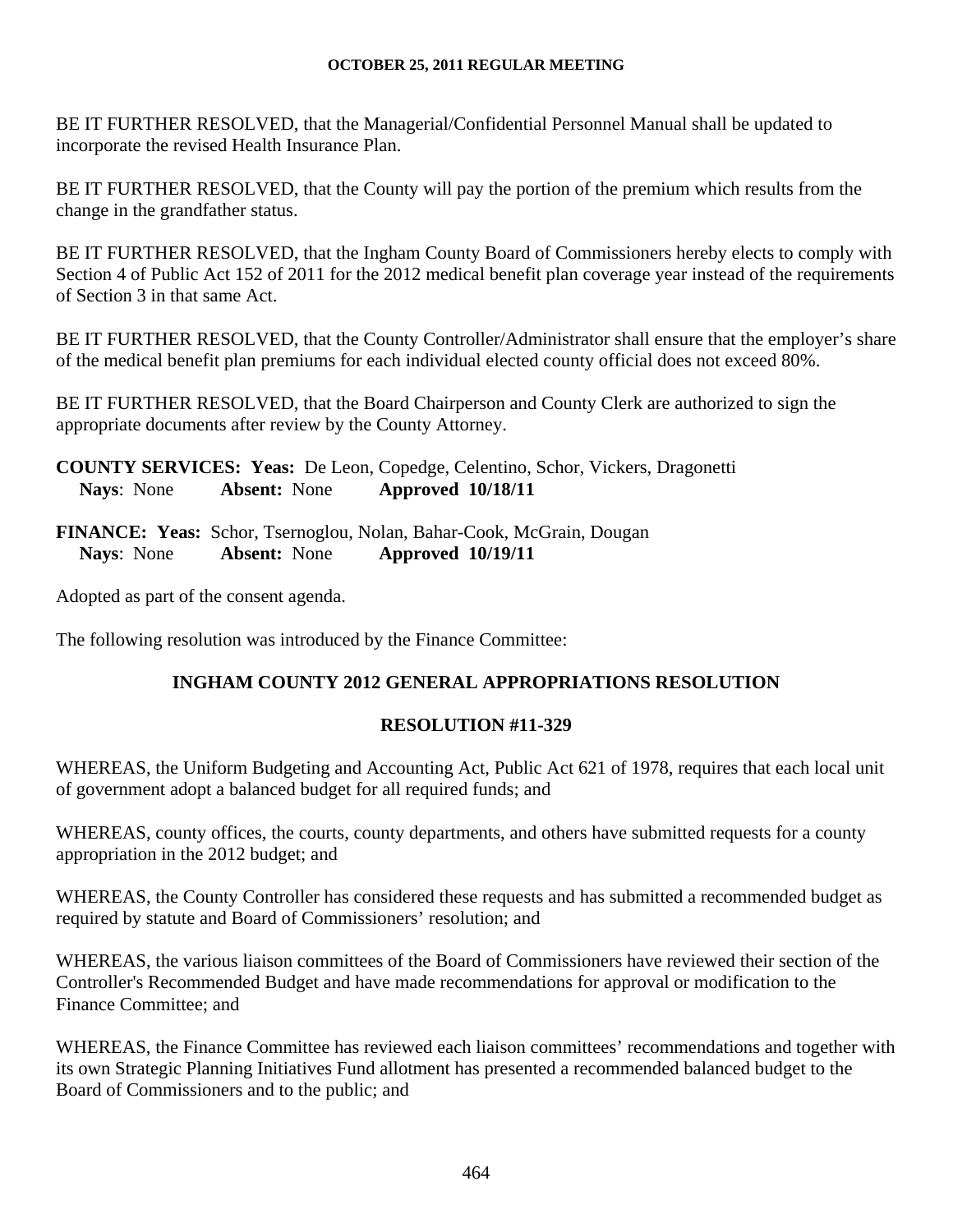BE IT FURTHER RESOLVED, that the Managerial/Confidential Personnel Manual shall be updated to incorporate the revised Health Insurance Plan.

BE IT FURTHER RESOLVED, that the County will pay the portion of the premium which results from the change in the grandfather status.

BE IT FURTHER RESOLVED, that the Ingham County Board of Commissioners hereby elects to comply with Section 4 of Public Act 152 of 2011 for the 2012 medical benefit plan coverage year instead of the requirements of Section 3 in that same Act.

BE IT FURTHER RESOLVED, that the County Controller/Administrator shall ensure that the employer's share of the medical benefit plan premiums for each individual elected county official does not exceed 80%.

BE IT FURTHER RESOLVED, that the Board Chairperson and County Clerk are authorized to sign the appropriate documents after review by the County Attorney.

**COUNTY SERVICES: Yeas:** De Leon, Copedge, Celentino, Schor, Vickers, Dragonetti
**Nays**: None **Absent:** None **Approved 10/18/11**

**FINANCE: Yeas:** Schor, Tsernoglou, Nolan, Bahar-Cook, McGrain, Dougan
**Nays**: None **Absent:** None **Approved 10/19/11**

Adopted as part of the consent agenda.

The following resolution was introduced by the Finance Committee:

## INGHAM COUNTY 2012 GENERAL APPROPRIATIONS RESOLUTION

## RESOLUTION #11-329

WHEREAS, the Uniform Budgeting and Accounting Act, Public Act 621 of 1978, requires that each local unit of government adopt a balanced budget for all required funds; and

WHEREAS, county offices, the courts, county departments, and others have submitted requests for a county appropriation in the 2012 budget; and

WHEREAS, the County Controller has considered these requests and has submitted a recommended budget as required by statute and Board of Commissioners' resolution; and

WHEREAS, the various liaison committees of the Board of Commissioners have reviewed their section of the Controller's Recommended Budget and have made recommendations for approval or modification to the Finance Committee; and

WHEREAS, the Finance Committee has reviewed each liaison committees' recommendations and together with its own Strategic Planning Initiatives Fund allotment has presented a recommended balanced budget to the Board of Commissioners and to the public; and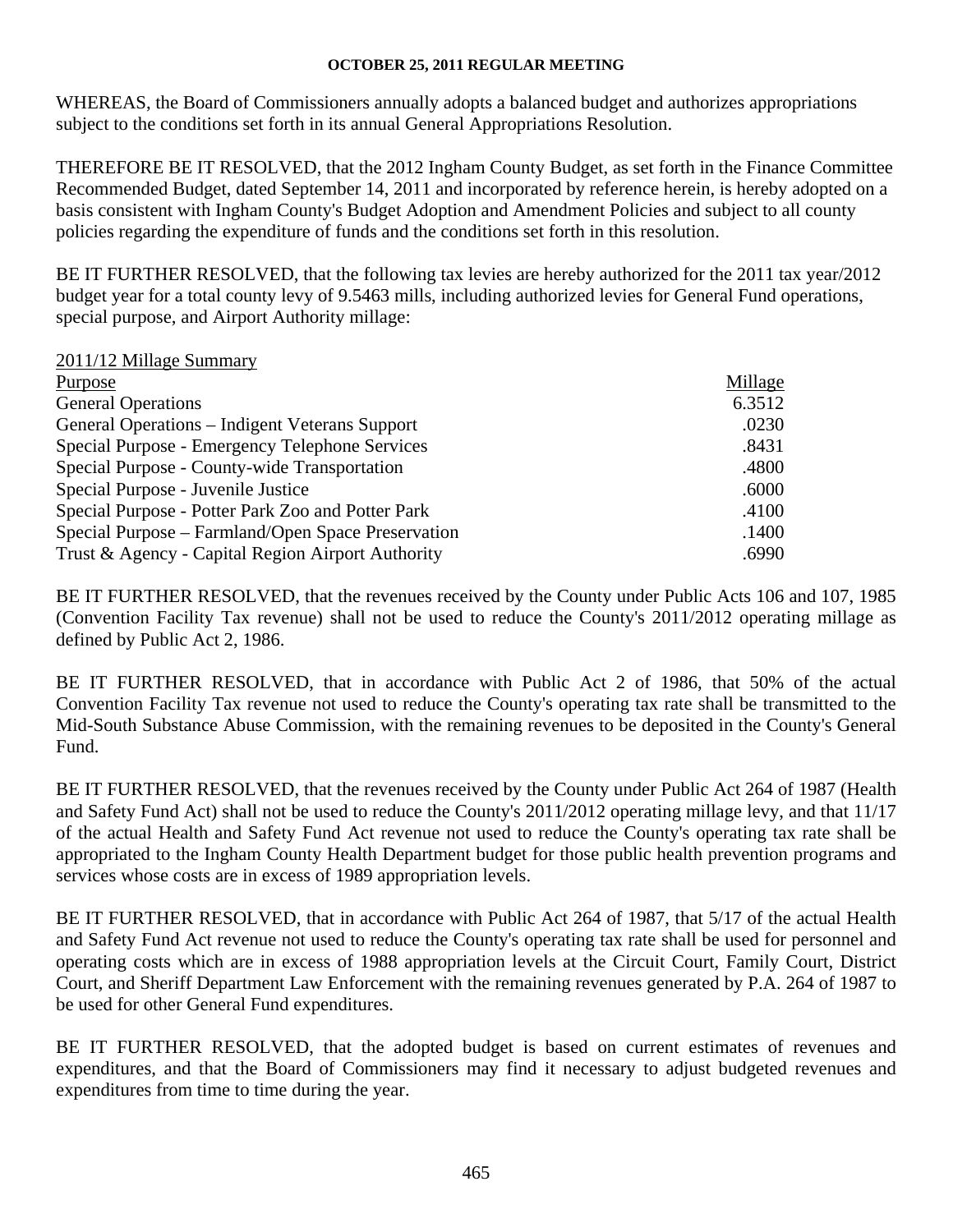WHEREAS, the Board of Commissioners annually adopts a balanced budget and authorizes appropriations subject to the conditions set forth in its annual General Appropriations Resolution.

THEREFORE BE IT RESOLVED, that the 2012 Ingham County Budget, as set forth in the Finance Committee Recommended Budget, dated September 14, 2011 and incorporated by reference herein, is hereby adopted on a basis consistent with Ingham County's Budget Adoption and Amendment Policies and subject to all county policies regarding the expenditure of funds and the conditions set forth in this resolution.

BE IT FURTHER RESOLVED, that the following tax levies are hereby authorized for the 2011 tax year/2012 budget year for a total county levy of 9.5463 mills, including authorized levies for General Fund operations, special purpose, and Airport Authority millage:

2011/12 Millage Summary

| Purpose | Millage |
|---|---|
| General Operations | 6.3512 |
| General Operations – Indigent Veterans Support | .0230 |
| Special Purpose - Emergency Telephone Services | .8431 |
| Special Purpose - County-wide Transportation | .4800 |
| Special Purpose - Juvenile Justice | .6000 |
| Special Purpose - Potter Park Zoo and Potter Park | .4100 |
| Special Purpose – Farmland/Open Space Preservation | .1400 |
| Trust & Agency - Capital Region Airport Authority | .6990 |

BE IT FURTHER RESOLVED, that the revenues received by the County under Public Acts 106 and 107, 1985 (Convention Facility Tax revenue) shall not be used to reduce the County's 2011/2012 operating millage as defined by Public Act 2, 1986.

BE IT FURTHER RESOLVED, that in accordance with Public Act 2 of 1986, that 50% of the actual Convention Facility Tax revenue not used to reduce the County's operating tax rate shall be transmitted to the Mid-South Substance Abuse Commission, with the remaining revenues to be deposited in the County's General Fund.

BE IT FURTHER RESOLVED, that the revenues received by the County under Public Act 264 of 1987 (Health and Safety Fund Act) shall not be used to reduce the County's 2011/2012 operating millage levy, and that 11/17 of the actual Health and Safety Fund Act revenue not used to reduce the County's operating tax rate shall be appropriated to the Ingham County Health Department budget for those public health prevention programs and services whose costs are in excess of 1989 appropriation levels.

BE IT FURTHER RESOLVED, that in accordance with Public Act 264 of 1987, that 5/17 of the actual Health and Safety Fund Act revenue not used to reduce the County's operating tax rate shall be used for personnel and operating costs which are in excess of 1988 appropriation levels at the Circuit Court, Family Court, District Court, and Sheriff Department Law Enforcement with the remaining revenues generated by P.A. 264 of 1987 to be used for other General Fund expenditures.

BE IT FURTHER RESOLVED, that the adopted budget is based on current estimates of revenues and expenditures, and that the Board of Commissioners may find it necessary to adjust budgeted revenues and expenditures from time to time during the year.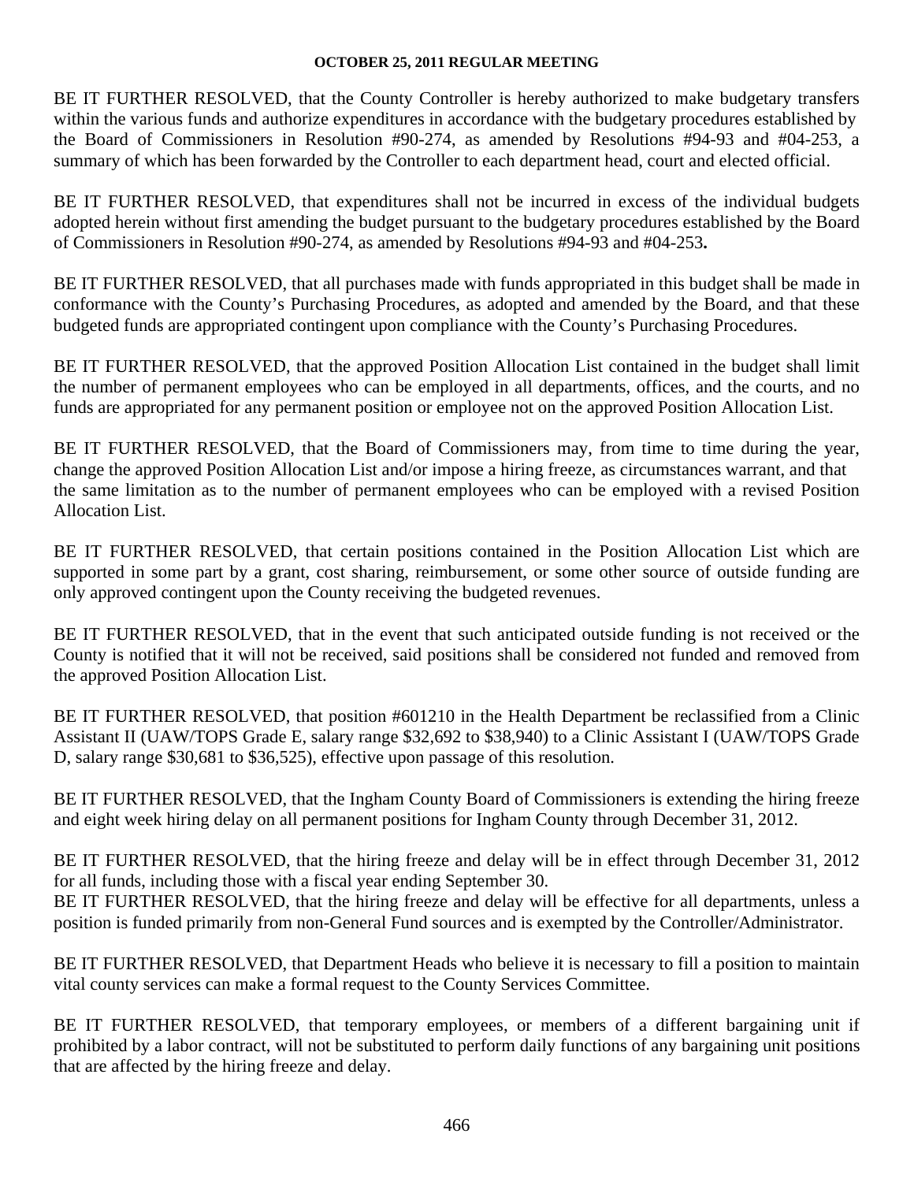BE IT FURTHER RESOLVED, that the County Controller is hereby authorized to make budgetary transfers within the various funds and authorize expenditures in accordance with the budgetary procedures established by the Board of Commissioners in Resolution #90-274, as amended by Resolutions #94-93 and #04-253, a summary of which has been forwarded by the Controller to each department head, court and elected official.

BE IT FURTHER RESOLVED, that expenditures shall not be incurred in excess of the individual budgets adopted herein without first amending the budget pursuant to the budgetary procedures established by the Board of Commissioners in Resolution #90-274, as amended by Resolutions #94-93 and #04-253**.**

BE IT FURTHER RESOLVED, that all purchases made with funds appropriated in this budget shall be made in conformance with the County's Purchasing Procedures, as adopted and amended by the Board, and that these budgeted funds are appropriated contingent upon compliance with the County's Purchasing Procedures.

BE IT FURTHER RESOLVED, that the approved Position Allocation List contained in the budget shall limit the number of permanent employees who can be employed in all departments, offices, and the courts, and no funds are appropriated for any permanent position or employee not on the approved Position Allocation List.

BE IT FURTHER RESOLVED, that the Board of Commissioners may, from time to time during the year, change the approved Position Allocation List and/or impose a hiring freeze, as circumstances warrant, and that the same limitation as to the number of permanent employees who can be employed with a revised Position Allocation List.

BE IT FURTHER RESOLVED, that certain positions contained in the Position Allocation List which are supported in some part by a grant, cost sharing, reimbursement, or some other source of outside funding are only approved contingent upon the County receiving the budgeted revenues.

BE IT FURTHER RESOLVED, that in the event that such anticipated outside funding is not received or the County is notified that it will not be received, said positions shall be considered not funded and removed from the approved Position Allocation List.

BE IT FURTHER RESOLVED, that position #601210 in the Health Department be reclassified from a Clinic Assistant II (UAW/TOPS Grade E, salary range $32,692 to $38,940) to a Clinic Assistant I (UAW/TOPS Grade D, salary range $30,681 to $36,525), effective upon passage of this resolution.

BE IT FURTHER RESOLVED, that the Ingham County Board of Commissioners is extending the hiring freeze and eight week hiring delay on all permanent positions for Ingham County through December 31, 2012.

BE IT FURTHER RESOLVED, that the hiring freeze and delay will be in effect through December 31, 2012 for all funds, including those with a fiscal year ending September 30.

BE IT FURTHER RESOLVED, that the hiring freeze and delay will be effective for all departments, unless a position is funded primarily from non-General Fund sources and is exempted by the Controller/Administrator.

BE IT FURTHER RESOLVED, that Department Heads who believe it is necessary to fill a position to maintain vital county services can make a formal request to the County Services Committee.

BE IT FURTHER RESOLVED, that temporary employees, or members of a different bargaining unit if prohibited by a labor contract, will not be substituted to perform daily functions of any bargaining unit positions that are affected by the hiring freeze and delay.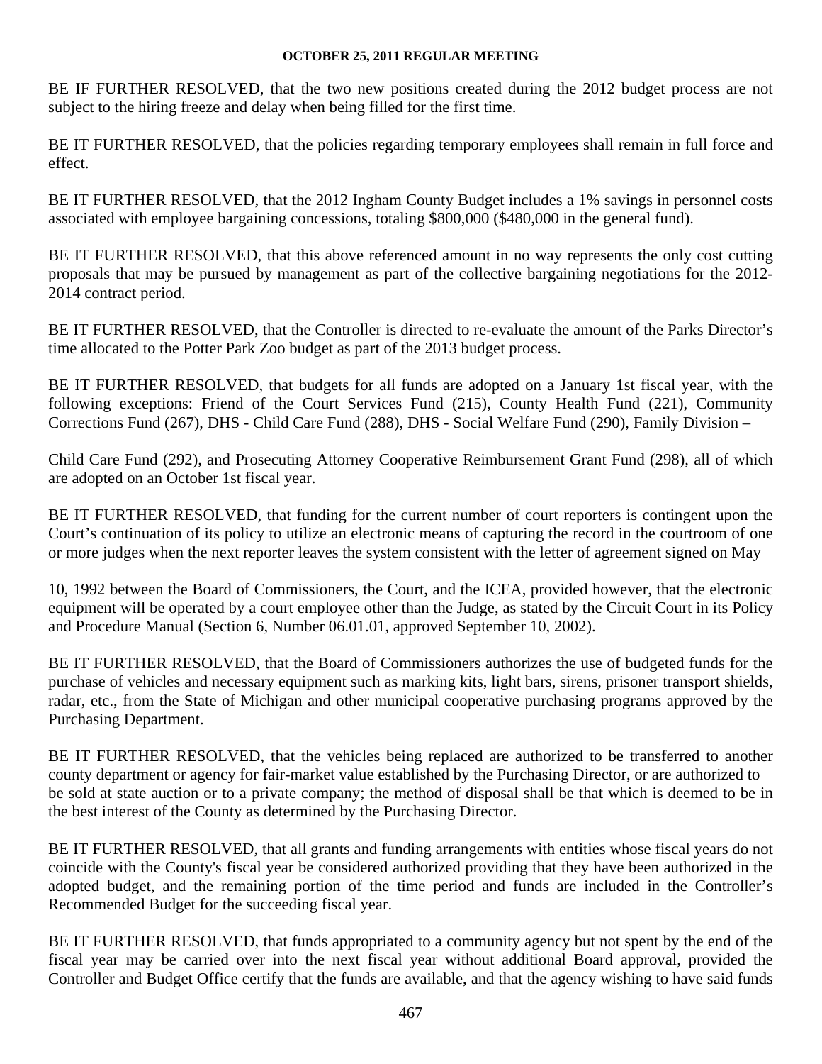BE IF FURTHER RESOLVED, that the two new positions created during the 2012 budget process are not subject to the hiring freeze and delay when being filled for the first time.

BE IT FURTHER RESOLVED, that the policies regarding temporary employees shall remain in full force and effect.

BE IT FURTHER RESOLVED, that the 2012 Ingham County Budget includes a 1% savings in personnel costs associated with employee bargaining concessions, totaling $800,000 ($480,000 in the general fund).

BE IT FURTHER RESOLVED, that this above referenced amount in no way represents the only cost cutting proposals that may be pursued by management as part of the collective bargaining negotiations for the 2012-2014 contract period.

BE IT FURTHER RESOLVED, that the Controller is directed to re-evaluate the amount of the Parks Director's time allocated to the Potter Park Zoo budget as part of the 2013 budget process.

BE IT FURTHER RESOLVED, that budgets for all funds are adopted on a January 1st fiscal year, with the following exceptions: Friend of the Court Services Fund (215), County Health Fund (221), Community Corrections Fund (267), DHS - Child Care Fund (288), DHS - Social Welfare Fund (290), Family Division – Child Care Fund (292), and Prosecuting Attorney Cooperative Reimbursement Grant Fund (298), all of which are adopted on an October 1st fiscal year.

BE IT FURTHER RESOLVED, that funding for the current number of court reporters is contingent upon the Court's continuation of its policy to utilize an electronic means of capturing the record in the courtroom of one or more judges when the next reporter leaves the system consistent with the letter of agreement signed on May 10, 1992 between the Board of Commissioners, the Court, and the ICEA, provided however, that the electronic equipment will be operated by a court employee other than the Judge, as stated by the Circuit Court in its Policy and Procedure Manual (Section 6, Number 06.01.01, approved September 10, 2002).

BE IT FURTHER RESOLVED, that the Board of Commissioners authorizes the use of budgeted funds for the purchase of vehicles and necessary equipment such as marking kits, light bars, sirens, prisoner transport shields, radar, etc., from the State of Michigan and other municipal cooperative purchasing programs approved by the Purchasing Department.

BE IT FURTHER RESOLVED, that the vehicles being replaced are authorized to be transferred to another county department or agency for fair-market value established by the Purchasing Director, or are authorized to be sold at state auction or to a private company; the method of disposal shall be that which is deemed to be in the best interest of the County as determined by the Purchasing Director.

BE IT FURTHER RESOLVED, that all grants and funding arrangements with entities whose fiscal years do not coincide with the County's fiscal year be considered authorized providing that they have been authorized in the adopted budget, and the remaining portion of the time period and funds are included in the Controller's Recommended Budget for the succeeding fiscal year.

BE IT FURTHER RESOLVED, that funds appropriated to a community agency but not spent by the end of the fiscal year may be carried over into the next fiscal year without additional Board approval, provided the Controller and Budget Office certify that the funds are available, and that the agency wishing to have said funds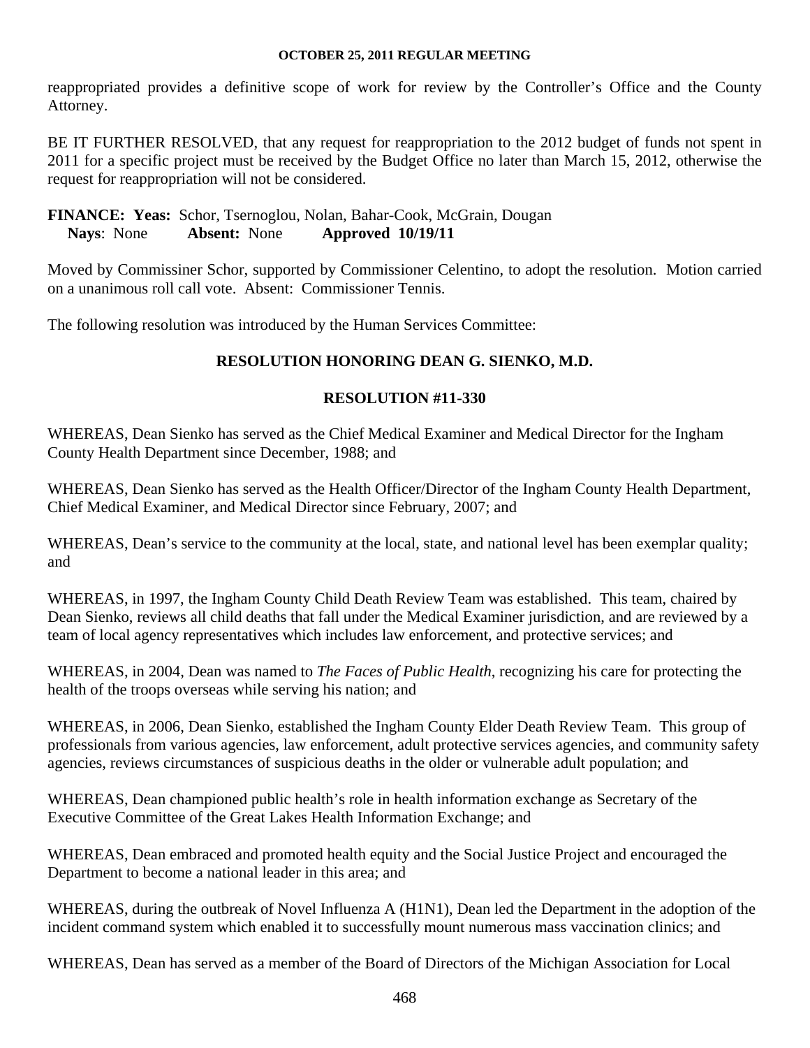reappropriated provides a definitive scope of work for review by the Controller's Office and the County Attorney.

BE IT FURTHER RESOLVED, that any request for reappropriation to the 2012 budget of funds not spent in 2011 for a specific project must be received by the Budget Office no later than March 15, 2012, otherwise the request for reappropriation will not be considered.

**FINANCE: Yeas:** Schor, Tsernoglou, Nolan, Bahar-Cook, McGrain, Dougan
**Nays**: None **Absent:** None **Approved 10/19/11**

Moved by Commissiner Schor, supported by Commissioner Celentino, to adopt the resolution. Motion carried on a unanimous roll call vote. Absent: Commissioner Tennis.

The following resolution was introduced by the Human Services Committee:

## RESOLUTION HONORING DEAN G. SIENKO, M.D.

## RESOLUTION #11-330

WHEREAS, Dean Sienko has served as the Chief Medical Examiner and Medical Director for the Ingham County Health Department since December, 1988; and

WHEREAS, Dean Sienko has served as the Health Officer/Director of the Ingham County Health Department, Chief Medical Examiner, and Medical Director since February, 2007; and

WHEREAS, Dean's service to the community at the local, state, and national level has been exemplar quality; and

WHEREAS, in 1997, the Ingham County Child Death Review Team was established. This team, chaired by Dean Sienko, reviews all child deaths that fall under the Medical Examiner jurisdiction, and are reviewed by a team of local agency representatives which includes law enforcement, and protective services; and

WHEREAS, in 2004, Dean was named to *The Faces of Public Health*, recognizing his care for protecting the health of the troops overseas while serving his nation; and

WHEREAS, in 2006, Dean Sienko, established the Ingham County Elder Death Review Team. This group of professionals from various agencies, law enforcement, adult protective services agencies, and community safety agencies, reviews circumstances of suspicious deaths in the older or vulnerable adult population; and

WHEREAS, Dean championed public health's role in health information exchange as Secretary of the Executive Committee of the Great Lakes Health Information Exchange; and

WHEREAS, Dean embraced and promoted health equity and the Social Justice Project and encouraged the Department to become a national leader in this area; and

WHEREAS, during the outbreak of Novel Influenza A (H1N1), Dean led the Department in the adoption of the incident command system which enabled it to successfully mount numerous mass vaccination clinics; and

WHEREAS, Dean has served as a member of the Board of Directors of the Michigan Association for Local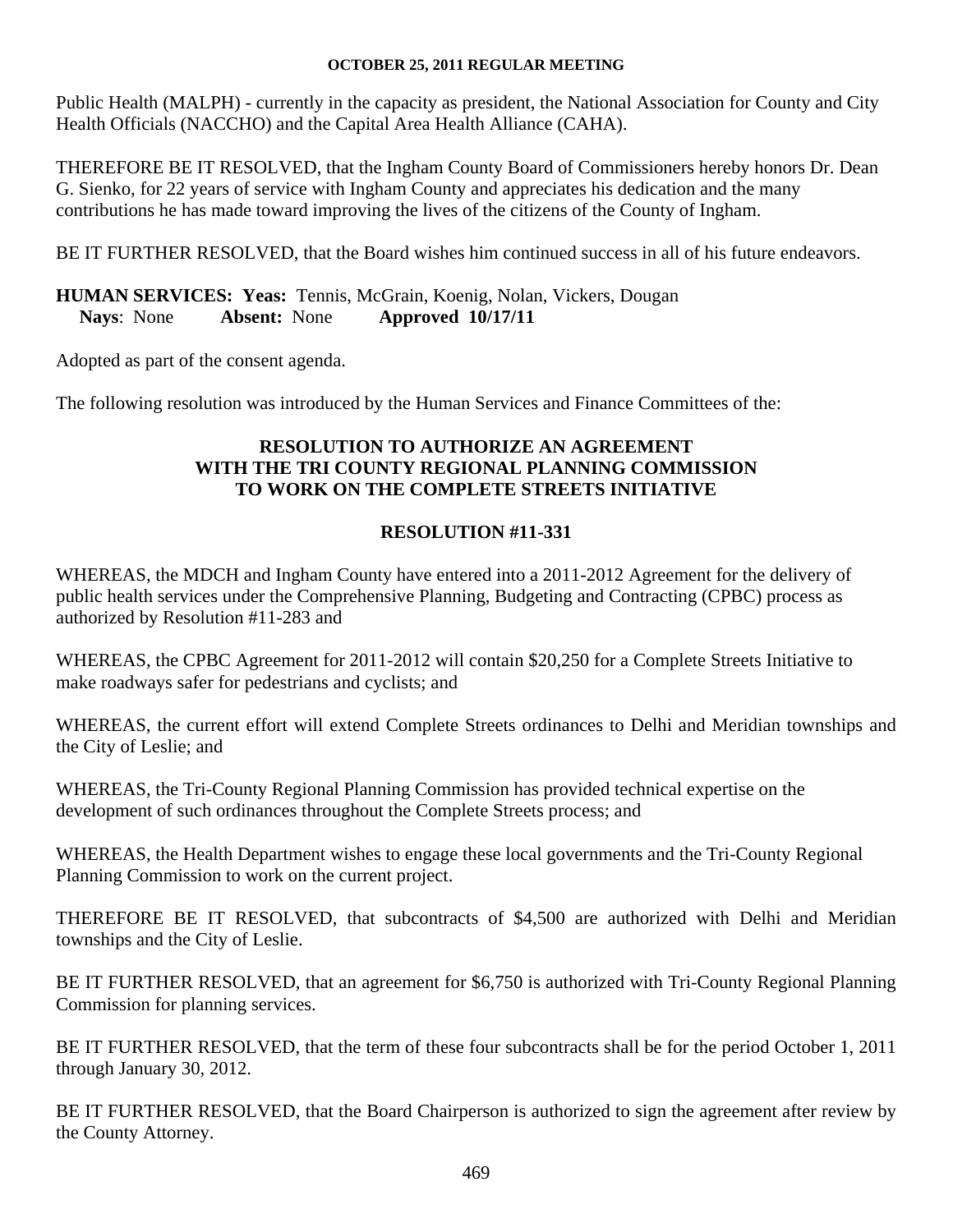Public Health (MALPH) - currently in the capacity as president, the National Association for County and City Health Officials (NACCHO) and the Capital Area Health Alliance (CAHA).

THEREFORE BE IT RESOLVED, that the Ingham County Board of Commissioners hereby honors Dr. Dean G. Sienko, for 22 years of service with Ingham County and appreciates his dedication and the many contributions he has made toward improving the lives of the citizens of the County of Ingham.

BE IT FURTHER RESOLVED, that the Board wishes him continued success in all of his future endeavors.

**HUMAN SERVICES: Yeas:** Tennis, McGrain, Koenig, Nolan, Vickers, Dougan
**Nays**: None **Absent:** None **Approved 10/17/11**

Adopted as part of the consent agenda.

The following resolution was introduced by the Human Services and Finance Committees of the:

**RESOLUTION TO AUTHORIZE AN AGREEMENT WITH THE TRI COUNTY REGIONAL PLANNING COMMISSION TO WORK ON THE COMPLETE STREETS INITIATIVE**

**RESOLUTION #11-331**

WHEREAS, the MDCH and Ingham County have entered into a 2011-2012 Agreement for the delivery of public health services under the Comprehensive Planning, Budgeting and Contracting (CPBC) process as authorized by Resolution #11-283 and

WHEREAS, the CPBC Agreement for 2011-2012 will contain $20,250 for a Complete Streets Initiative to make roadways safer for pedestrians and cyclists; and

WHEREAS, the current effort will extend Complete Streets ordinances to Delhi and Meridian townships and the City of Leslie; and

WHEREAS, the Tri-County Regional Planning Commission has provided technical expertise on the development of such ordinances throughout the Complete Streets process; and

WHEREAS, the Health Department wishes to engage these local governments and the Tri-County Regional Planning Commission to work on the current project.

THEREFORE BE IT RESOLVED, that subcontracts of $4,500 are authorized with Delhi and Meridian townships and the City of Leslie.

BE IT FURTHER RESOLVED, that an agreement for $6,750 is authorized with Tri-County Regional Planning Commission for planning services.

BE IT FURTHER RESOLVED, that the term of these four subcontracts shall be for the period October 1, 2011 through January 30, 2012.

BE IT FURTHER RESOLVED, that the Board Chairperson is authorized to sign the agreement after review by the County Attorney.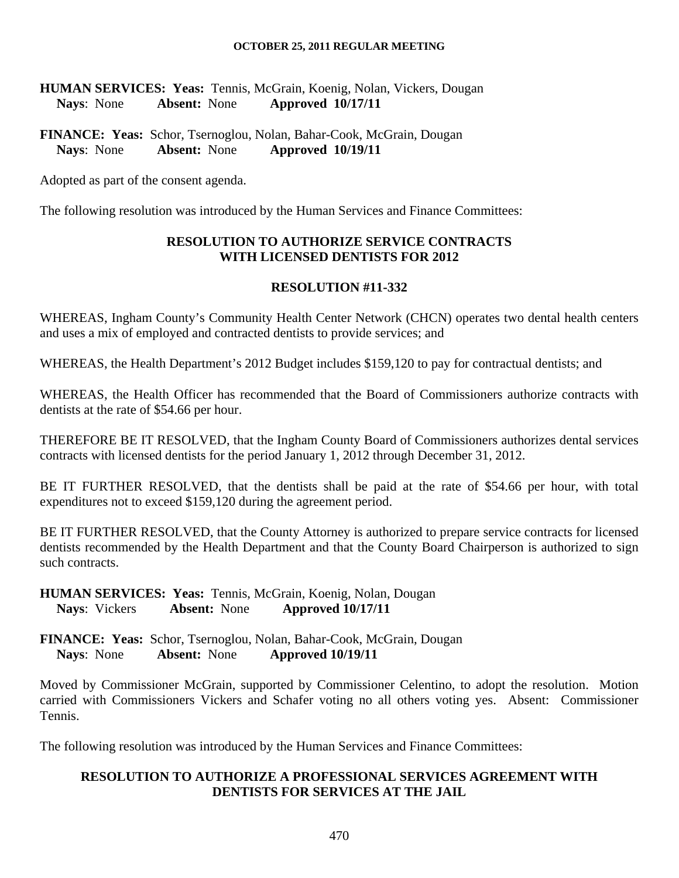**HUMAN SERVICES: Yeas:** Tennis, McGrain, Koenig, Nolan, Vickers, Dougan
**Nays**: None **Absent:** None **Approved 10/17/11**

**FINANCE: Yeas:** Schor, Tsernoglou, Nolan, Bahar-Cook, McGrain, Dougan
**Nays**: None **Absent:** None **Approved 10/19/11**

Adopted as part of the consent agenda.

The following resolution was introduced by the Human Services and Finance Committees:

**RESOLUTION TO AUTHORIZE SERVICE CONTRACTS WITH LICENSED DENTISTS FOR 2012**

**RESOLUTION #11-332**

WHEREAS, Ingham County's Community Health Center Network (CHCN) operates two dental health centers and uses a mix of employed and contracted dentists to provide services; and

WHEREAS, the Health Department's 2012 Budget includes $159,120 to pay for contractual dentists; and

WHEREAS, the Health Officer has recommended that the Board of Commissioners authorize contracts with dentists at the rate of $54.66 per hour.

THEREFORE BE IT RESOLVED, that the Ingham County Board of Commissioners authorizes dental services contracts with licensed dentists for the period January 1, 2012 through December 31, 2012.

BE IT FURTHER RESOLVED, that the dentists shall be paid at the rate of $54.66 per hour, with total expenditures not to exceed $159,120 during the agreement period.

BE IT FURTHER RESOLVED, that the County Attorney is authorized to prepare service contracts for licensed dentists recommended by the Health Department and that the County Board Chairperson is authorized to sign such contracts.

**HUMAN SERVICES: Yeas:** Tennis, McGrain, Koenig, Nolan, Dougan
**Nays**: Vickers **Absent:** None **Approved 10/17/11**

**FINANCE: Yeas:** Schor, Tsernoglou, Nolan, Bahar-Cook, McGrain, Dougan
**Nays**: None **Absent:** None **Approved 10/19/11**

Moved by Commissioner McGrain, supported by Commissioner Celentino, to adopt the resolution. Motion carried with Commissioners Vickers and Schafer voting no all others voting yes. Absent: Commissioner Tennis.

The following resolution was introduced by the Human Services and Finance Committees:

**RESOLUTION TO AUTHORIZE A PROFESSIONAL SERVICES AGREEMENT WITH DENTISTS FOR SERVICES AT THE JAIL**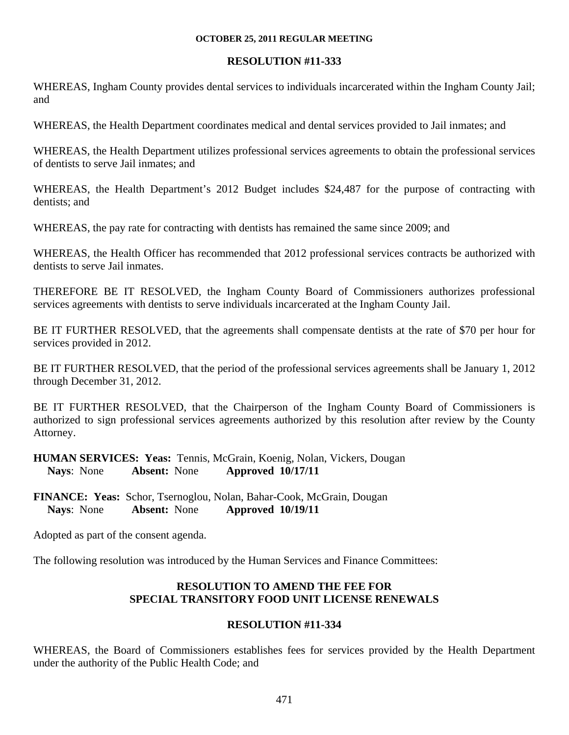**RESOLUTION #11-333**

WHEREAS, Ingham County provides dental services to individuals incarcerated within the Ingham County Jail; and

WHEREAS, the Health Department coordinates medical and dental services provided to Jail inmates; and

WHEREAS, the Health Department utilizes professional services agreements to obtain the professional services of dentists to serve Jail inmates; and

WHEREAS, the Health Department's 2012 Budget includes $24,487 for the purpose of contracting with dentists; and

WHEREAS, the pay rate for contracting with dentists has remained the same since 2009; and

WHEREAS, the Health Officer has recommended that 2012 professional services contracts be authorized with dentists to serve Jail inmates.

THEREFORE BE IT RESOLVED, the Ingham County Board of Commissioners authorizes professional services agreements with dentists to serve individuals incarcerated at the Ingham County Jail.

BE IT FURTHER RESOLVED, that the agreements shall compensate dentists at the rate of $70 per hour for services provided in 2012.

BE IT FURTHER RESOLVED, that the period of the professional services agreements shall be January 1, 2012 through December 31, 2012.

BE IT FURTHER RESOLVED, that the Chairperson of the Ingham County Board of Commissioners is authorized to sign professional services agreements authorized by this resolution after review by the County Attorney.

**HUMAN SERVICES: Yeas:** Tennis, McGrain, Koenig, Nolan, Vickers, Dougan
**Nays**: None **Absent:** None **Approved 10/17/11**

**FINANCE: Yeas:** Schor, Tsernoglou, Nolan, Bahar-Cook, McGrain, Dougan
**Nays**: None **Absent:** None **Approved 10/19/11**

Adopted as part of the consent agenda.

The following resolution was introduced by the Human Services and Finance Committees:

**RESOLUTION TO AMEND THE FEE FOR SPECIAL TRANSITORY FOOD UNIT LICENSE RENEWALS**

**RESOLUTION #11-334**

WHEREAS, the Board of Commissioners establishes fees for services provided by the Health Department under the authority of the Public Health Code; and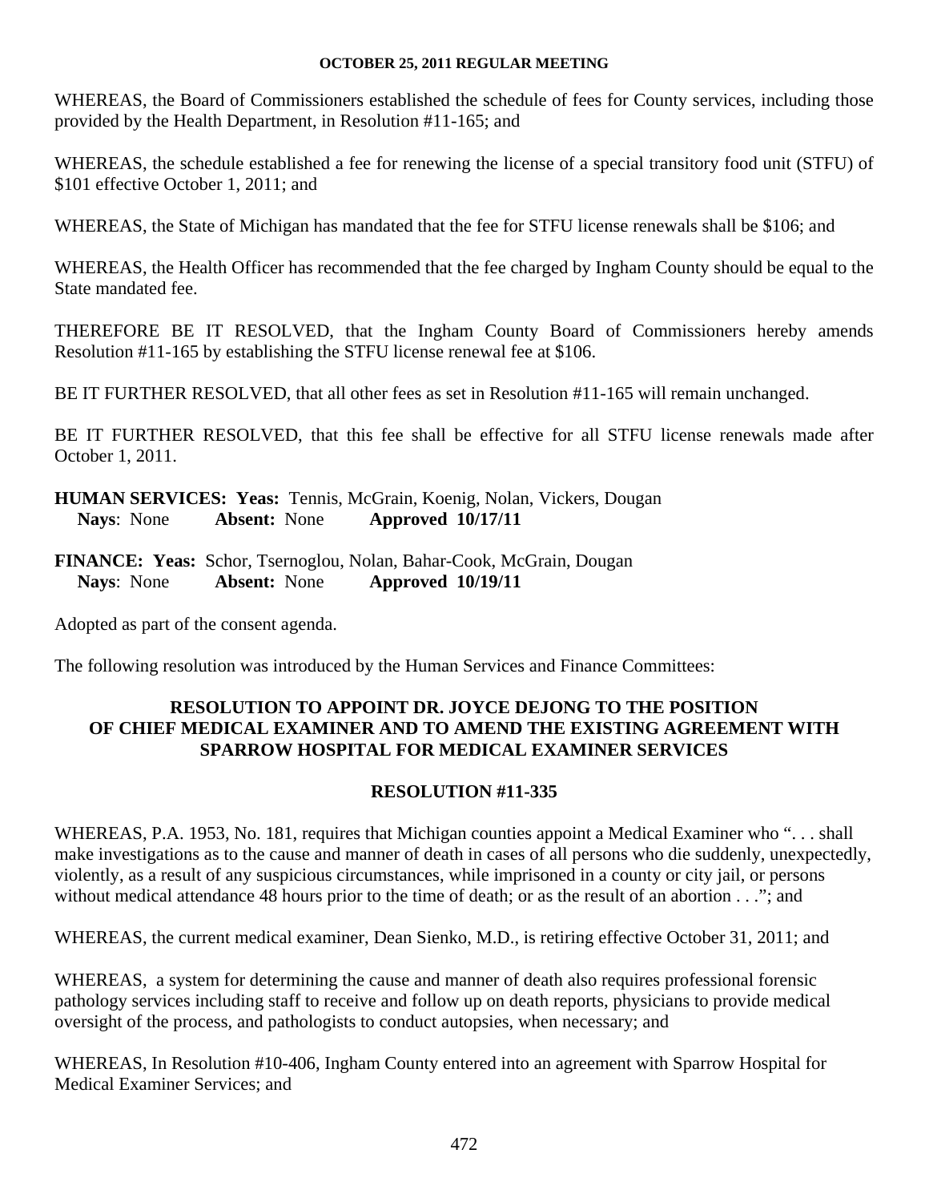WHEREAS, the Board of Commissioners established the schedule of fees for County services, including those provided by the Health Department, in Resolution #11-165; and

WHEREAS, the schedule established a fee for renewing the license of a special transitory food unit (STFU) of $101 effective October 1, 2011; and

WHEREAS, the State of Michigan has mandated that the fee for STFU license renewals shall be $106; and

WHEREAS, the Health Officer has recommended that the fee charged by Ingham County should be equal to the State mandated fee.

THEREFORE BE IT RESOLVED, that the Ingham County Board of Commissioners hereby amends Resolution #11-165 by establishing the STFU license renewal fee at $106.

BE IT FURTHER RESOLVED, that all other fees as set in Resolution #11-165 will remain unchanged.

BE IT FURTHER RESOLVED, that this fee shall be effective for all STFU license renewals made after October 1, 2011.

**HUMAN SERVICES: Yeas:** Tennis, McGrain, Koenig, Nolan, Vickers, Dougan
**Nays**: None **Absent:** None **Approved 10/17/11**

**FINANCE: Yeas:** Schor, Tsernoglou, Nolan, Bahar-Cook, McGrain, Dougan
**Nays**: None **Absent:** None **Approved 10/19/11**

Adopted as part of the consent agenda.

The following resolution was introduced by the Human Services and Finance Committees:

## RESOLUTION TO APPOINT DR. JOYCE DEJONG TO THE POSITION OF CHIEF MEDICAL EXAMINER AND TO AMEND THE EXISTING AGREEMENT WITH SPARROW HOSPITAL FOR MEDICAL EXAMINER SERVICES

## RESOLUTION #11-335

WHEREAS, P.A. 1953, No. 181, requires that Michigan counties appoint a Medical Examiner who ". . . shall make investigations as to the cause and manner of death in cases of all persons who die suddenly, unexpectedly, violently, as a result of any suspicious circumstances, while imprisoned in a county or city jail, or persons without medical attendance 48 hours prior to the time of death; or as the result of an abortion . . ."; and

WHEREAS, the current medical examiner, Dean Sienko, M.D., is retiring effective October 31, 2011; and

WHEREAS, a system for determining the cause and manner of death also requires professional forensic pathology services including staff to receive and follow up on death reports, physicians to provide medical oversight of the process, and pathologists to conduct autopsies, when necessary; and

WHEREAS, In Resolution #10-406, Ingham County entered into an agreement with Sparrow Hospital for Medical Examiner Services; and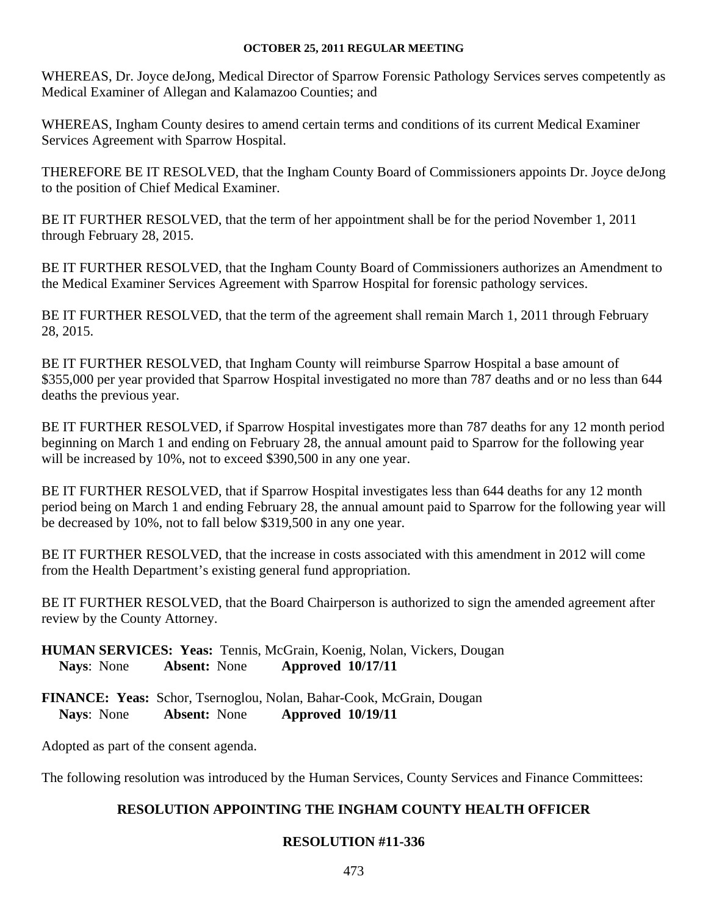WHEREAS, Dr. Joyce deJong, Medical Director of Sparrow Forensic Pathology Services serves competently as Medical Examiner of Allegan and Kalamazoo Counties; and

WHEREAS, Ingham County desires to amend certain terms and conditions of its current Medical Examiner Services Agreement with Sparrow Hospital.

THEREFORE BE IT RESOLVED, that the Ingham County Board of Commissioners appoints Dr. Joyce deJong to the position of Chief Medical Examiner.

BE IT FURTHER RESOLVED, that the term of her appointment shall be for the period November 1, 2011 through February 28, 2015.

BE IT FURTHER RESOLVED, that the Ingham County Board of Commissioners authorizes an Amendment to the Medical Examiner Services Agreement with Sparrow Hospital for forensic pathology services.

BE IT FURTHER RESOLVED, that the term of the agreement shall remain March 1, 2011 through February 28, 2015.

BE IT FURTHER RESOLVED, that Ingham County will reimburse Sparrow Hospital a base amount of $355,000 per year provided that Sparrow Hospital investigated no more than 787 deaths and or no less than 644 deaths the previous year.

BE IT FURTHER RESOLVED, if Sparrow Hospital investigates more than 787 deaths for any 12 month period beginning on March 1 and ending on February 28, the annual amount paid to Sparrow for the following year will be increased by 10%, not to exceed $390,500 in any one year.

BE IT FURTHER RESOLVED, that if Sparrow Hospital investigates less than 644 deaths for any 12 month period being on March 1 and ending February 28, the annual amount paid to Sparrow for the following year will be decreased by 10%, not to fall below $319,500 in any one year.

BE IT FURTHER RESOLVED, that the increase in costs associated with this amendment in 2012 will come from the Health Department's existing general fund appropriation.

BE IT FURTHER RESOLVED, that the Board Chairperson is authorized to sign the amended agreement after review by the County Attorney.

**HUMAN SERVICES: Yeas:** Tennis, McGrain, Koenig, Nolan, Vickers, Dougan
**Nays**: None **Absent:** None **Approved 10/17/11**

**FINANCE: Yeas:** Schor, Tsernoglou, Nolan, Bahar-Cook, McGrain, Dougan
**Nays**: None **Absent:** None **Approved 10/19/11**

Adopted as part of the consent agenda.

The following resolution was introduced by the Human Services, County Services and Finance Committees:

## RESOLUTION APPOINTING THE INGHAM COUNTY HEALTH OFFICER

## RESOLUTION #11-336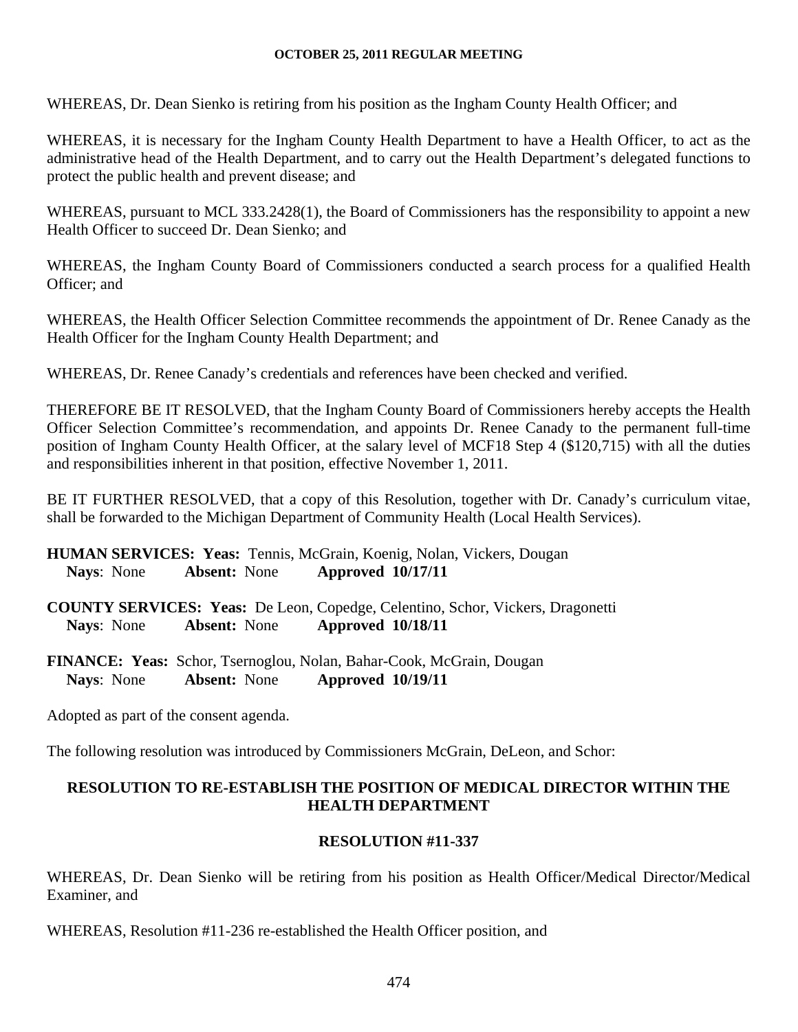WHEREAS, Dr. Dean Sienko is retiring from his position as the Ingham County Health Officer; and

WHEREAS, it is necessary for the Ingham County Health Department to have a Health Officer, to act as the administrative head of the Health Department, and to carry out the Health Department's delegated functions to protect the public health and prevent disease; and

WHEREAS, pursuant to MCL 333.2428(1), the Board of Commissioners has the responsibility to appoint a new Health Officer to succeed Dr. Dean Sienko; and

WHEREAS, the Ingham County Board of Commissioners conducted a search process for a qualified Health Officer; and

WHEREAS, the Health Officer Selection Committee recommends the appointment of Dr. Renee Canady as the Health Officer for the Ingham County Health Department; and

WHEREAS, Dr. Renee Canady's credentials and references have been checked and verified.

THEREFORE BE IT RESOLVED, that the Ingham County Board of Commissioners hereby accepts the Health Officer Selection Committee's recommendation, and appoints Dr. Renee Canady to the permanent full-time position of Ingham County Health Officer, at the salary level of MCF18 Step 4 ($120,715) with all the duties and responsibilities inherent in that position, effective November 1, 2011.

BE IT FURTHER RESOLVED, that a copy of this Resolution, together with Dr. Canady's curriculum vitae, shall be forwarded to the Michigan Department of Community Health (Local Health Services).

**HUMAN SERVICES: Yeas:** Tennis, McGrain, Koenig, Nolan, Vickers, Dougan
**Nays**: None **Absent:** None **Approved 10/17/11**

**COUNTY SERVICES: Yeas:** De Leon, Copedge, Celentino, Schor, Vickers, Dragonetti
**Nays**: None **Absent:** None **Approved 10/18/11**

**FINANCE: Yeas:** Schor, Tsernoglou, Nolan, Bahar-Cook, McGrain, Dougan
**Nays**: None **Absent:** None **Approved 10/19/11**

Adopted as part of the consent agenda.

The following resolution was introduced by Commissioners McGrain, DeLeon, and Schor:

## RESOLUTION TO RE-ESTABLISH THE POSITION OF MEDICAL DIRECTOR WITHIN THE HEALTH DEPARTMENT

## RESOLUTION #11-337

WHEREAS, Dr. Dean Sienko will be retiring from his position as Health Officer/Medical Director/Medical Examiner, and

WHEREAS, Resolution #11-236 re-established the Health Officer position, and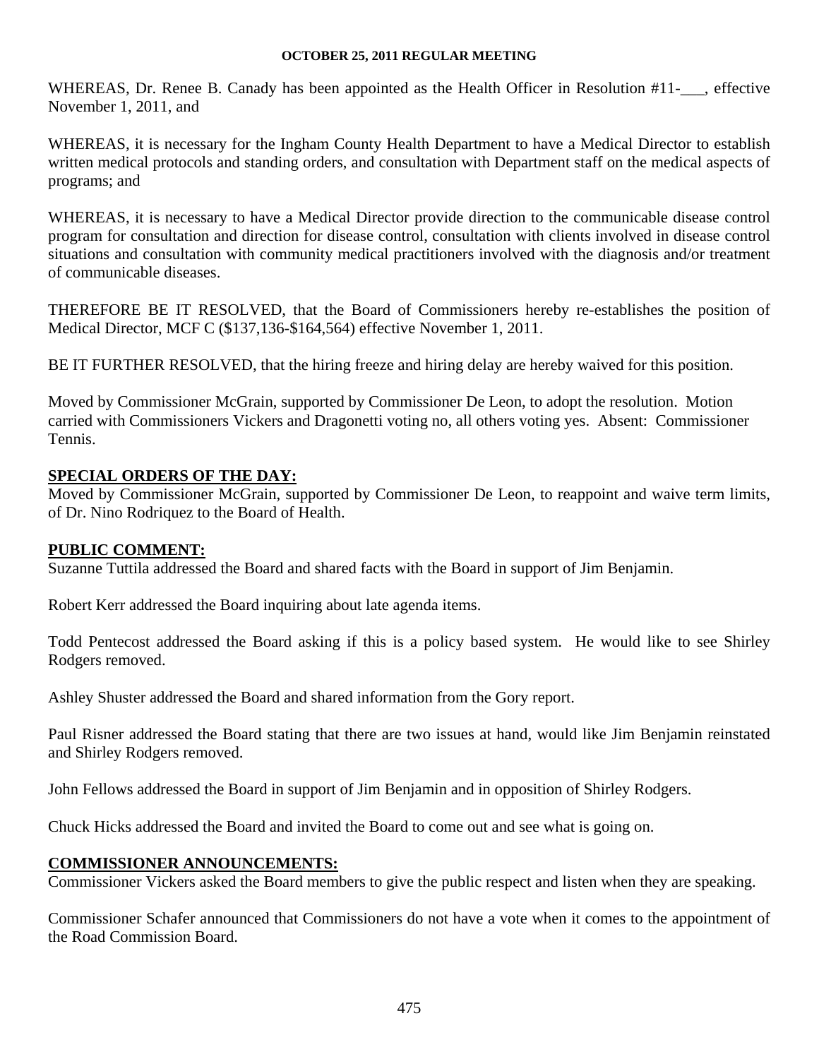WHEREAS, Dr. Renee B. Canady has been appointed as the Health Officer in Resolution #11-___, effective November 1, 2011, and

WHEREAS, it is necessary for the Ingham County Health Department to have a Medical Director to establish written medical protocols and standing orders, and consultation with Department staff on the medical aspects of programs; and

WHEREAS, it is necessary to have a Medical Director provide direction to the communicable disease control program for consultation and direction for disease control, consultation with clients involved in disease control situations and consultation with community medical practitioners involved with the diagnosis and/or treatment of communicable diseases.

THEREFORE BE IT RESOLVED, that the Board of Commissioners hereby re-establishes the position of Medical Director, MCF C ($137,136-$164,564) effective November 1, 2011.

BE IT FURTHER RESOLVED, that the hiring freeze and hiring delay are hereby waived for this position.

Moved by Commissioner McGrain, supported by Commissioner De Leon, to adopt the resolution. Motion carried with Commissioners Vickers and Dragonetti voting no, all others voting yes. Absent: Commissioner Tennis.

**SPECIAL ORDERS OF THE DAY:**

Moved by Commissioner McGrain, supported by Commissioner De Leon, to reappoint and waive term limits, of Dr. Nino Rodriquez to the Board of Health.

**PUBLIC COMMENT:**

Suzanne Tuttila addressed the Board and shared facts with the Board in support of Jim Benjamin.

Robert Kerr addressed the Board inquiring about late agenda items.

Todd Pentecost addressed the Board asking if this is a policy based system. He would like to see Shirley Rodgers removed.

Ashley Shuster addressed the Board and shared information from the Gory report.

Paul Risner addressed the Board stating that there are two issues at hand, would like Jim Benjamin reinstated and Shirley Rodgers removed.

John Fellows addressed the Board in support of Jim Benjamin and in opposition of Shirley Rodgers.

Chuck Hicks addressed the Board and invited the Board to come out and see what is going on.

**COMMISSIONER ANNOUNCEMENTS:**

Commissioner Vickers asked the Board members to give the public respect and listen when they are speaking.

Commissioner Schafer announced that Commissioners do not have a vote when it comes to the appointment of the Road Commission Board.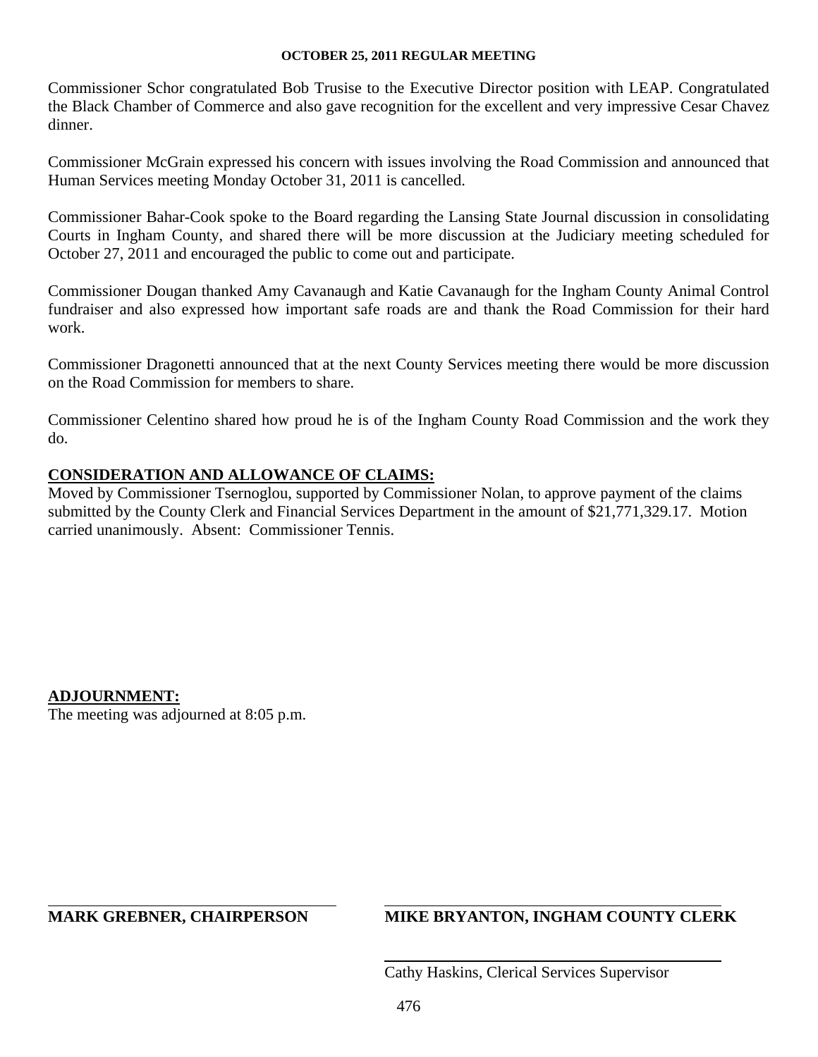Commissioner Schor congratulated Bob Trusise to the Executive Director position with LEAP. Congratulated the Black Chamber of Commerce and also gave recognition for the excellent and very impressive Cesar Chavez dinner.

Commissioner McGrain expressed his concern with issues involving the Road Commission and announced that Human Services meeting Monday October 31, 2011 is cancelled.

Commissioner Bahar-Cook spoke to the Board regarding the Lansing State Journal discussion in consolidating Courts in Ingham County, and shared there will be more discussion at the Judiciary meeting scheduled for October 27, 2011 and encouraged the public to come out and participate.

Commissioner Dougan thanked Amy Cavanaugh and Katie Cavanaugh for the Ingham County Animal Control fundraiser and also expressed how important safe roads are and thank the Road Commission for their hard work.

Commissioner Dragonetti announced that at the next County Services meeting there would be more discussion on the Road Commission for members to share.

Commissioner Celentino shared how proud he is of the Ingham County Road Commission and the work they do.

**CONSIDERATION AND ALLOWANCE OF CLAIMS:**
Moved by Commissioner Tsernoglou, supported by Commissioner Nolan, to approve payment of the claims submitted by the County Clerk and Financial Services Department in the amount of $21,771,329.17. Motion carried unanimously. Absent: Commissioner Tennis.

**ADJOURNMENT:**
The meeting was adjourned at 8:05 p.m.

**MARK GREBNER, CHAIRPERSON**

**MIKE BRYANTON, INGHAM COUNTY CLERK**

Cathy Haskins, Clerical Services Supervisor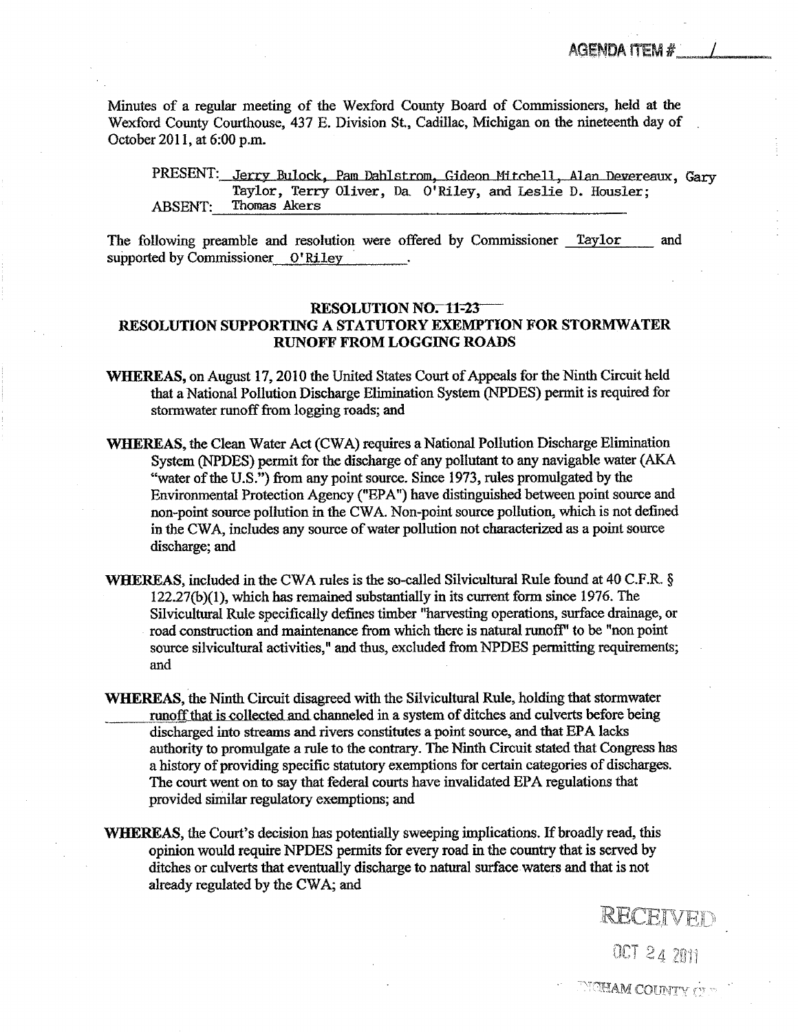AGENDA ITEM # 1

Minutes of a regular meeting of the Wexford County Board of Commissioners, held at the Wexford County Courthouse, 437 E. Division St., Cadillac, Michigan on the nineteenth day of October 2011, at 6:00 p.m.

PRESENT: Jerry Bulock, Pam Dahlstrom, Gideon Mitchell, Alan Devereaux, Gary Taylor, Terry Oliver, Da. O'Riley, and Leslie D. Housler;
ABSENT: Thomas Akers

The following preamble and resolution were offered by Commissioner Taylor and supported by Commissioner O'Riley.

## RESOLUTION NO. 11-23
## RESOLUTION SUPPORTING A STATUTORY EXEMPTION FOR STORMWATER RUNOFF FROM LOGGING ROADS

**WHEREAS,** on August 17, 2010 the United States Court of Appeals for the Ninth Circuit held that a National Pollution Discharge Elimination System (NPDES) permit is required for stormwater runoff from logging roads; and

**WHEREAS,** the Clean Water Act (CWA) requires a National Pollution Discharge Elimination System (NPDES) permit for the discharge of any pollutant to any navigable water (AKA "water of the U.S.") from any point source. Since 1973, rules promulgated by the Environmental Protection Agency ("EPA") have distinguished between point source and non-point source pollution in the CWA. Non-point source pollution, which is not defined in the CWA, includes any source of water pollution not characterized as a point source discharge; and

**WHEREAS,** included in the CWA rules is the so-called Silvicultural Rule found at 40 C.F.R. § 122.27(b)(1), which has remained substantially in its current form since 1976. The Silvicultural Rule specifically defines timber "harvesting operations, surface drainage, or road construction and maintenance from which there is natural runoff" to be "non point source silvicultural activities," and thus, excluded from NPDES permitting requirements; and

**WHEREAS,** the Ninth Circuit disagreed with the Silvicultural Rule, holding that stormwater runoff that is collected and channeled in a system of ditches and culverts before being discharged into streams and rivers constitutes a point source, and that EPA lacks authority to promulgate a rule to the contrary. The Ninth Circuit stated that Congress has a history of providing specific statutory exemptions for certain categories of discharges. The court went on to say that federal courts have invalidated EPA regulations that provided similar regulatory exemptions; and

**WHEREAS,** the Court's decision has potentially sweeping implications. If broadly read, this opinion would require NPDES permits for every road in the country that is served by ditches or culverts that eventually discharge to natural surface waters and that is not already regulated by the CWA; and

RECEIVED
OCT 24 2011
INGHAM COUNTY CL...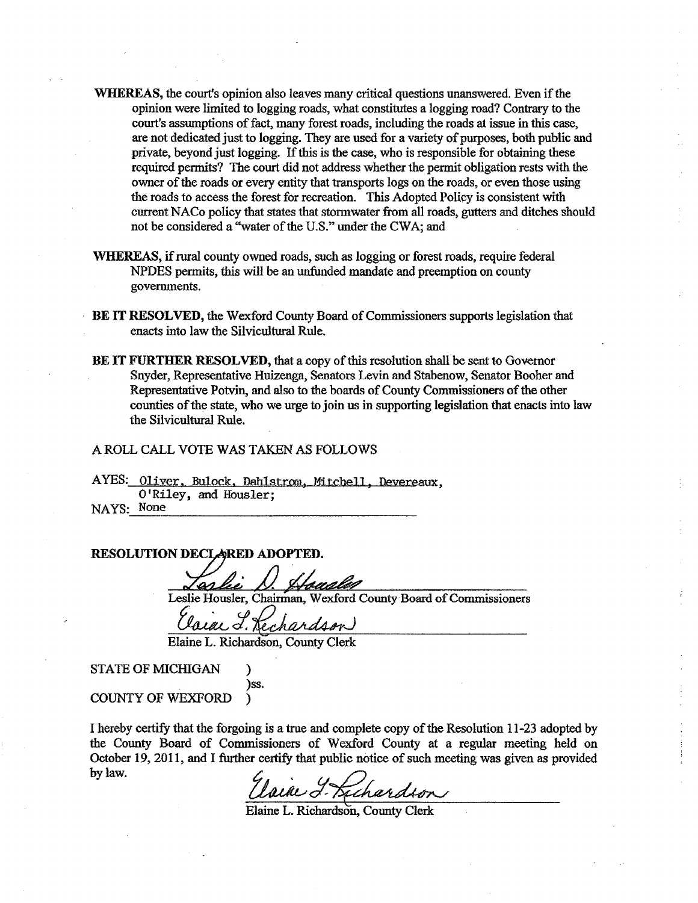**WHEREAS,** the court's opinion also leaves many critical questions unanswered. Even if the opinion were limited to logging roads, what constitutes a logging road? Contrary to the court's assumptions of fact, many forest roads, including the roads at issue in this case, are not dedicated just to logging. They are used for a variety of purposes, both public and private, beyond just logging. If this is the case, who is responsible for obtaining these required permits? The court did not address whether the permit obligation rests with the owner of the roads or every entity that transports logs on the roads, or even those using the roads to access the forest for recreation. This Adopted Policy is consistent with current NACo policy that states that stormwater from all roads, gutters and ditches should not be considered a "water of the U.S." under the CWA; and

**WHEREAS,** if rural county owned roads, such as logging or forest roads, require federal NPDES permits, this will be an unfunded mandate and preemption on county governments.

**BE IT RESOLVED,** the Wexford County Board of Commissioners supports legislation that enacts into law the Silvicultural Rule.

**BE IT FURTHER RESOLVED,** that a copy of this resolution shall be sent to Governor Snyder, Representative Huizenga, Senators Levin and Stabenow, Senator Booher and Representative Potvin, and also to the boards of County Commissioners of the other counties of the state, who we urge to join us in supporting legislation that enacts into law the Silvicultural Rule.

A ROLL CALL VOTE WAS TAKEN AS FOLLOWS

AYES: Oliver, Bulock, Dahlstrom, Mitchell, Devereaux, O'Riley, and Housler;
NAYS: None

**RESOLUTION DECLARED ADOPTED.**

Leslie D. Housler
Leslie Housler, Chairman, Wexford County Board of Commissioners

Elaine L. Richardson
Elaine L. Richardson, County Clerk

STATE OF MICHIGAN )
)ss.
COUNTY OF WEXFORD )

I hereby certify that the forgoing is a true and complete copy of the Resolution 11-23 adopted by the County Board of Commissioners of Wexford County at a regular meeting held on October 19, 2011, and I further certify that public notice of such meeting was given as provided by law.

Elaine L. Richardson
Elaine L. Richardson, County Clerk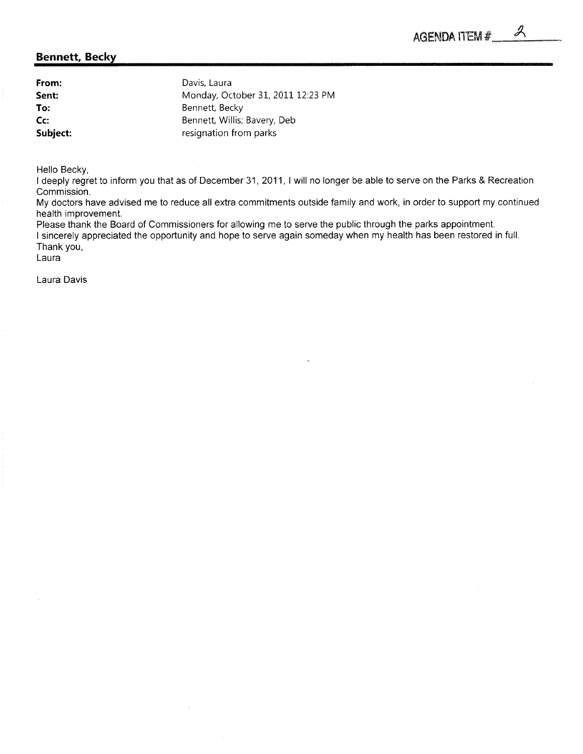AGENDA ITEM # 2

## Bennett, Becky

**From:** Davis, Laura
**Sent:** Monday, October 31, 2011 12:23 PM
**To:** Bennett, Becky
**Cc:** Bennett, Willis; Bavery, Deb
**Subject:** resignation from parks

Hello Becky,
I deeply regret to inform you that as of December 31, 2011, I will no longer be able to serve on the Parks & Recreation Commission.
My doctors have advised me to reduce all extra commitments outside family and work, in order to support my continued health improvement.
Please thank the Board of Commissioners for allowing me to serve the public through the parks appointment.
I sincerely appreciated the opportunity and hope to serve again someday when my health has been restored in full.
Thank you,
Laura

Laura Davis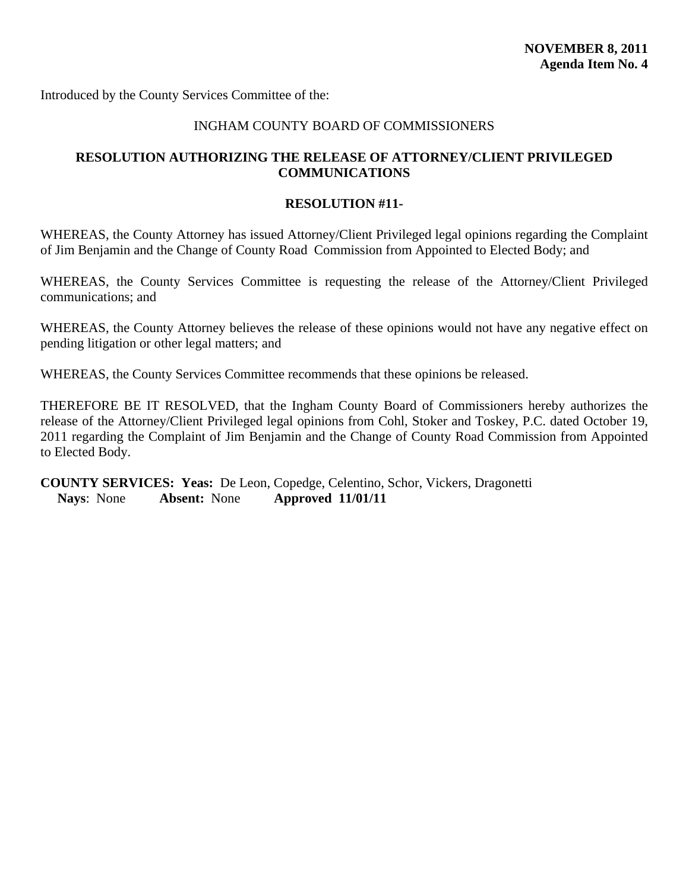**NOVEMBER 8, 2011**
**Agenda Item No. 4**

Introduced by the County Services Committee of the:

INGHAM COUNTY BOARD OF COMMISSIONERS

**RESOLUTION AUTHORIZING THE RELEASE OF ATTORNEY/CLIENT PRIVILEGED COMMUNICATIONS**

**RESOLUTION #11-**

WHEREAS, the County Attorney has issued Attorney/Client Privileged legal opinions regarding the Complaint of Jim Benjamin and the Change of County Road Commission from Appointed to Elected Body; and

WHEREAS, the County Services Committee is requesting the release of the Attorney/Client Privileged communications; and

WHEREAS, the County Attorney believes the release of these opinions would not have any negative effect on pending litigation or other legal matters; and

WHEREAS, the County Services Committee recommends that these opinions be released.

THEREFORE BE IT RESOLVED, that the Ingham County Board of Commissioners hereby authorizes the release of the Attorney/Client Privileged legal opinions from Cohl, Stoker and Toskey, P.C. dated October 19, 2011 regarding the Complaint of Jim Benjamin and the Change of County Road Commission from Appointed to Elected Body.

**COUNTY SERVICES: Yeas:** De Leon, Copedge, Celentino, Schor, Vickers, Dragonetti
**Nays**: None **Absent:** None **Approved 11/01/11**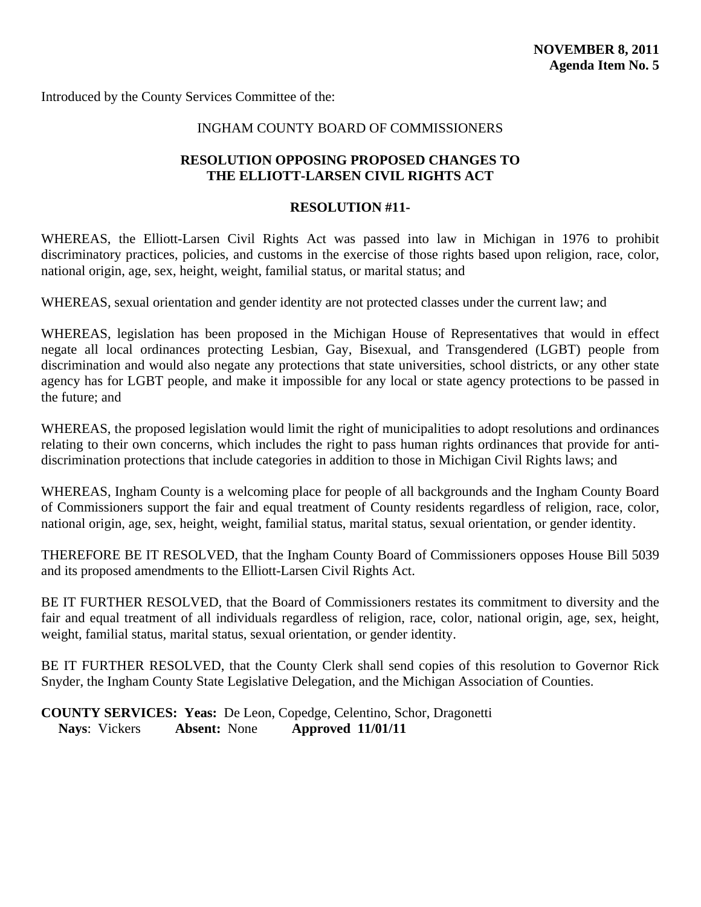**NOVEMBER 8, 2011**
**Agenda Item No. 5**

Introduced by the County Services Committee of the:

INGHAM COUNTY BOARD OF COMMISSIONERS

**RESOLUTION OPPOSING PROPOSED CHANGES TO THE ELLIOTT-LARSEN CIVIL RIGHTS ACT**

**RESOLUTION #11-**

WHEREAS, the Elliott-Larsen Civil Rights Act was passed into law in Michigan in 1976 to prohibit discriminatory practices, policies, and customs in the exercise of those rights based upon religion, race, color, national origin, age, sex, height, weight, familial status, or marital status; and

WHEREAS, sexual orientation and gender identity are not protected classes under the current law; and

WHEREAS, legislation has been proposed in the Michigan House of Representatives that would in effect negate all local ordinances protecting Lesbian, Gay, Bisexual, and Transgendered (LGBT) people from discrimination and would also negate any protections that state universities, school districts, or any other state agency has for LGBT people, and make it impossible for any local or state agency protections to be passed in the future; and

WHEREAS, the proposed legislation would limit the right of municipalities to adopt resolutions and ordinances relating to their own concerns, which includes the right to pass human rights ordinances that provide for anti-discrimination protections that include categories in addition to those in Michigan Civil Rights laws; and

WHEREAS, Ingham County is a welcoming place for people of all backgrounds and the Ingham County Board of Commissioners support the fair and equal treatment of County residents regardless of religion, race, color, national origin, age, sex, height, weight, familial status, marital status, sexual orientation, or gender identity.

THEREFORE BE IT RESOLVED, that the Ingham County Board of Commissioners opposes House Bill 5039 and its proposed amendments to the Elliott-Larsen Civil Rights Act.

BE IT FURTHER RESOLVED, that the Board of Commissioners restates its commitment to diversity and the fair and equal treatment of all individuals regardless of religion, race, color, national origin, age, sex, height, weight, familial status, marital status, sexual orientation, or gender identity.

BE IT FURTHER RESOLVED, that the County Clerk shall send copies of this resolution to Governor Rick Snyder, the Ingham County State Legislative Delegation, and the Michigan Association of Counties.

**COUNTY SERVICES: Yeas:** De Leon, Copedge, Celentino, Schor, Dragonetti
**Nays**: Vickers **Absent:** None **Approved 11/01/11**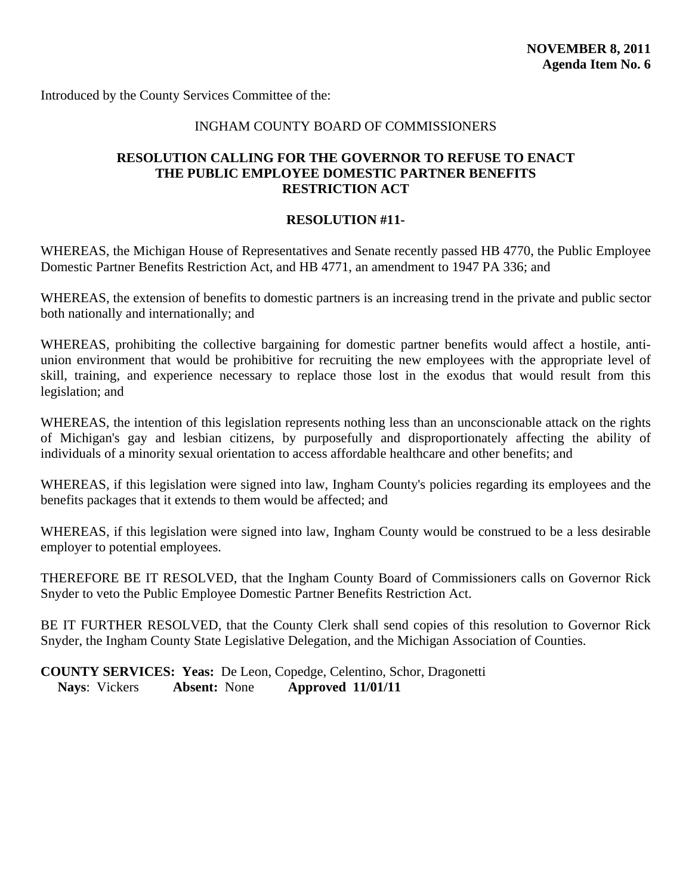**NOVEMBER 8, 2011**
**Agenda Item No. 6**

Introduced by the County Services Committee of the:

INGHAM COUNTY BOARD OF COMMISSIONERS

## RESOLUTION CALLING FOR THE GOVERNOR TO REFUSE TO ENACT THE PUBLIC EMPLOYEE DOMESTIC PARTNER BENEFITS RESTRICTION ACT

**RESOLUTION #11-**

WHEREAS, the Michigan House of Representatives and Senate recently passed HB 4770, the Public Employee Domestic Partner Benefits Restriction Act, and HB 4771, an amendment to 1947 PA 336; and

WHEREAS, the extension of benefits to domestic partners is an increasing trend in the private and public sector both nationally and internationally; and

WHEREAS, prohibiting the collective bargaining for domestic partner benefits would affect a hostile, anti-union environment that would be prohibitive for recruiting the new employees with the appropriate level of skill, training, and experience necessary to replace those lost in the exodus that would result from this legislation; and

WHEREAS, the intention of this legislation represents nothing less than an unconscionable attack on the rights of Michigan's gay and lesbian citizens, by purposefully and disproportionately affecting the ability of individuals of a minority sexual orientation to access affordable healthcare and other benefits; and

WHEREAS, if this legislation were signed into law, Ingham County's policies regarding its employees and the benefits packages that it extends to them would be affected; and

WHEREAS, if this legislation were signed into law, Ingham County would be construed to be a less desirable employer to potential employees.

THEREFORE BE IT RESOLVED, that the Ingham County Board of Commissioners calls on Governor Rick Snyder to veto the Public Employee Domestic Partner Benefits Restriction Act.

BE IT FURTHER RESOLVED, that the County Clerk shall send copies of this resolution to Governor Rick Snyder, the Ingham County State Legislative Delegation, and the Michigan Association of Counties.

**COUNTY SERVICES: Yeas:** De Leon, Copedge, Celentino, Schor, Dragonetti
**Nays**: Vickers **Absent:** None **Approved 11/01/11**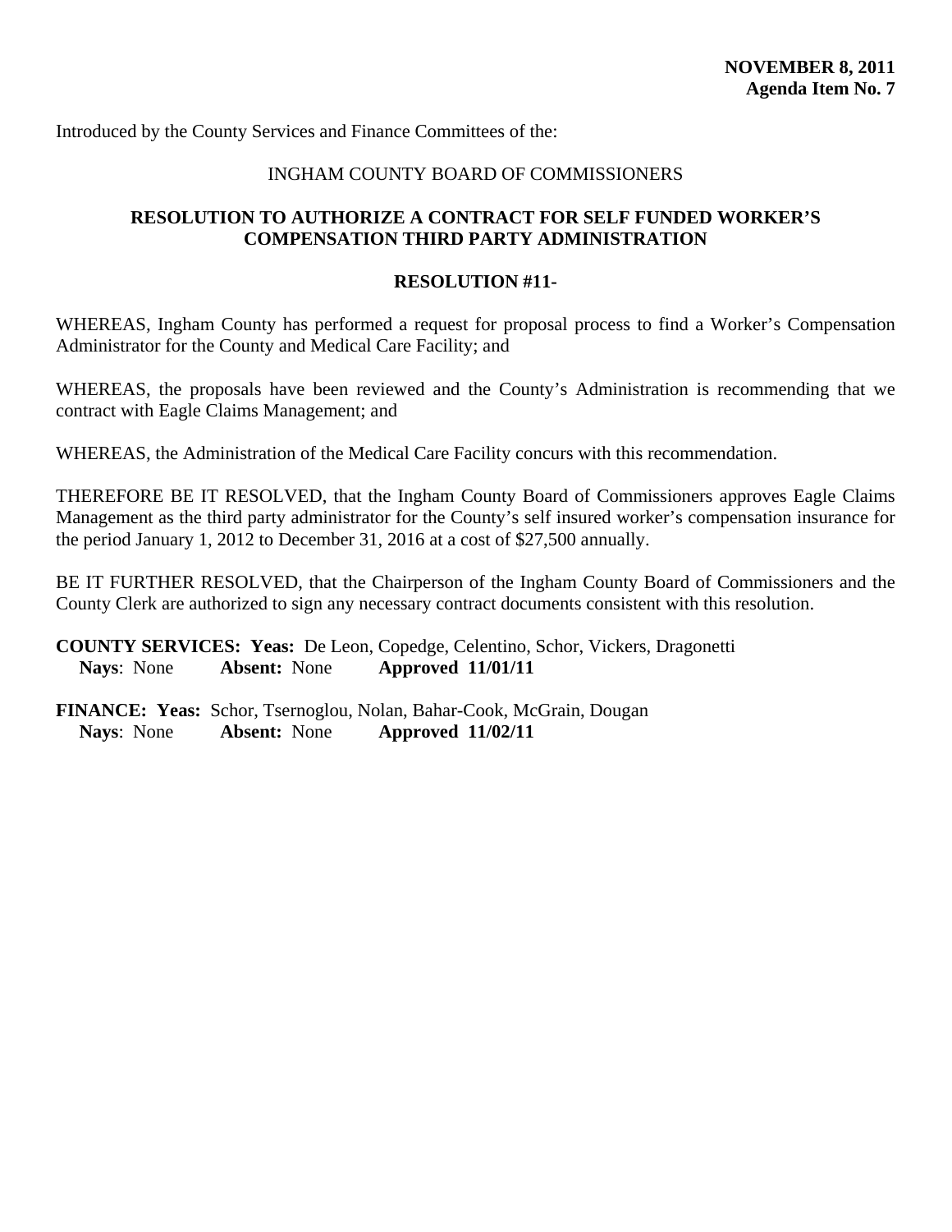**NOVEMBER 8, 2011**
**Agenda Item No. 7**

Introduced by the County Services and Finance Committees of the:

INGHAM COUNTY BOARD OF COMMISSIONERS

## RESOLUTION TO AUTHORIZE A CONTRACT FOR SELF FUNDED WORKER'S COMPENSATION THIRD PARTY ADMINISTRATION

### RESOLUTION #11-

WHEREAS, Ingham County has performed a request for proposal process to find a Worker's Compensation Administrator for the County and Medical Care Facility; and

WHEREAS, the proposals have been reviewed and the County's Administration is recommending that we contract with Eagle Claims Management; and

WHEREAS, the Administration of the Medical Care Facility concurs with this recommendation.

THEREFORE BE IT RESOLVED, that the Ingham County Board of Commissioners approves Eagle Claims Management as the third party administrator for the County's self insured worker's compensation insurance for the period January 1, 2012 to December 31, 2016 at a cost of $27,500 annually.

BE IT FURTHER RESOLVED, that the Chairperson of the Ingham County Board of Commissioners and the County Clerk are authorized to sign any necessary contract documents consistent with this resolution.

**COUNTY SERVICES: Yeas:** De Leon, Copedge, Celentino, Schor, Vickers, Dragonetti
**Nays**: None **Absent:** None **Approved 11/01/11**

**FINANCE: Yeas:** Schor, Tsernoglou, Nolan, Bahar-Cook, McGrain, Dougan
**Nays**: None **Absent:** None **Approved 11/02/11**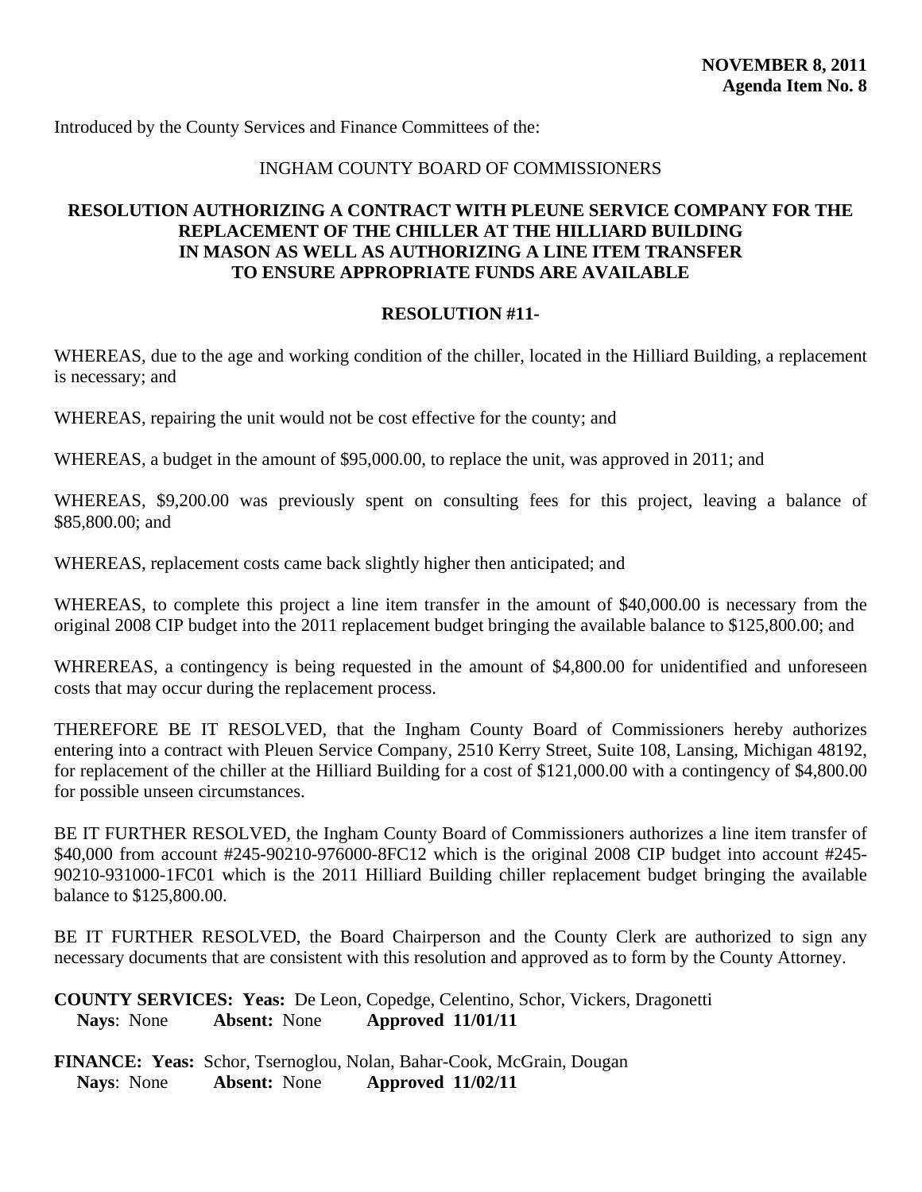**NOVEMBER 8, 2011**
**Agenda Item No. 8**

Introduced by the County Services and Finance Committees of the:

INGHAM COUNTY BOARD OF COMMISSIONERS

**RESOLUTION AUTHORIZING A CONTRACT WITH PLEUNE SERVICE COMPANY FOR THE REPLACEMENT OF THE CHILLER AT THE HILLIARD BUILDING IN MASON AS WELL AS AUTHORIZING A LINE ITEM TRANSFER TO ENSURE APPROPRIATE FUNDS ARE AVAILABLE**

**RESOLUTION #11-**

WHEREAS, due to the age and working condition of the chiller, located in the Hilliard Building, a replacement is necessary; and

WHEREAS, repairing the unit would not be cost effective for the county; and

WHEREAS, a budget in the amount of $95,000.00, to replace the unit, was approved in 2011; and

WHEREAS, $9,200.00 was previously spent on consulting fees for this project, leaving a balance of $85,800.00; and

WHEREAS, replacement costs came back slightly higher then anticipated; and

WHEREAS, to complete this project a line item transfer in the amount of $40,000.00 is necessary from the original 2008 CIP budget into the 2011 replacement budget bringing the available balance to $125,800.00; and

WHREREAS, a contingency is being requested in the amount of $4,800.00 for unidentified and unforeseen costs that may occur during the replacement process.

THEREFORE BE IT RESOLVED, that the Ingham County Board of Commissioners hereby authorizes entering into a contract with Pleuen Service Company, 2510 Kerry Street, Suite 108, Lansing, Michigan 48192, for replacement of the chiller at the Hilliard Building for a cost of $121,000.00 with a contingency of $4,800.00 for possible unseen circumstances.

BE IT FURTHER RESOLVED, the Ingham County Board of Commissioners authorizes a line item transfer of $40,000 from account #245-90210-976000-8FC12 which is the original 2008 CIP budget into account #245-90210-931000-1FC01 which is the 2011 Hilliard Building chiller replacement budget bringing the available balance to $125,800.00.

BE IT FURTHER RESOLVED, the Board Chairperson and the County Clerk are authorized to sign any necessary documents that are consistent with this resolution and approved as to form by the County Attorney.

**COUNTY SERVICES: Yeas:** De Leon, Copedge, Celentino, Schor, Vickers, Dragonetti
**Nays**: None **Absent:** None **Approved 11/01/11**

**FINANCE: Yeas:** Schor, Tsernoglou, Nolan, Bahar-Cook, McGrain, Dougan
**Nays**: None **Absent:** None **Approved 11/02/11**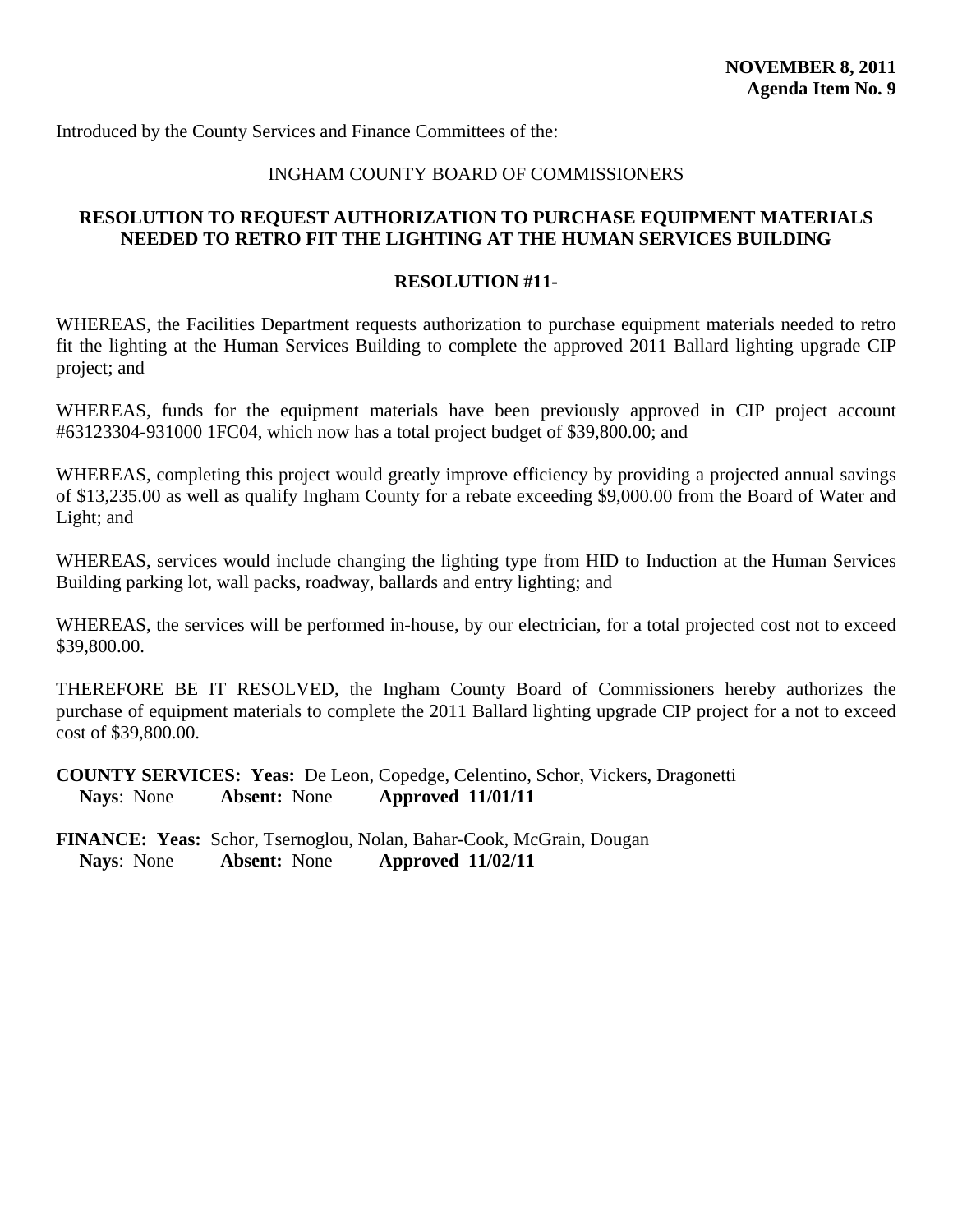**NOVEMBER 8, 2011**
**Agenda Item No. 9**

Introduced by the County Services and Finance Committees of the:

INGHAM COUNTY BOARD OF COMMISSIONERS

**RESOLUTION TO REQUEST AUTHORIZATION TO PURCHASE EQUIPMENT MATERIALS NEEDED TO RETRO FIT THE LIGHTING AT THE HUMAN SERVICES BUILDING**

**RESOLUTION #11-**

WHEREAS, the Facilities Department requests authorization to purchase equipment materials needed to retro fit the lighting at the Human Services Building to complete the approved 2011 Ballard lighting upgrade CIP project; and

WHEREAS, funds for the equipment materials have been previously approved in CIP project account #63123304-931000 1FC04, which now has a total project budget of $39,800.00; and

WHEREAS, completing this project would greatly improve efficiency by providing a projected annual savings of $13,235.00 as well as qualify Ingham County for a rebate exceeding $9,000.00 from the Board of Water and Light; and

WHEREAS, services would include changing the lighting type from HID to Induction at the Human Services Building parking lot, wall packs, roadway, ballards and entry lighting; and

WHEREAS, the services will be performed in-house, by our electrician, for a total projected cost not to exceed $39,800.00.

THEREFORE BE IT RESOLVED, the Ingham County Board of Commissioners hereby authorizes the purchase of equipment materials to complete the 2011 Ballard lighting upgrade CIP project for a not to exceed cost of $39,800.00.

**COUNTY SERVICES: Yeas:** De Leon, Copedge, Celentino, Schor, Vickers, Dragonetti
**Nays**: None **Absent:** None **Approved 11/01/11**

**FINANCE: Yeas:** Schor, Tsernoglou, Nolan, Bahar-Cook, McGrain, Dougan
**Nays**: None **Absent:** None **Approved 11/02/11**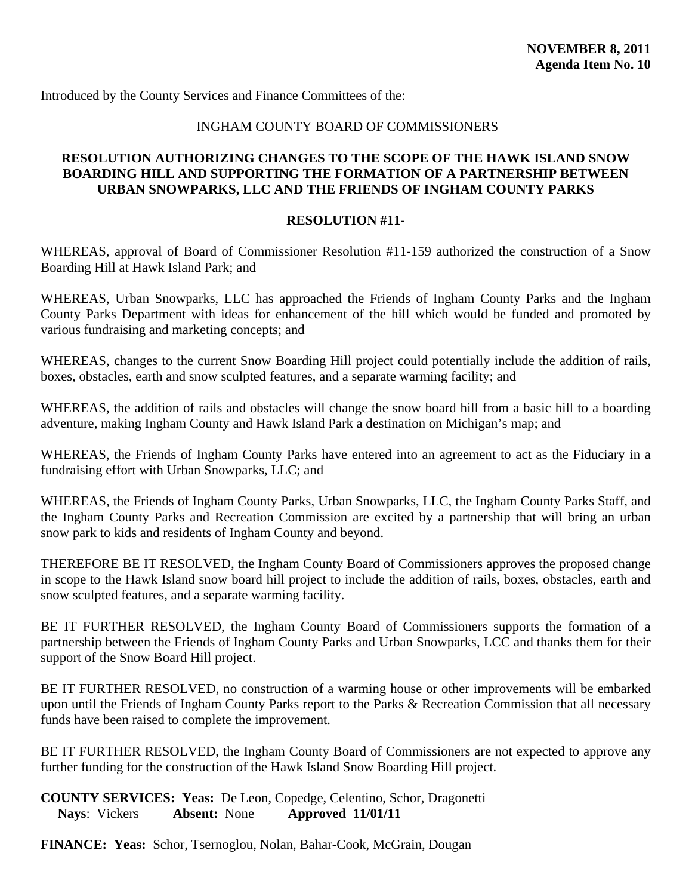**NOVEMBER 8, 2011**
**Agenda Item No. 10**

Introduced by the County Services and Finance Committees of the:

INGHAM COUNTY BOARD OF COMMISSIONERS

**RESOLUTION AUTHORIZING CHANGES TO THE SCOPE OF THE HAWK ISLAND SNOW BOARDING HILL AND SUPPORTING THE FORMATION OF A PARTNERSHIP BETWEEN URBAN SNOWPARKS, LLC AND THE FRIENDS OF INGHAM COUNTY PARKS**

**RESOLUTION #11-**

WHEREAS, approval of Board of Commissioner Resolution #11-159 authorized the construction of a Snow Boarding Hill at Hawk Island Park; and

WHEREAS, Urban Snowparks, LLC has approached the Friends of Ingham County Parks and the Ingham County Parks Department with ideas for enhancement of the hill which would be funded and promoted by various fundraising and marketing concepts; and

WHEREAS, changes to the current Snow Boarding Hill project could potentially include the addition of rails, boxes, obstacles, earth and snow sculpted features, and a separate warming facility; and

WHEREAS, the addition of rails and obstacles will change the snow board hill from a basic hill to a boarding adventure, making Ingham County and Hawk Island Park a destination on Michigan's map; and

WHEREAS, the Friends of Ingham County Parks have entered into an agreement to act as the Fiduciary in a fundraising effort with Urban Snowparks, LLC; and

WHEREAS, the Friends of Ingham County Parks, Urban Snowparks, LLC, the Ingham County Parks Staff, and the Ingham County Parks and Recreation Commission are excited by a partnership that will bring an urban snow park to kids and residents of Ingham County and beyond.

THEREFORE BE IT RESOLVED, the Ingham County Board of Commissioners approves the proposed change in scope to the Hawk Island snow board hill project to include the addition of rails, boxes, obstacles, earth and snow sculpted features, and a separate warming facility.

BE IT FURTHER RESOLVED, the Ingham County Board of Commissioners supports the formation of a partnership between the Friends of Ingham County Parks and Urban Snowparks, LCC and thanks them for their support of the Snow Board Hill project.

BE IT FURTHER RESOLVED, no construction of a warming house or other improvements will be embarked upon until the Friends of Ingham County Parks report to the Parks & Recreation Commission that all necessary funds have been raised to complete the improvement.

BE IT FURTHER RESOLVED, the Ingham County Board of Commissioners are not expected to approve any further funding for the construction of the Hawk Island Snow Boarding Hill project.

**COUNTY SERVICES: Yeas:** De Leon, Copedge, Celentino, Schor, Dragonetti
**Nays**: Vickers **Absent:** None **Approved 11/01/11**

**FINANCE: Yeas:** Schor, Tsernoglou, Nolan, Bahar-Cook, McGrain, Dougan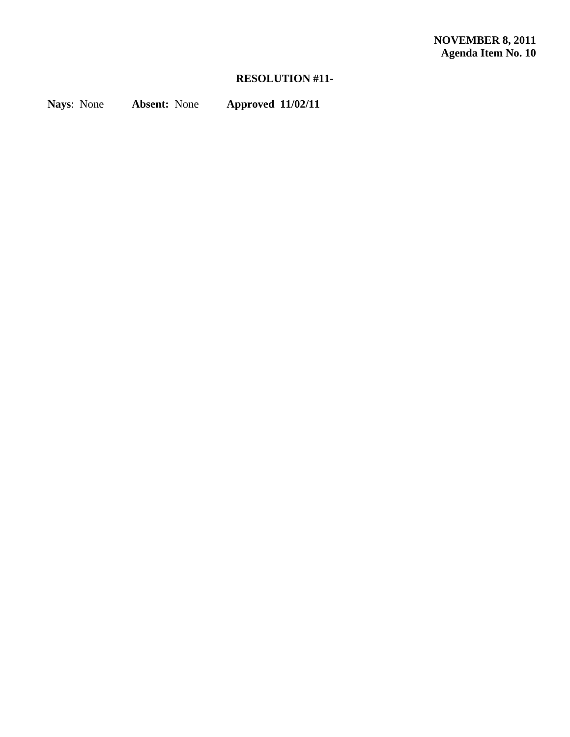**NOVEMBER 8, 2011**
**Agenda Item No. 10**

**RESOLUTION #11-**

**Nays**: None **Absent:** None **Approved 11/02/11**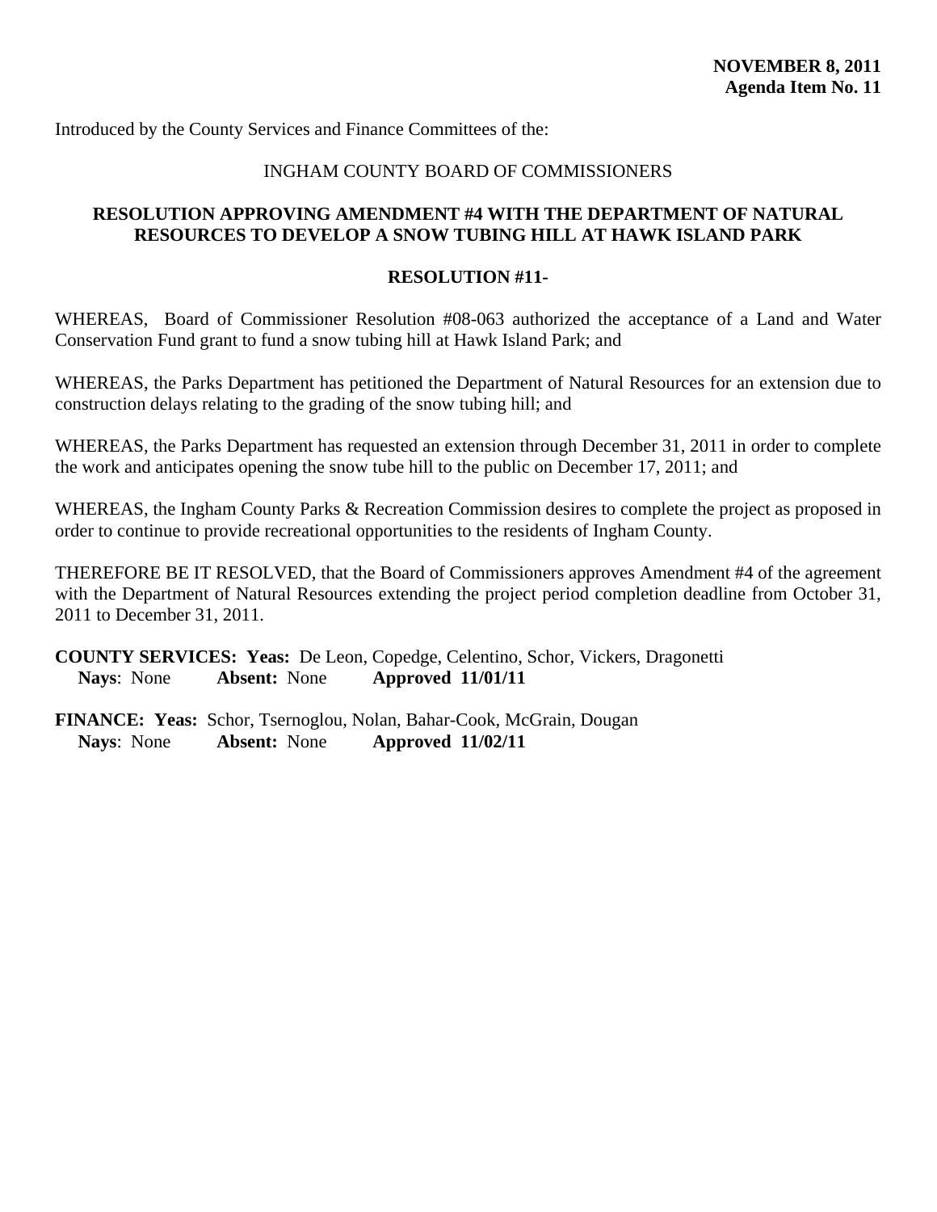**NOVEMBER 8, 2011**
**Agenda Item No. 11**

Introduced by the County Services and Finance Committees of the:

INGHAM COUNTY BOARD OF COMMISSIONERS

**RESOLUTION APPROVING AMENDMENT #4 WITH THE DEPARTMENT OF NATURAL RESOURCES TO DEVELOP A SNOW TUBING HILL AT HAWK ISLAND PARK**

**RESOLUTION #11-**

WHEREAS, Board of Commissioner Resolution #08-063 authorized the acceptance of a Land and Water Conservation Fund grant to fund a snow tubing hill at Hawk Island Park; and

WHEREAS, the Parks Department has petitioned the Department of Natural Resources for an extension due to construction delays relating to the grading of the snow tubing hill; and

WHEREAS, the Parks Department has requested an extension through December 31, 2011 in order to complete the work and anticipates opening the snow tube hill to the public on December 17, 2011; and

WHEREAS, the Ingham County Parks & Recreation Commission desires to complete the project as proposed in order to continue to provide recreational opportunities to the residents of Ingham County.

THEREFORE BE IT RESOLVED, that the Board of Commissioners approves Amendment #4 of the agreement with the Department of Natural Resources extending the project period completion deadline from October 31, 2011 to December 31, 2011.

**COUNTY SERVICES: Yeas:** De Leon, Copedge, Celentino, Schor, Vickers, Dragonetti
**Nays**: None **Absent:** None **Approved 11/01/11**

**FINANCE: Yeas:** Schor, Tsernoglou, Nolan, Bahar-Cook, McGrain, Dougan
**Nays**: None **Absent:** None **Approved 11/02/11**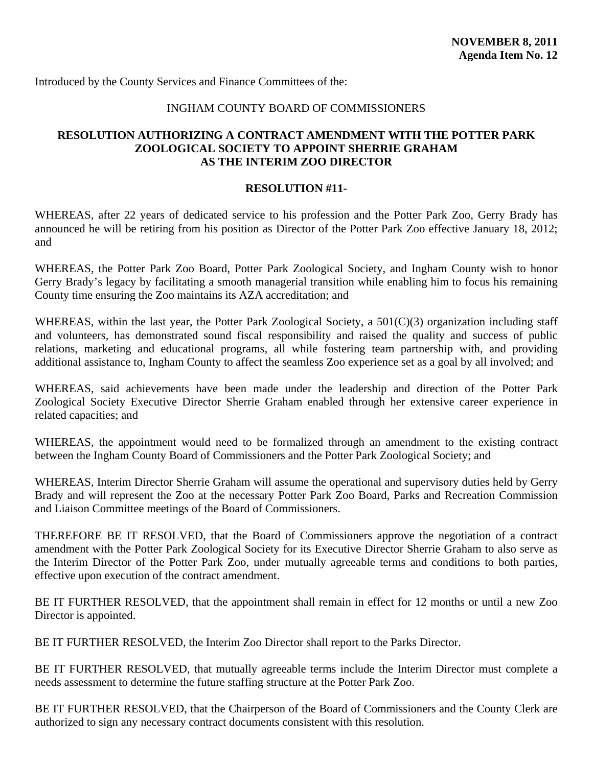**NOVEMBER 8, 2011**
**Agenda Item No. 12**

Introduced by the County Services and Finance Committees of the:

INGHAM COUNTY BOARD OF COMMISSIONERS

## RESOLUTION AUTHORIZING A CONTRACT AMENDMENT WITH THE POTTER PARK ZOOLOGICAL SOCIETY TO APPOINT SHERRIE GRAHAM AS THE INTERIM ZOO DIRECTOR

**RESOLUTION #11-**

WHEREAS, after 22 years of dedicated service to his profession and the Potter Park Zoo, Gerry Brady has announced he will be retiring from his position as Director of the Potter Park Zoo effective January 18, 2012; and

WHEREAS, the Potter Park Zoo Board, Potter Park Zoological Society, and Ingham County wish to honor Gerry Brady's legacy by facilitating a smooth managerial transition while enabling him to focus his remaining County time ensuring the Zoo maintains its AZA accreditation; and

WHEREAS, within the last year, the Potter Park Zoological Society, a 501(C)(3) organization including staff and volunteers, has demonstrated sound fiscal responsibility and raised the quality and success of public relations, marketing and educational programs, all while fostering team partnership with, and providing additional assistance to, Ingham County to affect the seamless Zoo experience set as a goal by all involved; and

WHEREAS, said achievements have been made under the leadership and direction of the Potter Park Zoological Society Executive Director Sherrie Graham enabled through her extensive career experience in related capacities; and

WHEREAS, the appointment would need to be formalized through an amendment to the existing contract between the Ingham County Board of Commissioners and the Potter Park Zoological Society; and

WHEREAS, Interim Director Sherrie Graham will assume the operational and supervisory duties held by Gerry Brady and will represent the Zoo at the necessary Potter Park Zoo Board, Parks and Recreation Commission and Liaison Committee meetings of the Board of Commissioners.

THEREFORE BE IT RESOLVED, that the Board of Commissioners approve the negotiation of a contract amendment with the Potter Park Zoological Society for its Executive Director Sherrie Graham to also serve as the Interim Director of the Potter Park Zoo, under mutually agreeable terms and conditions to both parties, effective upon execution of the contract amendment.

BE IT FURTHER RESOLVED, that the appointment shall remain in effect for 12 months or until a new Zoo Director is appointed.

BE IT FURTHER RESOLVED, the Interim Zoo Director shall report to the Parks Director.

BE IT FURTHER RESOLVED, that mutually agreeable terms include the Interim Director must complete a needs assessment to determine the future staffing structure at the Potter Park Zoo.

BE IT FURTHER RESOLVED, that the Chairperson of the Board of Commissioners and the County Clerk are authorized to sign any necessary contract documents consistent with this resolution.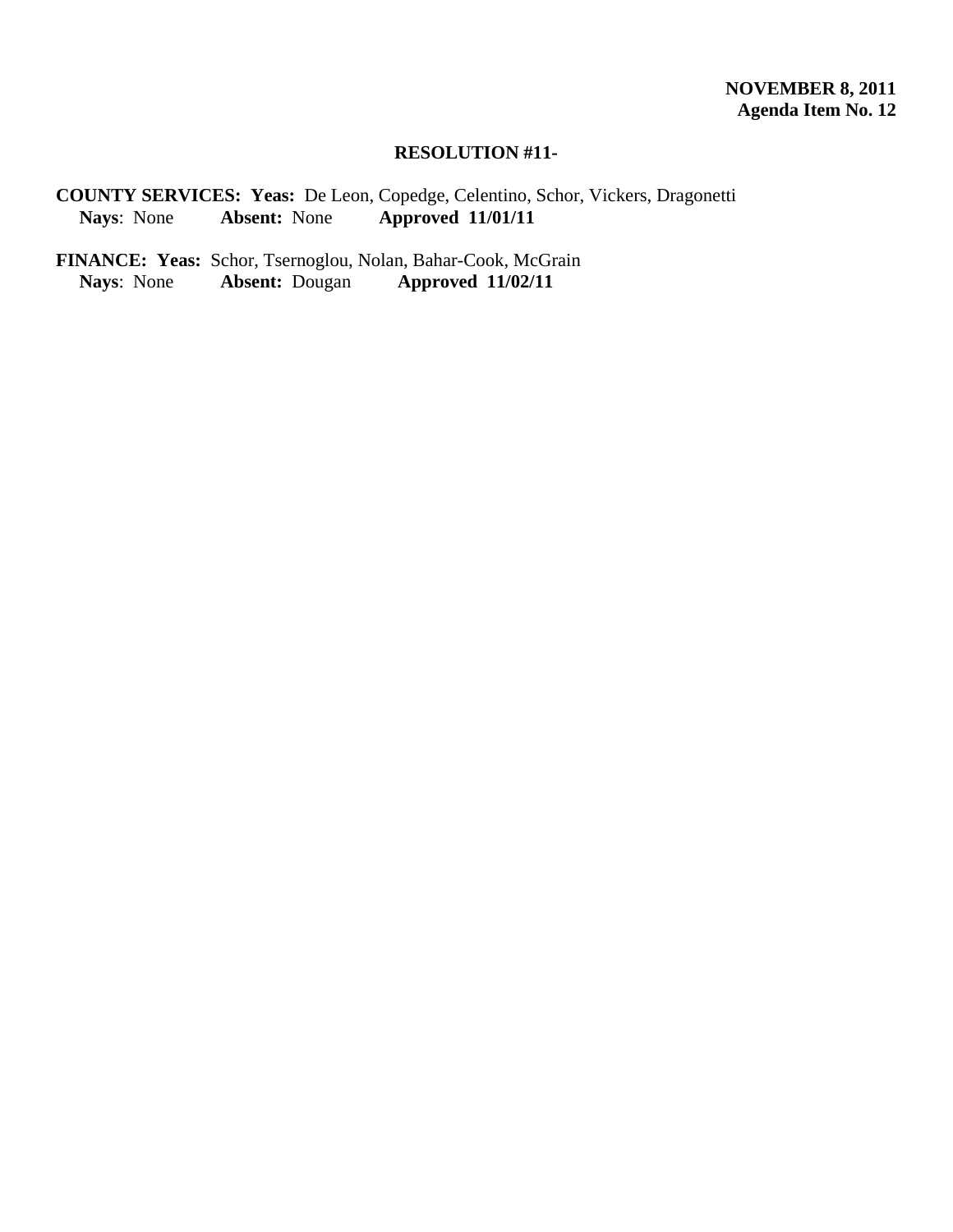**NOVEMBER 8, 2011**
**Agenda Item No. 12**

**RESOLUTION #11-**

**COUNTY SERVICES: Yeas:** De Leon, Copedge, Celentino, Schor, Vickers, Dragonetti
**Nays**: None **Absent:** None **Approved 11/01/11**

**FINANCE: Yeas:** Schor, Tsernoglou, Nolan, Bahar-Cook, McGrain
**Nays**: None **Absent:** Dougan **Approved 11/02/11**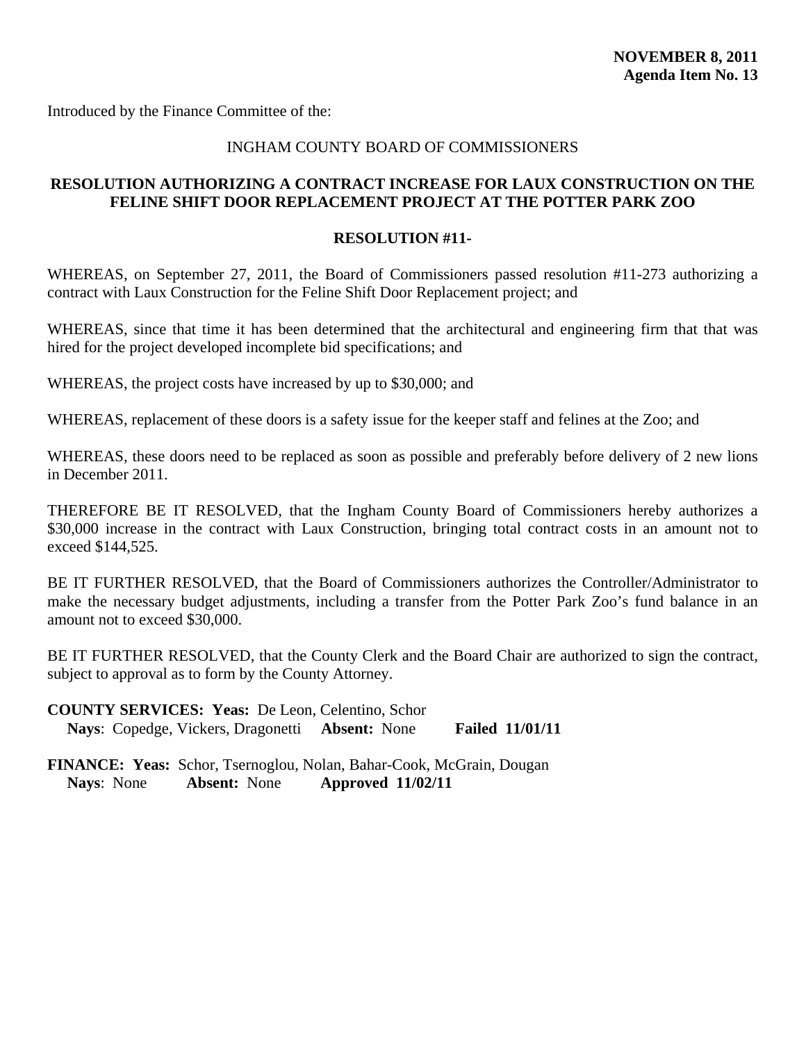**NOVEMBER 8, 2011**
**Agenda Item No. 13**

Introduced by the Finance Committee of the:

INGHAM COUNTY BOARD OF COMMISSIONERS

**RESOLUTION AUTHORIZING A CONTRACT INCREASE FOR LAUX CONSTRUCTION ON THE FELINE SHIFT DOOR REPLACEMENT PROJECT AT THE POTTER PARK ZOO**

**RESOLUTION #11-**

WHEREAS, on September 27, 2011, the Board of Commissioners passed resolution #11-273 authorizing a contract with Laux Construction for the Feline Shift Door Replacement project; and

WHEREAS, since that time it has been determined that the architectural and engineering firm that that was hired for the project developed incomplete bid specifications; and

WHEREAS, the project costs have increased by up to $30,000; and

WHEREAS, replacement of these doors is a safety issue for the keeper staff and felines at the Zoo; and

WHEREAS, these doors need to be replaced as soon as possible and preferably before delivery of 2 new lions in December 2011.

THEREFORE BE IT RESOLVED, that the Ingham County Board of Commissioners hereby authorizes a $30,000 increase in the contract with Laux Construction, bringing total contract costs in an amount not to exceed $144,525.

BE IT FURTHER RESOLVED, that the Board of Commissioners authorizes the Controller/Administrator to make the necessary budget adjustments, including a transfer from the Potter Park Zoo's fund balance in an amount not to exceed $30,000.

BE IT FURTHER RESOLVED, that the County Clerk and the Board Chair are authorized to sign the contract, subject to approval as to form by the County Attorney.

**COUNTY SERVICES: Yeas:** De Leon, Celentino, Schor
**Nays**: Copedge, Vickers, Dragonetti **Absent:** None **Failed 11/01/11**

**FINANCE: Yeas:** Schor, Tsernoglou, Nolan, Bahar-Cook, McGrain, Dougan
**Nays**: None **Absent:** None **Approved 11/02/11**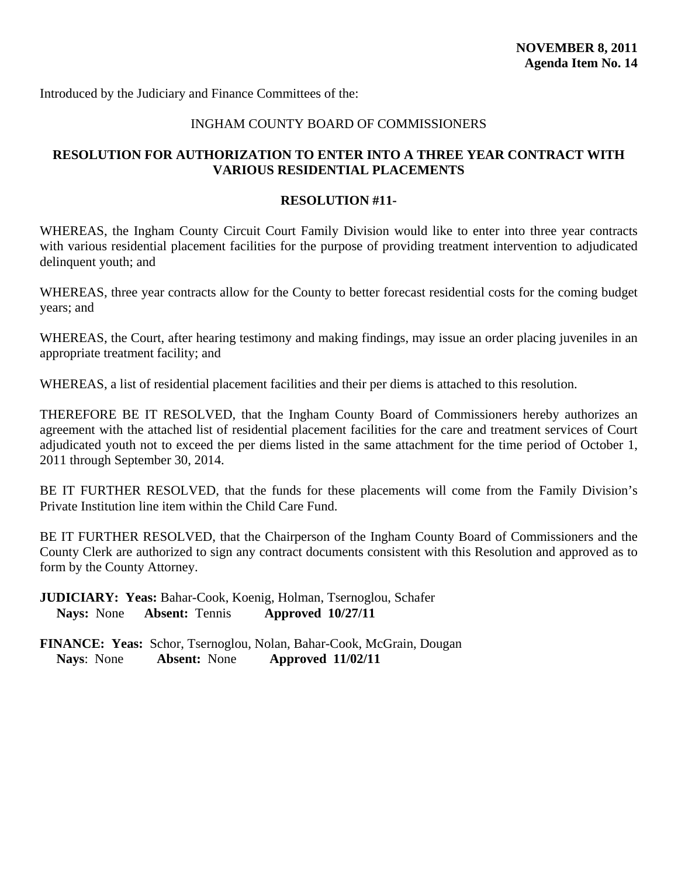**NOVEMBER 8, 2011**
**Agenda Item No. 14**

Introduced by the Judiciary and Finance Committees of the:

INGHAM COUNTY BOARD OF COMMISSIONERS

**RESOLUTION FOR AUTHORIZATION TO ENTER INTO A THREE YEAR CONTRACT WITH VARIOUS RESIDENTIAL PLACEMENTS**

**RESOLUTION #11-**

WHEREAS, the Ingham County Circuit Court Family Division would like to enter into three year contracts with various residential placement facilities for the purpose of providing treatment intervention to adjudicated delinquent youth; and

WHEREAS, three year contracts allow for the County to better forecast residential costs for the coming budget years; and

WHEREAS, the Court, after hearing testimony and making findings, may issue an order placing juveniles in an appropriate treatment facility; and

WHEREAS, a list of residential placement facilities and their per diems is attached to this resolution.

THEREFORE BE IT RESOLVED, that the Ingham County Board of Commissioners hereby authorizes an agreement with the attached list of residential placement facilities for the care and treatment services of Court adjudicated youth not to exceed the per diems listed in the same attachment for the time period of October 1, 2011 through September 30, 2014.

BE IT FURTHER RESOLVED, that the funds for these placements will come from the Family Division's Private Institution line item within the Child Care Fund.

BE IT FURTHER RESOLVED, that the Chairperson of the Ingham County Board of Commissioners and the County Clerk are authorized to sign any contract documents consistent with this Resolution and approved as to form by the County Attorney.

**JUDICIARY: Yeas:** Bahar-Cook, Koenig, Holman, Tsernoglou, Schafer
**Nays:** None **Absent:** Tennis **Approved 10/27/11**

**FINANCE: Yeas:** Schor, Tsernoglou, Nolan, Bahar-Cook, McGrain, Dougan
**Nays**: None **Absent:** None **Approved 11/02/11**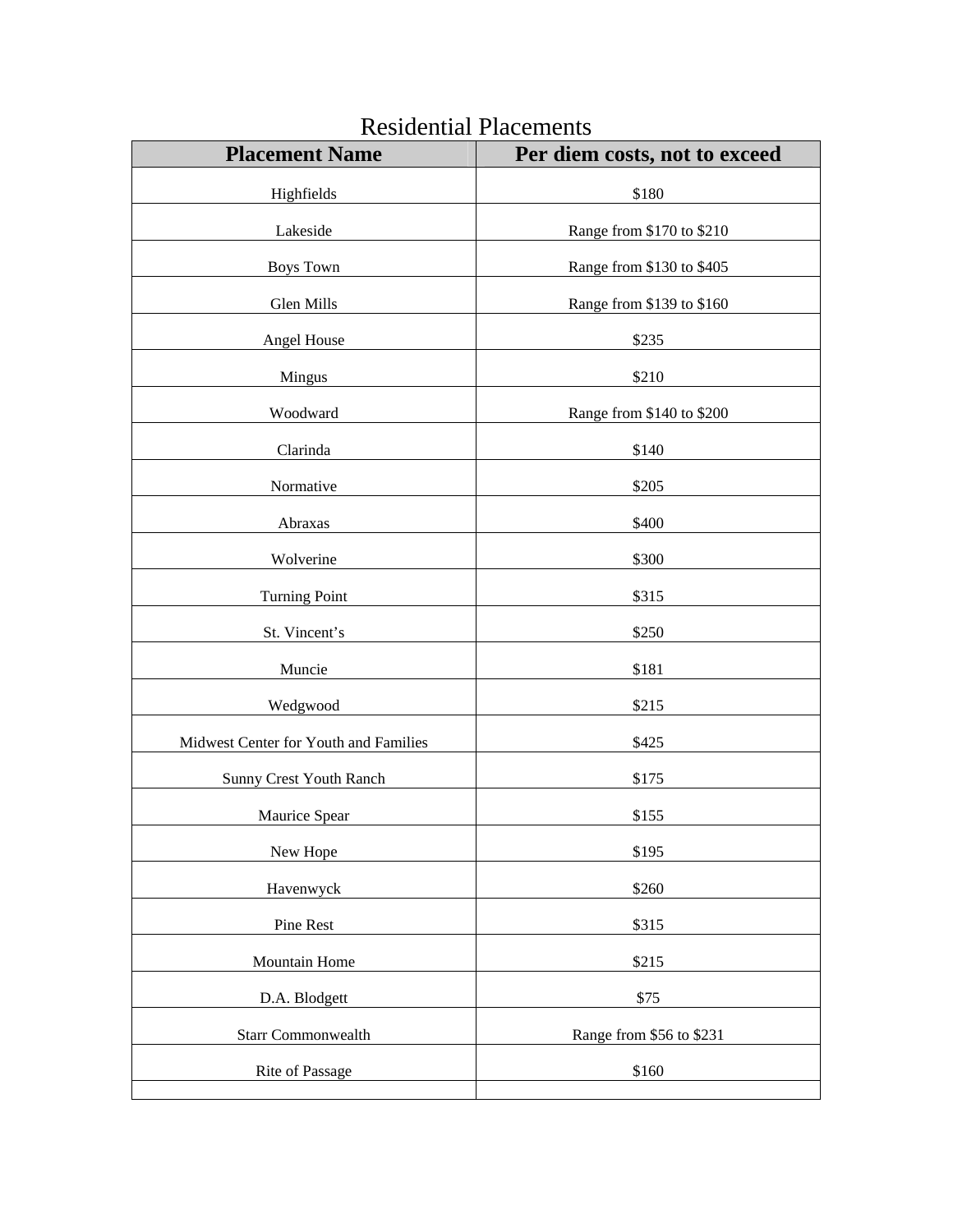Residential Placements

| Placement Name | Per diem costs, not to exceed |
|---|---|
| Highfields | $180 |
| Lakeside | Range from $170 to $210 |
| Boys Town | Range from $130 to $405 |
| Glen Mills | Range from $139 to $160 |
| Angel House | $235 |
| Mingus | $210 |
| Woodward | Range from $140 to $200 |
| Clarinda | $140 |
| Normative | $205 |
| Abraxas | $400 |
| Wolverine | $300 |
| Turning Point | $315 |
| St. Vincent's | $250 |
| Muncie | $181 |
| Wedgwood | $215 |
| Midwest Center for Youth and Families | $425 |
| Sunny Crest Youth Ranch | $175 |
| Maurice Spear | $155 |
| New Hope | $195 |
| Havenwyck | $260 |
| Pine Rest | $315 |
| Mountain Home | $215 |
| D.A. Blodgett | $75 |
| Starr Commonwealth | Range from $56 to $231 |
| Rite of Passage | $160 |
| | |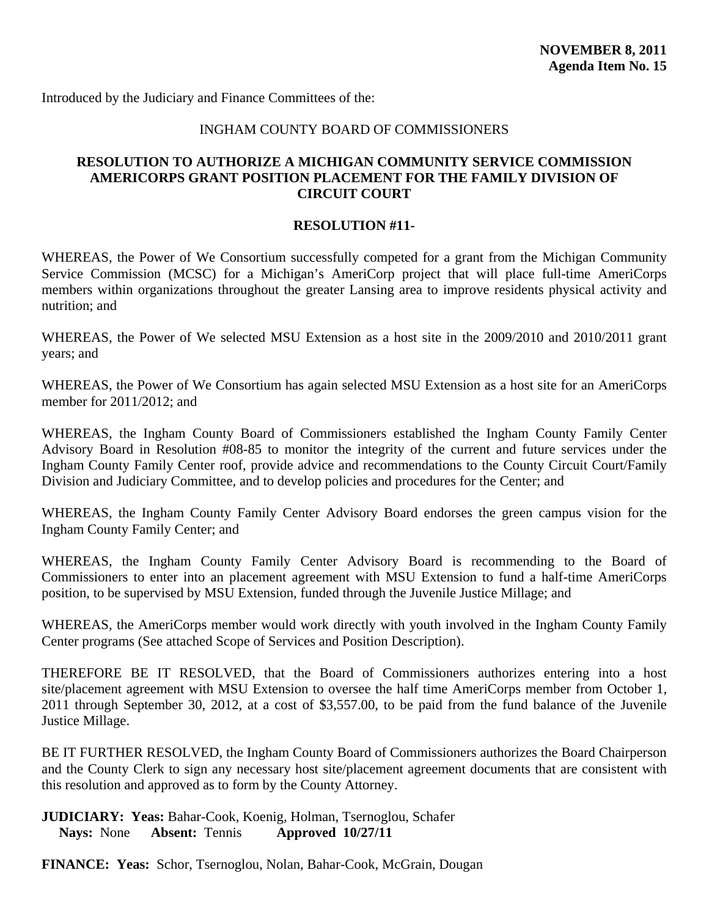**NOVEMBER 8, 2011**
**Agenda Item No. 15**

Introduced by the Judiciary and Finance Committees of the:

INGHAM COUNTY BOARD OF COMMISSIONERS

## RESOLUTION TO AUTHORIZE A MICHIGAN COMMUNITY SERVICE COMMISSION AMERICORPS GRANT POSITION PLACEMENT FOR THE FAMILY DIVISION OF CIRCUIT COURT

### RESOLUTION #11-

WHEREAS, the Power of We Consortium successfully competed for a grant from the Michigan Community Service Commission (MCSC) for a Michigan's AmeriCorp project that will place full-time AmeriCorps members within organizations throughout the greater Lansing area to improve residents physical activity and nutrition; and

WHEREAS, the Power of We selected MSU Extension as a host site in the 2009/2010 and 2010/2011 grant years; and

WHEREAS, the Power of We Consortium has again selected MSU Extension as a host site for an AmeriCorps member for 2011/2012; and

WHEREAS, the Ingham County Board of Commissioners established the Ingham County Family Center Advisory Board in Resolution #08-85 to monitor the integrity of the current and future services under the Ingham County Family Center roof, provide advice and recommendations to the County Circuit Court/Family Division and Judiciary Committee, and to develop policies and procedures for the Center; and

WHEREAS, the Ingham County Family Center Advisory Board endorses the green campus vision for the Ingham County Family Center; and

WHEREAS, the Ingham County Family Center Advisory Board is recommending to the Board of Commissioners to enter into an placement agreement with MSU Extension to fund a half-time AmeriCorps position, to be supervised by MSU Extension, funded through the Juvenile Justice Millage; and

WHEREAS, the AmeriCorps member would work directly with youth involved in the Ingham County Family Center programs (See attached Scope of Services and Position Description).

THEREFORE BE IT RESOLVED, that the Board of Commissioners authorizes entering into a host site/placement agreement with MSU Extension to oversee the half time AmeriCorps member from October 1, 2011 through September 30, 2012, at a cost of $3,557.00, to be paid from the fund balance of the Juvenile Justice Millage.

BE IT FURTHER RESOLVED, the Ingham County Board of Commissioners authorizes the Board Chairperson and the County Clerk to sign any necessary host site/placement agreement documents that are consistent with this resolution and approved as to form by the County Attorney.

**JUDICIARY: Yeas:** Bahar-Cook, Koenig, Holman, Tsernoglou, Schafer
**Nays:** None **Absent:** Tennis **Approved 10/27/11**

**FINANCE: Yeas:** Schor, Tsernoglou, Nolan, Bahar-Cook, McGrain, Dougan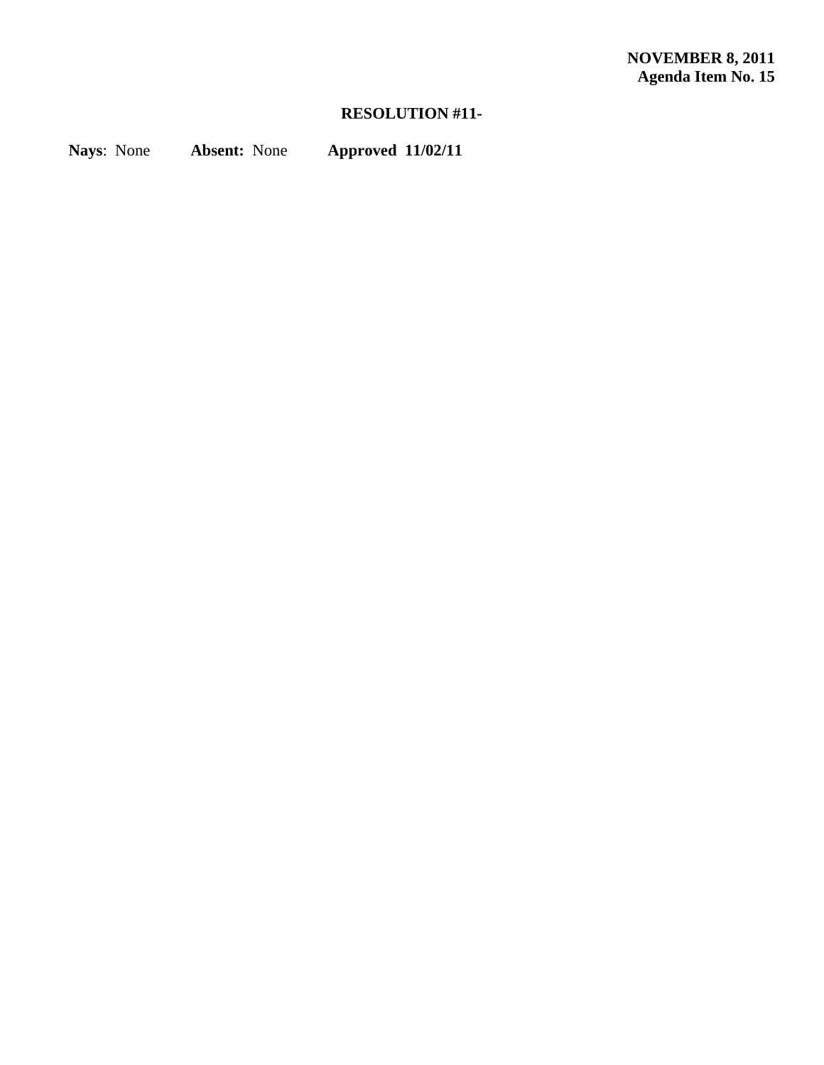**NOVEMBER 8, 2011**
**Agenda Item No. 15**

**RESOLUTION #11-**

**Nays**: None **Absent:** None **Approved 11/02/11**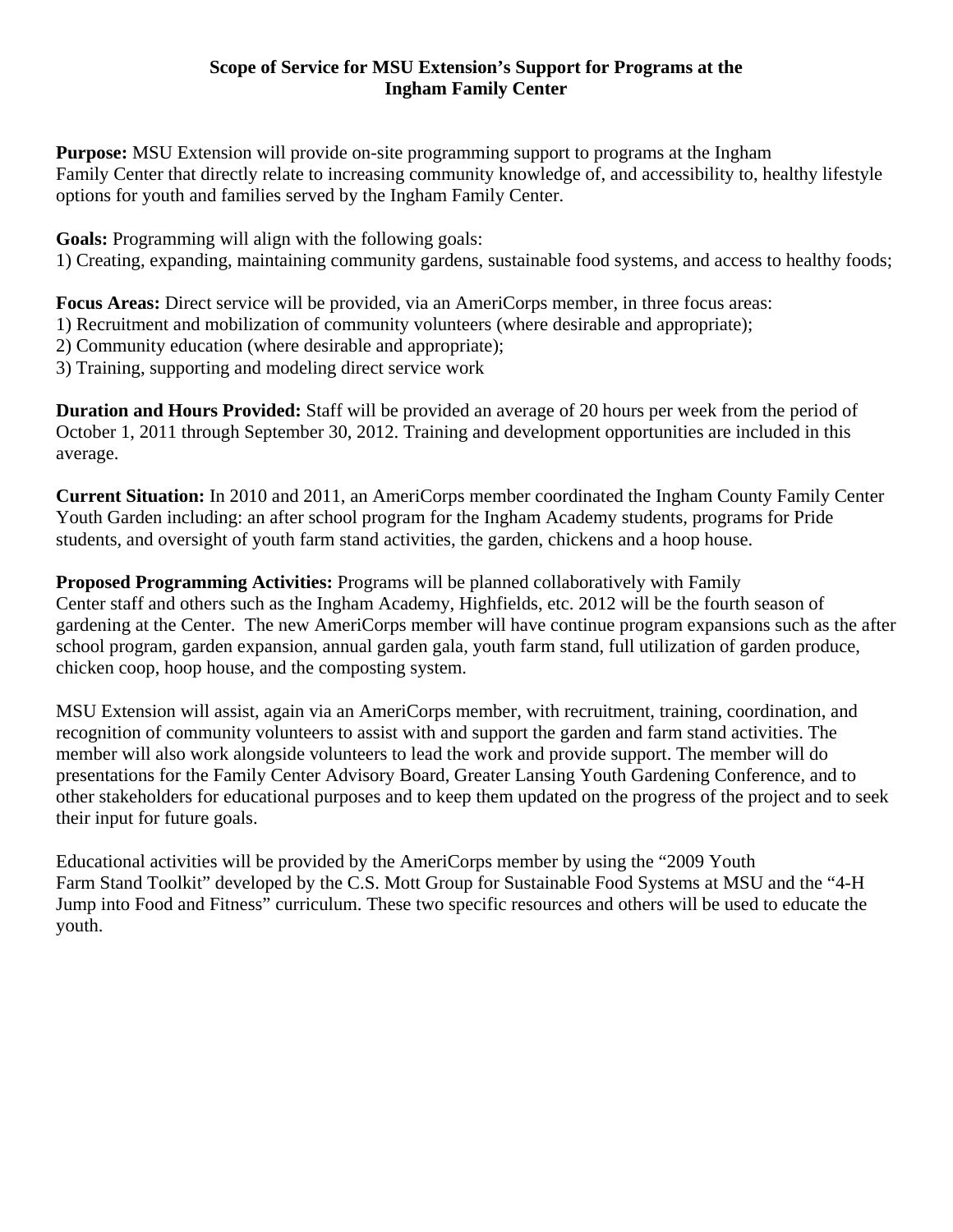## Scope of Service for MSU Extension's Support for Programs at the Ingham Family Center

**Purpose:** MSU Extension will provide on-site programming support to programs at the Ingham Family Center that directly relate to increasing community knowledge of, and accessibility to, healthy lifestyle options for youth and families served by the Ingham Family Center.

**Goals:** Programming will align with the following goals:
1) Creating, expanding, maintaining community gardens, sustainable food systems, and access to healthy foods;

**Focus Areas:** Direct service will be provided, via an AmeriCorps member, in three focus areas:
1) Recruitment and mobilization of community volunteers (where desirable and appropriate);
2) Community education (where desirable and appropriate);
3) Training, supporting and modeling direct service work

**Duration and Hours Provided:** Staff will be provided an average of 20 hours per week from the period of October 1, 2011 through September 30, 2012. Training and development opportunities are included in this average.

**Current Situation:** In 2010 and 2011, an AmeriCorps member coordinated the Ingham County Family Center Youth Garden including: an after school program for the Ingham Academy students, programs for Pride students, and oversight of youth farm stand activities, the garden, chickens and a hoop house.

**Proposed Programming Activities:** Programs will be planned collaboratively with Family Center staff and others such as the Ingham Academy, Highfields, etc. 2012 will be the fourth season of gardening at the Center. The new AmeriCorps member will have continue program expansions such as the after school program, garden expansion, annual garden gala, youth farm stand, full utilization of garden produce, chicken coop, hoop house, and the composting system.

MSU Extension will assist, again via an AmeriCorps member, with recruitment, training, coordination, and recognition of community volunteers to assist with and support the garden and farm stand activities. The member will also work alongside volunteers to lead the work and provide support. The member will do presentations for the Family Center Advisory Board, Greater Lansing Youth Gardening Conference, and to other stakeholders for educational purposes and to keep them updated on the progress of the project and to seek their input for future goals.

Educational activities will be provided by the AmeriCorps member by using the "2009 Youth Farm Stand Toolkit" developed by the C.S. Mott Group for Sustainable Food Systems at MSU and the "4-H Jump into Food and Fitness" curriculum. These two specific resources and others will be used to educate the youth.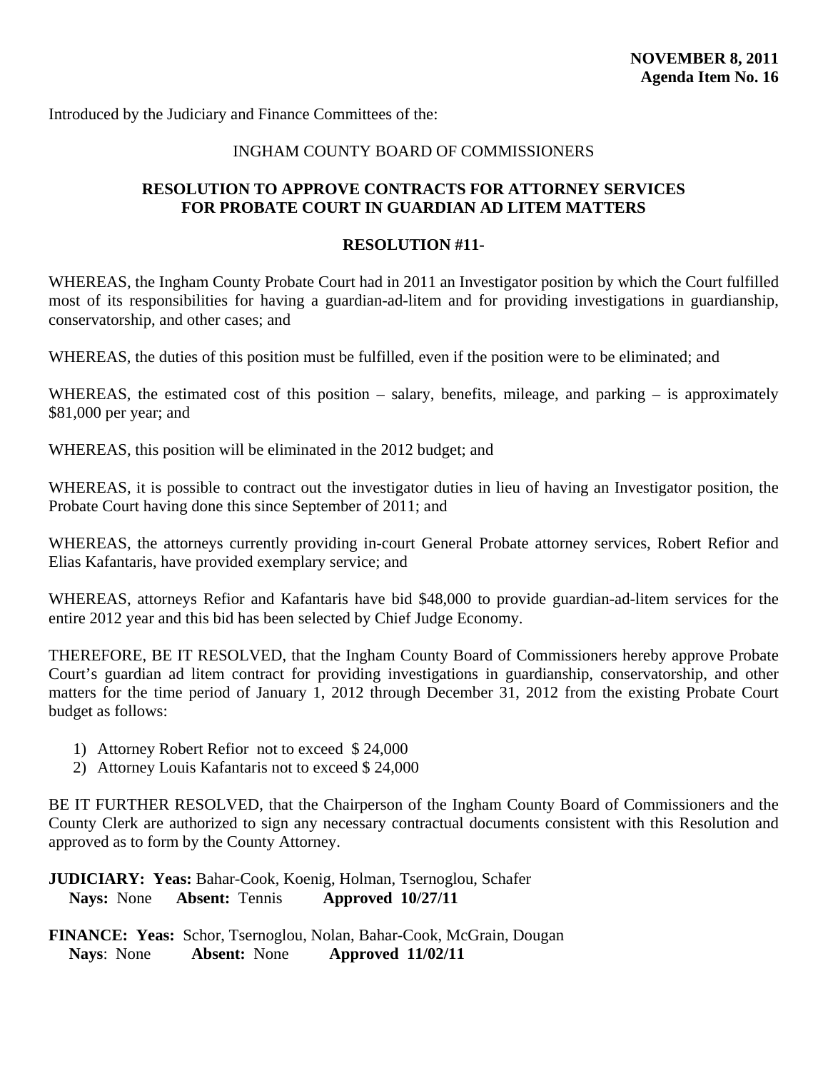**NOVEMBER 8, 2011**
**Agenda Item No. 16**

Introduced by the Judiciary and Finance Committees of the:

INGHAM COUNTY BOARD OF COMMISSIONERS

## RESOLUTION TO APPROVE CONTRACTS FOR ATTORNEY SERVICES FOR PROBATE COURT IN GUARDIAN AD LITEM MATTERS

### RESOLUTION #11-

WHEREAS, the Ingham County Probate Court had in 2011 an Investigator position by which the Court fulfilled most of its responsibilities for having a guardian-ad-litem and for providing investigations in guardianship, conservatorship, and other cases; and

WHEREAS, the duties of this position must be fulfilled, even if the position were to be eliminated; and

WHEREAS, the estimated cost of this position – salary, benefits, mileage, and parking – is approximately $81,000 per year; and

WHEREAS, this position will be eliminated in the 2012 budget; and

WHEREAS, it is possible to contract out the investigator duties in lieu of having an Investigator position, the Probate Court having done this since September of 2011; and

WHEREAS, the attorneys currently providing in-court General Probate attorney services, Robert Refior and Elias Kafantaris, have provided exemplary service; and

WHEREAS, attorneys Refior and Kafantaris have bid $48,000 to provide guardian-ad-litem services for the entire 2012 year and this bid has been selected by Chief Judge Economy.

THEREFORE, BE IT RESOLVED, that the Ingham County Board of Commissioners hereby approve Probate Court's guardian ad litem contract for providing investigations in guardianship, conservatorship, and other matters for the time period of January 1, 2012 through December 31, 2012 from the existing Probate Court budget as follows:

1) Attorney Robert Refior not to exceed $ 24,000
2) Attorney Louis Kafantaris not to exceed $ 24,000

BE IT FURTHER RESOLVED, that the Chairperson of the Ingham County Board of Commissioners and the County Clerk are authorized to sign any necessary contractual documents consistent with this Resolution and approved as to form by the County Attorney.

**JUDICIARY: Yeas:** Bahar-Cook, Koenig, Holman, Tsernoglou, Schafer
**Nays:** None **Absent:** Tennis **Approved 10/27/11**

**FINANCE: Yeas:** Schor, Tsernoglou, Nolan, Bahar-Cook, McGrain, Dougan
**Nays**: None **Absent:** None **Approved 11/02/11**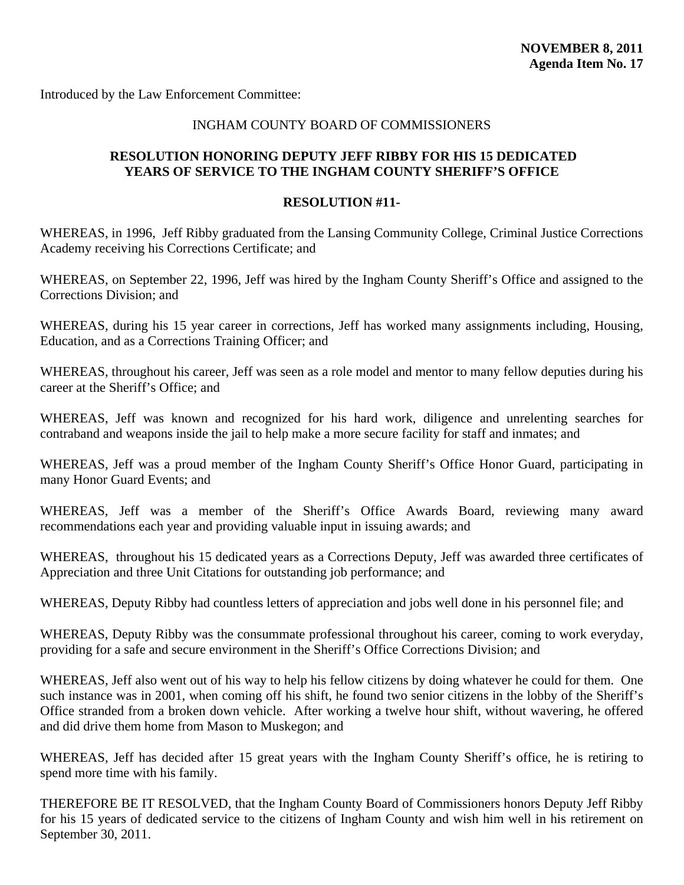**NOVEMBER 8, 2011**
**Agenda Item No. 17**

Introduced by the Law Enforcement Committee:

INGHAM COUNTY BOARD OF COMMISSIONERS

**RESOLUTION HONORING DEPUTY JEFF RIBBY FOR HIS 15 DEDICATED YEARS OF SERVICE TO THE INGHAM COUNTY SHERIFF'S OFFICE**

**RESOLUTION #11-**

WHEREAS, in 1996, Jeff Ribby graduated from the Lansing Community College, Criminal Justice Corrections Academy receiving his Corrections Certificate; and

WHEREAS, on September 22, 1996, Jeff was hired by the Ingham County Sheriff's Office and assigned to the Corrections Division; and

WHEREAS, during his 15 year career in corrections, Jeff has worked many assignments including, Housing, Education, and as a Corrections Training Officer; and

WHEREAS, throughout his career, Jeff was seen as a role model and mentor to many fellow deputies during his career at the Sheriff's Office; and

WHEREAS, Jeff was known and recognized for his hard work, diligence and unrelenting searches for contraband and weapons inside the jail to help make a more secure facility for staff and inmates; and

WHEREAS, Jeff was a proud member of the Ingham County Sheriff's Office Honor Guard, participating in many Honor Guard Events; and

WHEREAS, Jeff was a member of the Sheriff's Office Awards Board, reviewing many award recommendations each year and providing valuable input in issuing awards; and

WHEREAS, throughout his 15 dedicated years as a Corrections Deputy, Jeff was awarded three certificates of Appreciation and three Unit Citations for outstanding job performance; and

WHEREAS, Deputy Ribby had countless letters of appreciation and jobs well done in his personnel file; and

WHEREAS, Deputy Ribby was the consummate professional throughout his career, coming to work everyday, providing for a safe and secure environment in the Sheriff's Office Corrections Division; and

WHEREAS, Jeff also went out of his way to help his fellow citizens by doing whatever he could for them. One such instance was in 2001, when coming off his shift, he found two senior citizens in the lobby of the Sheriff's Office stranded from a broken down vehicle. After working a twelve hour shift, without wavering, he offered and did drive them home from Mason to Muskegon; and

WHEREAS, Jeff has decided after 15 great years with the Ingham County Sheriff's office, he is retiring to spend more time with his family.

THEREFORE BE IT RESOLVED, that the Ingham County Board of Commissioners honors Deputy Jeff Ribby for his 15 years of dedicated service to the citizens of Ingham County and wish him well in his retirement on September 30, 2011.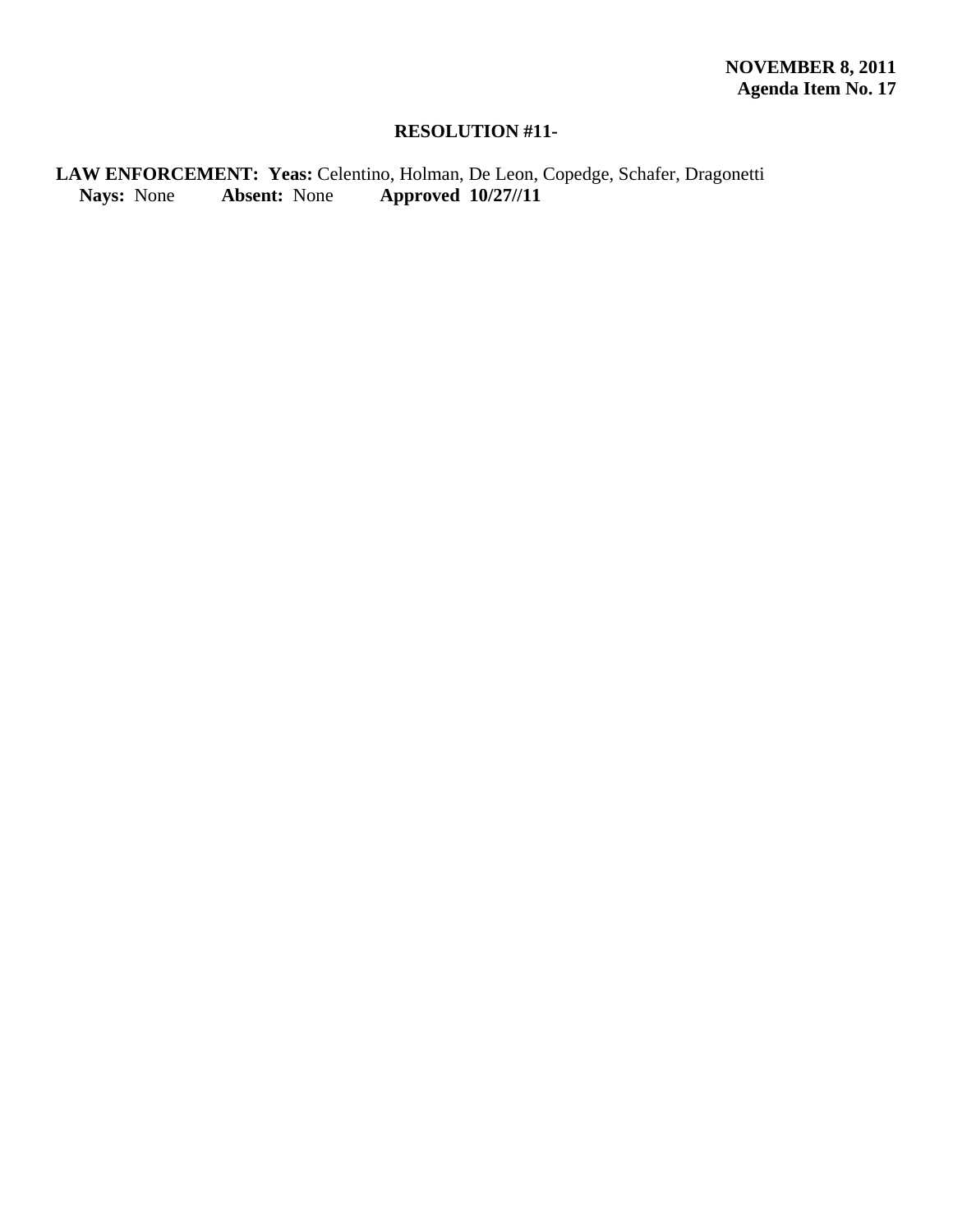**NOVEMBER 8, 2011**
**Agenda Item No. 17**

**RESOLUTION #11-**

**LAW ENFORCEMENT: Yeas:** Celentino, Holman, De Leon, Copedge, Schafer, Dragonetti
**Nays:** None **Absent:** None **Approved 10/27//11**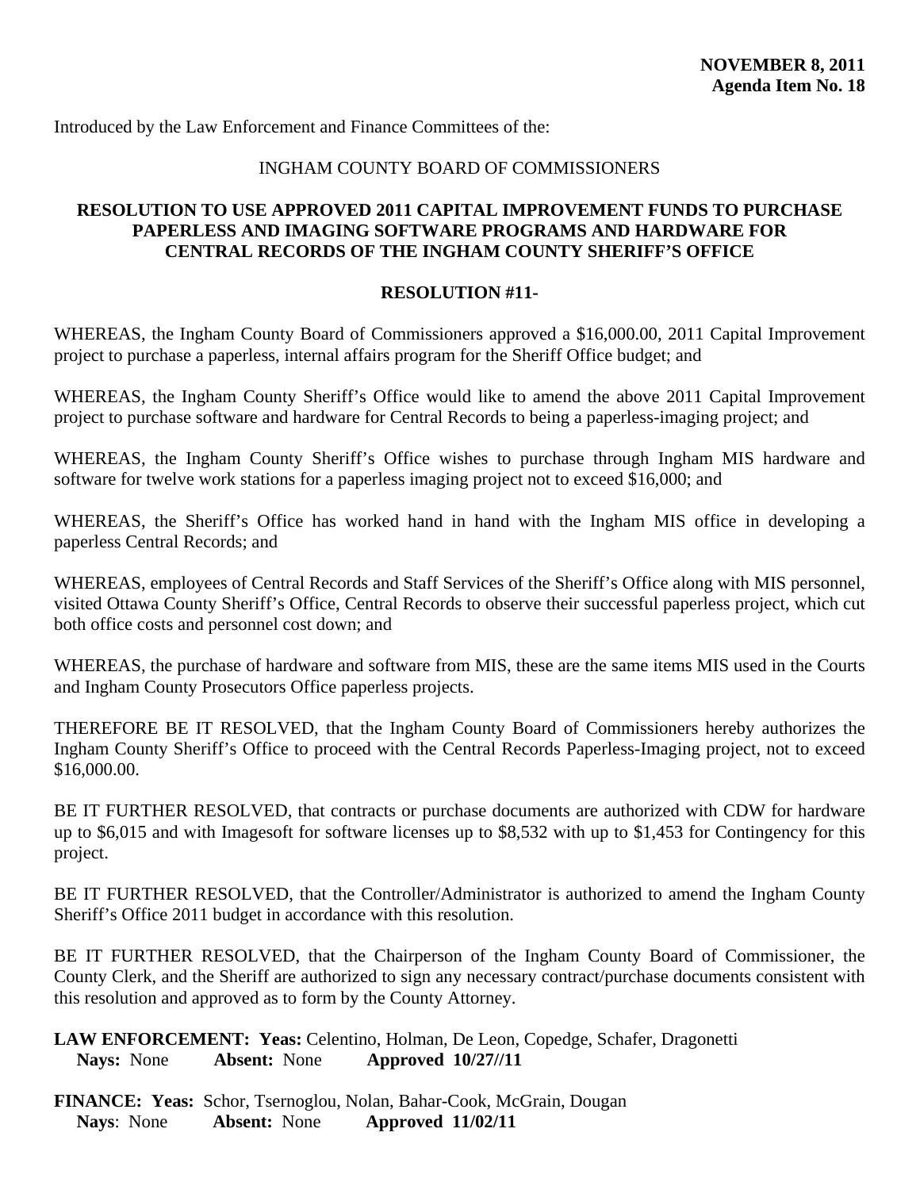**NOVEMBER 8, 2011**
**Agenda Item No. 18**

Introduced by the Law Enforcement and Finance Committees of the:

INGHAM COUNTY BOARD OF COMMISSIONERS

**RESOLUTION TO USE APPROVED 2011 CAPITAL IMPROVEMENT FUNDS TO PURCHASE PAPERLESS AND IMAGING SOFTWARE PROGRAMS AND HARDWARE FOR CENTRAL RECORDS OF THE INGHAM COUNTY SHERIFF'S OFFICE**

**RESOLUTION #11-**

WHEREAS, the Ingham County Board of Commissioners approved a $16,000.00, 2011 Capital Improvement project to purchase a paperless, internal affairs program for the Sheriff Office budget; and

WHEREAS, the Ingham County Sheriff's Office would like to amend the above 2011 Capital Improvement project to purchase software and hardware for Central Records to being a paperless-imaging project; and

WHEREAS, the Ingham County Sheriff's Office wishes to purchase through Ingham MIS hardware and software for twelve work stations for a paperless imaging project not to exceed $16,000; and

WHEREAS, the Sheriff's Office has worked hand in hand with the Ingham MIS office in developing a paperless Central Records; and

WHEREAS, employees of Central Records and Staff Services of the Sheriff's Office along with MIS personnel, visited Ottawa County Sheriff's Office, Central Records to observe their successful paperless project, which cut both office costs and personnel cost down; and

WHEREAS, the purchase of hardware and software from MIS, these are the same items MIS used in the Courts and Ingham County Prosecutors Office paperless projects.

THEREFORE BE IT RESOLVED, that the Ingham County Board of Commissioners hereby authorizes the Ingham County Sheriff's Office to proceed with the Central Records Paperless-Imaging project, not to exceed $16,000.00.

BE IT FURTHER RESOLVED, that contracts or purchase documents are authorized with CDW for hardware up to $6,015 and with Imagesoft for software licenses up to $8,532 with up to $1,453 for Contingency for this project.

BE IT FURTHER RESOLVED, that the Controller/Administrator is authorized to amend the Ingham County Sheriff's Office 2011 budget in accordance with this resolution.

BE IT FURTHER RESOLVED, that the Chairperson of the Ingham County Board of Commissioner, the County Clerk, and the Sheriff are authorized to sign any necessary contract/purchase documents consistent with this resolution and approved as to form by the County Attorney.

**LAW ENFORCEMENT: Yeas:** Celentino, Holman, De Leon, Copedge, Schafer, Dragonetti
**Nays:** None **Absent:** None **Approved 10/27//11**

**FINANCE: Yeas:** Schor, Tsernoglou, Nolan, Bahar-Cook, McGrain, Dougan
**Nays**: None **Absent:** None **Approved 11/02/11**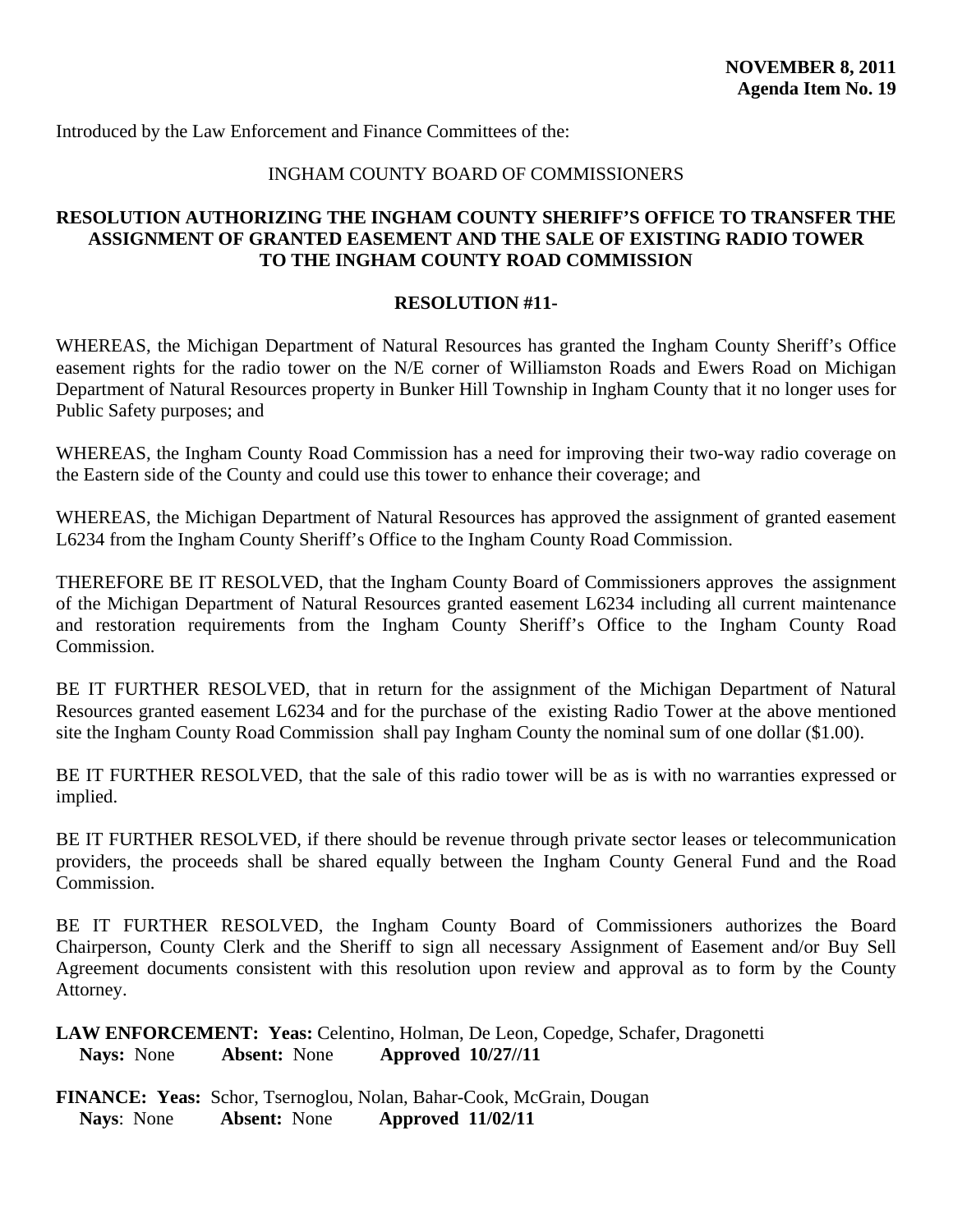**NOVEMBER 8, 2011**
**Agenda Item No. 19**

Introduced by the Law Enforcement and Finance Committees of the:

INGHAM COUNTY BOARD OF COMMISSIONERS

## RESOLUTION AUTHORIZING THE INGHAM COUNTY SHERIFF'S OFFICE TO TRANSFER THE ASSIGNMENT OF GRANTED EASEMENT AND THE SALE OF EXISTING RADIO TOWER TO THE INGHAM COUNTY ROAD COMMISSION

**RESOLUTION #11-**

WHEREAS, the Michigan Department of Natural Resources has granted the Ingham County Sheriff's Office easement rights for the radio tower on the N/E corner of Williamston Roads and Ewers Road on Michigan Department of Natural Resources property in Bunker Hill Township in Ingham County that it no longer uses for Public Safety purposes; and

WHEREAS, the Ingham County Road Commission has a need for improving their two-way radio coverage on the Eastern side of the County and could use this tower to enhance their coverage; and

WHEREAS, the Michigan Department of Natural Resources has approved the assignment of granted easement L6234 from the Ingham County Sheriff's Office to the Ingham County Road Commission.

THEREFORE BE IT RESOLVED, that the Ingham County Board of Commissioners approves the assignment of the Michigan Department of Natural Resources granted easement L6234 including all current maintenance and restoration requirements from the Ingham County Sheriff's Office to the Ingham County Road Commission.

BE IT FURTHER RESOLVED, that in return for the assignment of the Michigan Department of Natural Resources granted easement L6234 and for the purchase of the existing Radio Tower at the above mentioned site the Ingham County Road Commission shall pay Ingham County the nominal sum of one dollar ($1.00).

BE IT FURTHER RESOLVED, that the sale of this radio tower will be as is with no warranties expressed or implied.

BE IT FURTHER RESOLVED, if there should be revenue through private sector leases or telecommunication providers, the proceeds shall be shared equally between the Ingham County General Fund and the Road Commission.

BE IT FURTHER RESOLVED, the Ingham County Board of Commissioners authorizes the Board Chairperson, County Clerk and the Sheriff to sign all necessary Assignment of Easement and/or Buy Sell Agreement documents consistent with this resolution upon review and approval as to form by the County Attorney.

**LAW ENFORCEMENT: Yeas:** Celentino, Holman, De Leon, Copedge, Schafer, Dragonetti
**Nays:** None **Absent:** None **Approved 10/27//11**

**FINANCE: Yeas:** Schor, Tsernoglou, Nolan, Bahar-Cook, McGrain, Dougan
**Nays**: None **Absent:** None **Approved 11/02/11**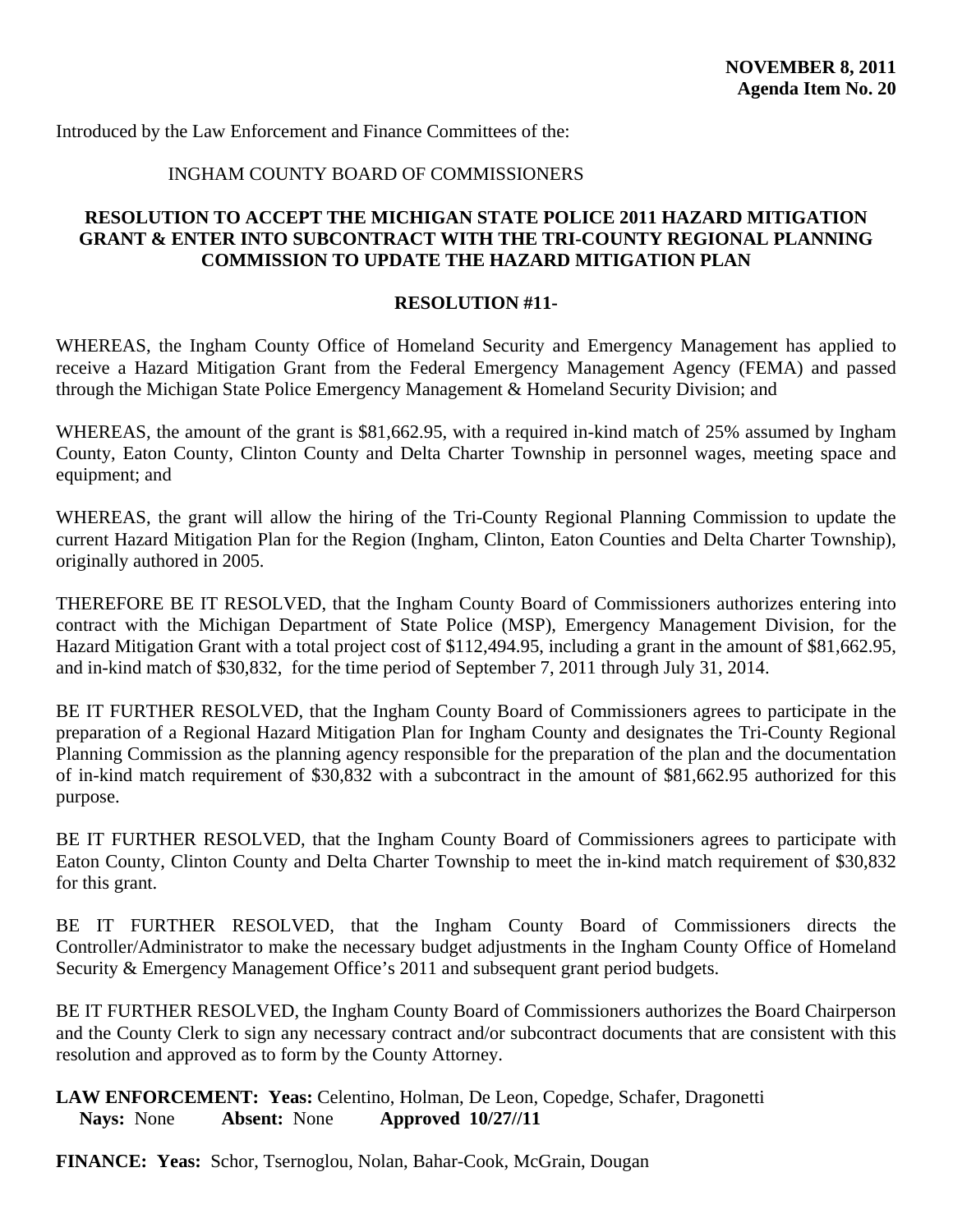**NOVEMBER 8, 2011**
**Agenda Item No. 20**

Introduced by the Law Enforcement and Finance Committees of the:

INGHAM COUNTY BOARD OF COMMISSIONERS

**RESOLUTION TO ACCEPT THE MICHIGAN STATE POLICE 2011 HAZARD MITIGATION GRANT & ENTER INTO SUBCONTRACT WITH THE TRI-COUNTY REGIONAL PLANNING COMMISSION TO UPDATE THE HAZARD MITIGATION PLAN**

**RESOLUTION #11-**

WHEREAS, the Ingham County Office of Homeland Security and Emergency Management has applied to receive a Hazard Mitigation Grant from the Federal Emergency Management Agency (FEMA) and passed through the Michigan State Police Emergency Management & Homeland Security Division; and

WHEREAS, the amount of the grant is $81,662.95, with a required in-kind match of 25% assumed by Ingham County, Eaton County, Clinton County and Delta Charter Township in personnel wages, meeting space and equipment; and

WHEREAS, the grant will allow the hiring of the Tri-County Regional Planning Commission to update the current Hazard Mitigation Plan for the Region (Ingham, Clinton, Eaton Counties and Delta Charter Township), originally authored in 2005.

THEREFORE BE IT RESOLVED, that the Ingham County Board of Commissioners authorizes entering into contract with the Michigan Department of State Police (MSP), Emergency Management Division, for the Hazard Mitigation Grant with a total project cost of $112,494.95, including a grant in the amount of $81,662.95, and in-kind match of $30,832, for the time period of September 7, 2011 through July 31, 2014.

BE IT FURTHER RESOLVED, that the Ingham County Board of Commissioners agrees to participate in the preparation of a Regional Hazard Mitigation Plan for Ingham County and designates the Tri-County Regional Planning Commission as the planning agency responsible for the preparation of the plan and the documentation of in-kind match requirement of $30,832 with a subcontract in the amount of $81,662.95 authorized for this purpose.

BE IT FURTHER RESOLVED, that the Ingham County Board of Commissioners agrees to participate with Eaton County, Clinton County and Delta Charter Township to meet the in-kind match requirement of $30,832 for this grant.

BE IT FURTHER RESOLVED, that the Ingham County Board of Commissioners directs the Controller/Administrator to make the necessary budget adjustments in the Ingham County Office of Homeland Security & Emergency Management Office's 2011 and subsequent grant period budgets.

BE IT FURTHER RESOLVED, the Ingham County Board of Commissioners authorizes the Board Chairperson and the County Clerk to sign any necessary contract and/or subcontract documents that are consistent with this resolution and approved as to form by the County Attorney.

**LAW ENFORCEMENT: Yeas:** Celentino, Holman, De Leon, Copedge, Schafer, Dragonetti
**Nays:** None **Absent:** None **Approved 10/27//11**

**FINANCE: Yeas:** Schor, Tsernoglou, Nolan, Bahar-Cook, McGrain, Dougan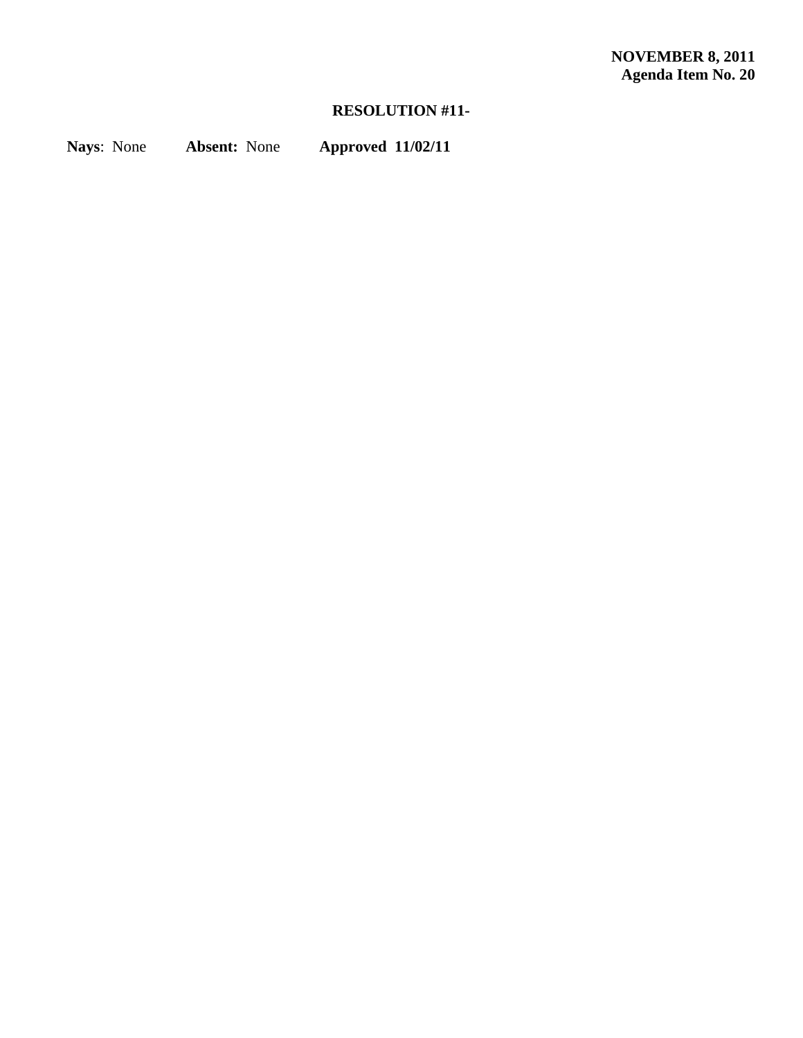**NOVEMBER 8, 2011**
**Agenda Item No. 20**

**RESOLUTION #11-**

**Nays**: None **Absent:** None **Approved 11/02/11**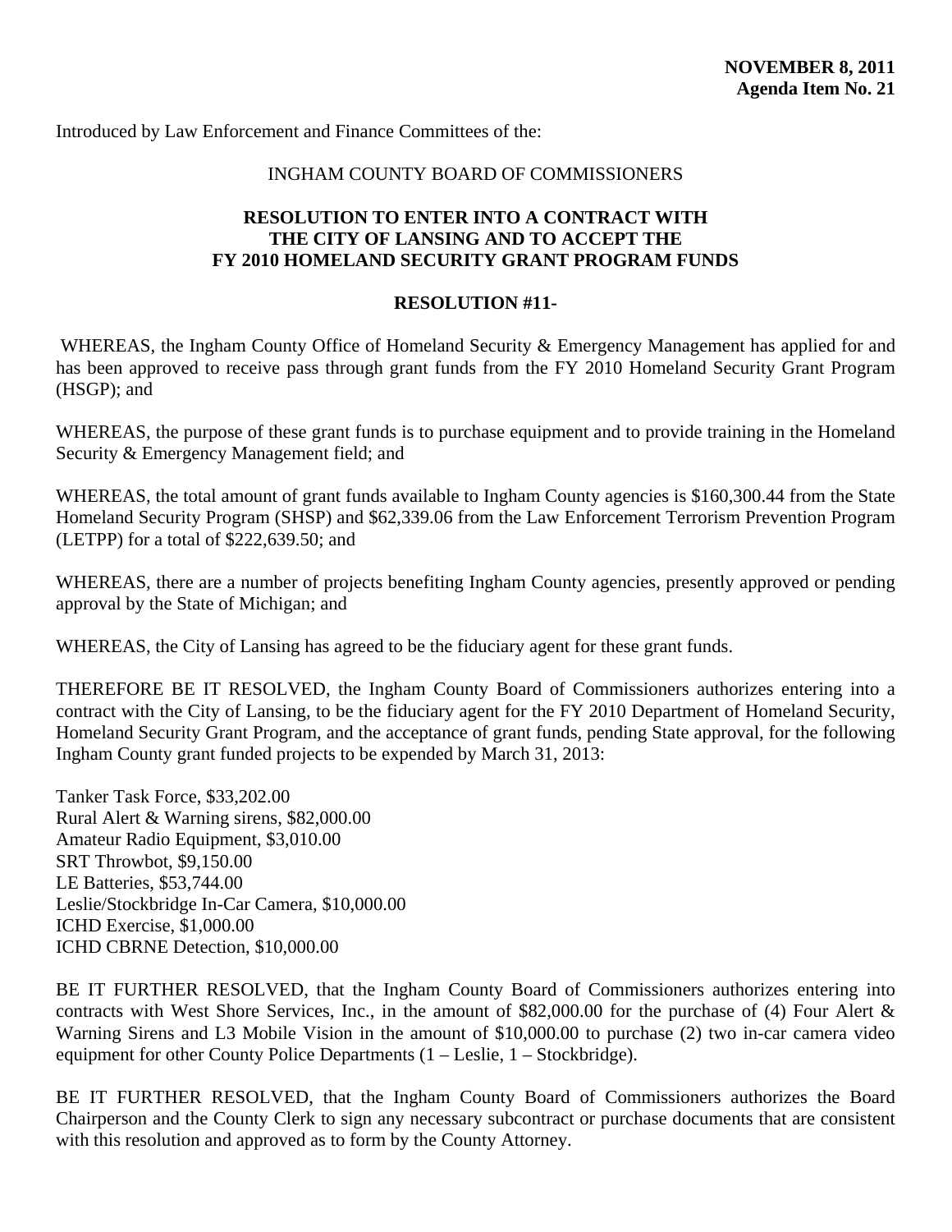**NOVEMBER 8, 2011**
**Agenda Item No. 21**

Introduced by Law Enforcement and Finance Committees of the:

INGHAM COUNTY BOARD OF COMMISSIONERS

**RESOLUTION TO ENTER INTO A CONTRACT WITH THE CITY OF LANSING AND TO ACCEPT THE FY 2010 HOMELAND SECURITY GRANT PROGRAM FUNDS**

**RESOLUTION #11-**

WHEREAS, the Ingham County Office of Homeland Security & Emergency Management has applied for and has been approved to receive pass through grant funds from the FY 2010 Homeland Security Grant Program (HSGP); and

WHEREAS, the purpose of these grant funds is to purchase equipment and to provide training in the Homeland Security & Emergency Management field; and

WHEREAS, the total amount of grant funds available to Ingham County agencies is $160,300.44 from the State Homeland Security Program (SHSP) and $62,339.06 from the Law Enforcement Terrorism Prevention Program (LETPP) for a total of $222,639.50; and

WHEREAS, there are a number of projects benefiting Ingham County agencies, presently approved or pending approval by the State of Michigan; and

WHEREAS, the City of Lansing has agreed to be the fiduciary agent for these grant funds.

THEREFORE BE IT RESOLVED, the Ingham County Board of Commissioners authorizes entering into a contract with the City of Lansing, to be the fiduciary agent for the FY 2010 Department of Homeland Security, Homeland Security Grant Program, and the acceptance of grant funds, pending State approval, for the following Ingham County grant funded projects to be expended by March 31, 2013:

Tanker Task Force, $33,202.00
Rural Alert & Warning sirens, $82,000.00
Amateur Radio Equipment, $3,010.00
SRT Throwbot, $9,150.00
LE Batteries, $53,744.00
Leslie/Stockbridge In-Car Camera, $10,000.00
ICHD Exercise, $1,000.00
ICHD CBRNE Detection, $10,000.00

BE IT FURTHER RESOLVED, that the Ingham County Board of Commissioners authorizes entering into contracts with West Shore Services, Inc., in the amount of $82,000.00 for the purchase of (4) Four Alert & Warning Sirens and L3 Mobile Vision in the amount of $10,000.00 to purchase (2) two in-car camera video equipment for other County Police Departments (1 – Leslie, 1 – Stockbridge).

BE IT FURTHER RESOLVED, that the Ingham County Board of Commissioners authorizes the Board Chairperson and the County Clerk to sign any necessary subcontract or purchase documents that are consistent with this resolution and approved as to form by the County Attorney.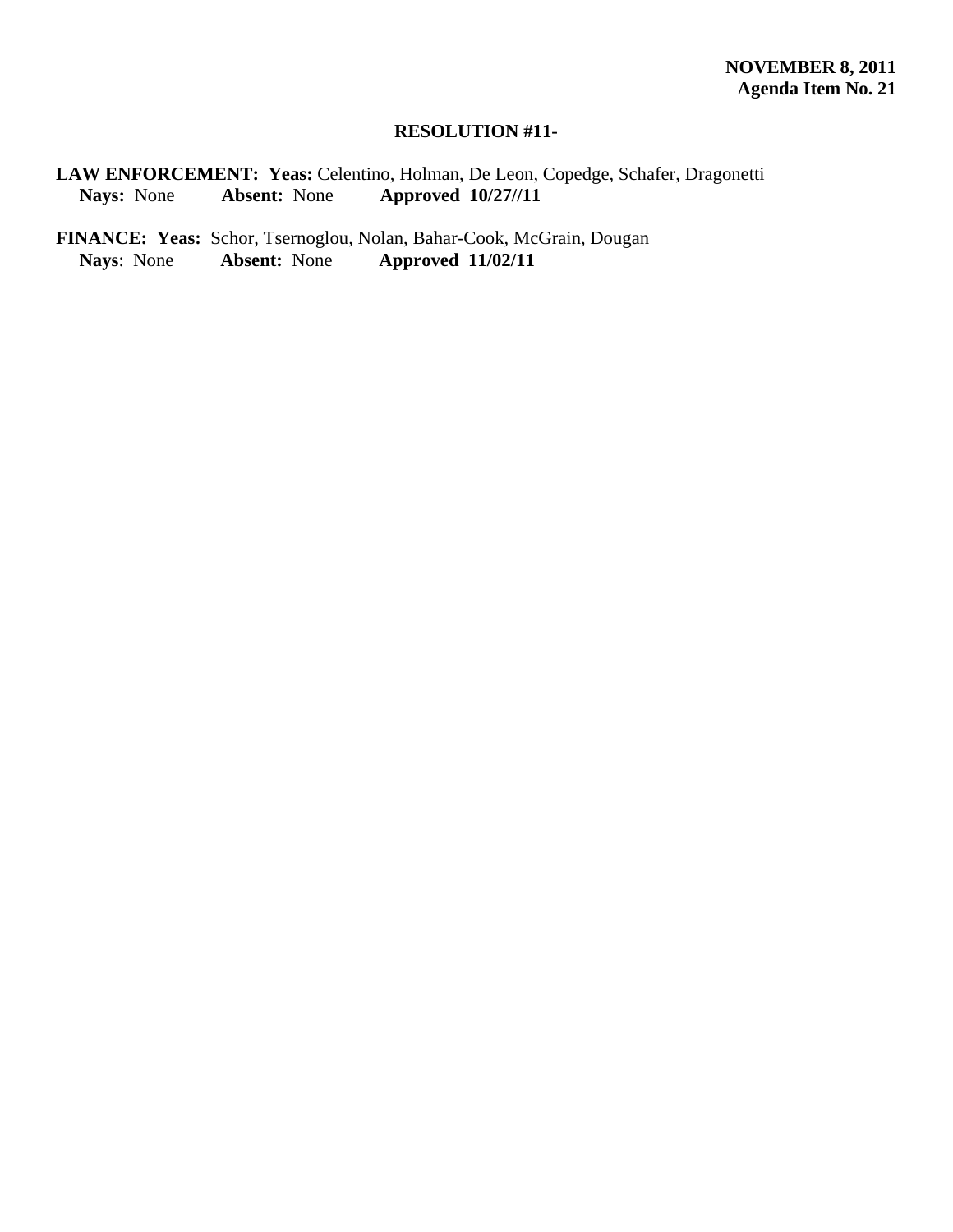**NOVEMBER 8, 2011**
**Agenda Item No. 21**

**RESOLUTION #11-**

**LAW ENFORCEMENT: Yeas:** Celentino, Holman, De Leon, Copedge, Schafer, Dragonetti
**Nays:** None **Absent:** None **Approved 10/27//11**

**FINANCE: Yeas:** Schor, Tsernoglou, Nolan, Bahar-Cook, McGrain, Dougan
**Nays**: None **Absent:** None **Approved 11/02/11**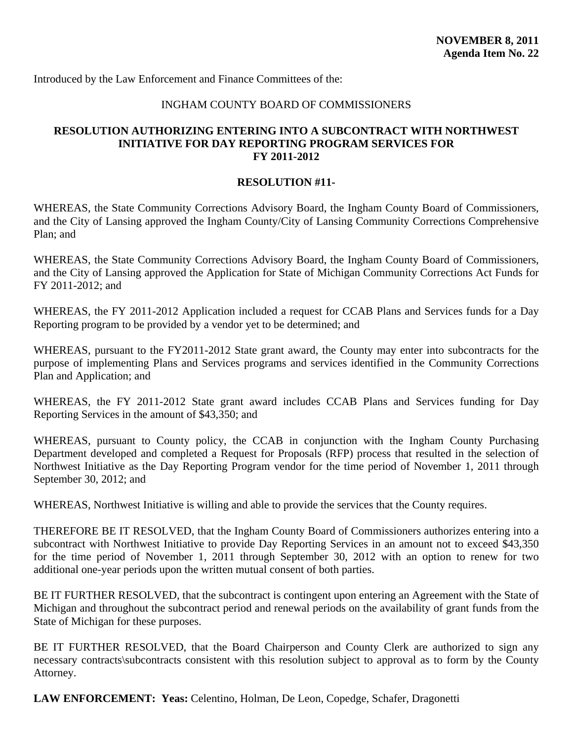**NOVEMBER 8, 2011**
**Agenda Item No. 22**

Introduced by the Law Enforcement and Finance Committees of the:

INGHAM COUNTY BOARD OF COMMISSIONERS

**RESOLUTION AUTHORIZING ENTERING INTO A SUBCONTRACT WITH NORTHWEST INITIATIVE FOR DAY REPORTING PROGRAM SERVICES FOR FY 2011-2012**

**RESOLUTION #11-**

WHEREAS, the State Community Corrections Advisory Board, the Ingham County Board of Commissioners, and the City of Lansing approved the Ingham County/City of Lansing Community Corrections Comprehensive Plan; and

WHEREAS, the State Community Corrections Advisory Board, the Ingham County Board of Commissioners, and the City of Lansing approved the Application for State of Michigan Community Corrections Act Funds for FY 2011-2012; and

WHEREAS, the FY 2011-2012 Application included a request for CCAB Plans and Services funds for a Day Reporting program to be provided by a vendor yet to be determined; and

WHEREAS, pursuant to the FY2011-2012 State grant award, the County may enter into subcontracts for the purpose of implementing Plans and Services programs and services identified in the Community Corrections Plan and Application; and

WHEREAS, the FY 2011-2012 State grant award includes CCAB Plans and Services funding for Day Reporting Services in the amount of $43,350; and

WHEREAS, pursuant to County policy, the CCAB in conjunction with the Ingham County Purchasing Department developed and completed a Request for Proposals (RFP) process that resulted in the selection of Northwest Initiative as the Day Reporting Program vendor for the time period of November 1, 2011 through September 30, 2012; and

WHEREAS, Northwest Initiative is willing and able to provide the services that the County requires.

THEREFORE BE IT RESOLVED, that the Ingham County Board of Commissioners authorizes entering into a subcontract with Northwest Initiative to provide Day Reporting Services in an amount not to exceed $43,350 for the time period of November 1, 2011 through September 30, 2012 with an option to renew for two additional one-year periods upon the written mutual consent of both parties.

BE IT FURTHER RESOLVED, that the subcontract is contingent upon entering an Agreement with the State of Michigan and throughout the subcontract period and renewal periods on the availability of grant funds from the State of Michigan for these purposes.

BE IT FURTHER RESOLVED, that the Board Chairperson and County Clerk are authorized to sign any necessary contracts\subcontracts consistent with this resolution subject to approval as to form by the County Attorney.

**LAW ENFORCEMENT: Yeas:** Celentino, Holman, De Leon, Copedge, Schafer, Dragonetti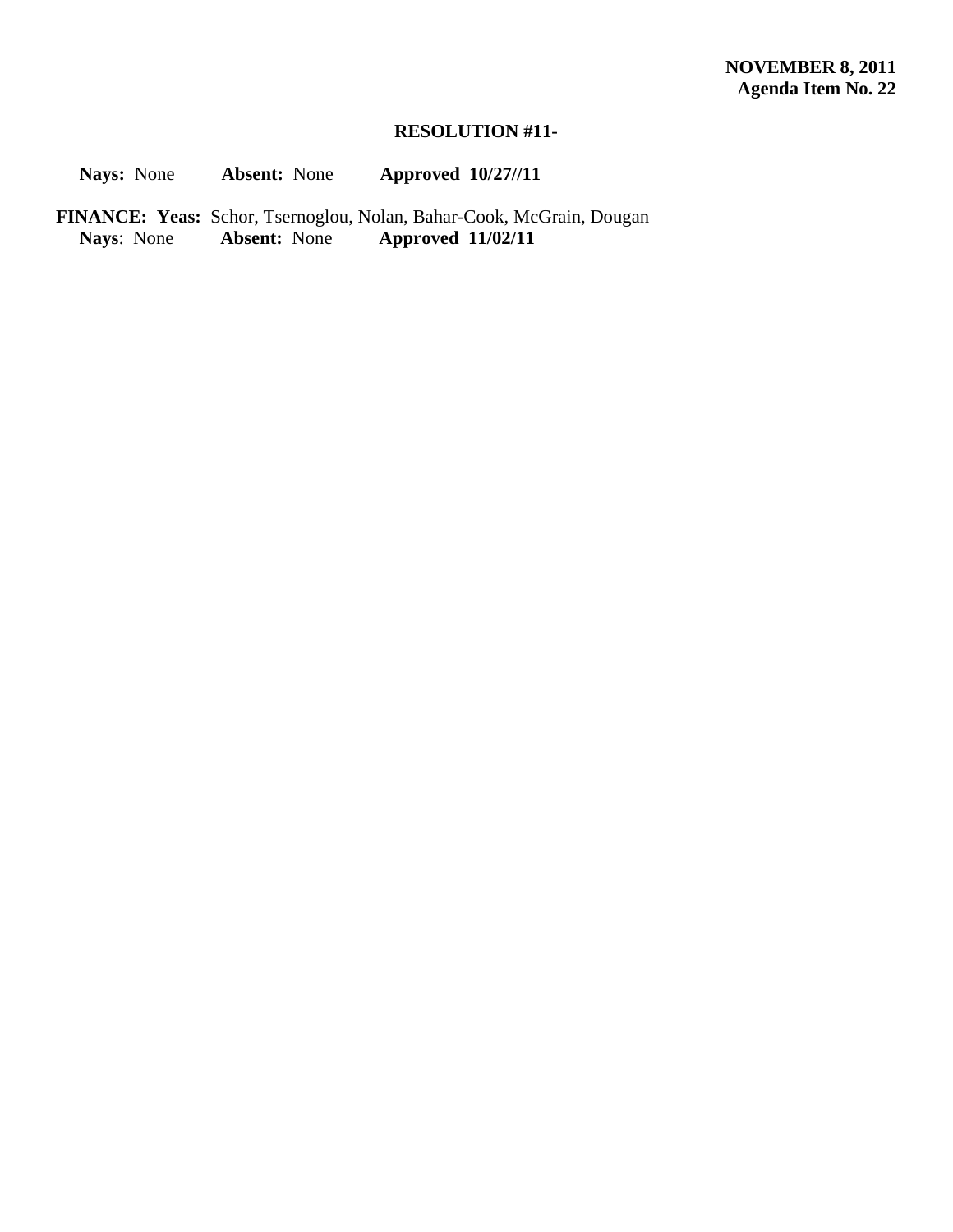**NOVEMBER 8, 2011**
**Agenda Item No. 22**

**RESOLUTION #11-**

**Nays:** None **Absent:** None **Approved 10/27//11**

**FINANCE: Yeas:** Schor, Tsernoglou, Nolan, Bahar-Cook, McGrain, Dougan
**Nays**: None **Absent:** None **Approved 11/02/11**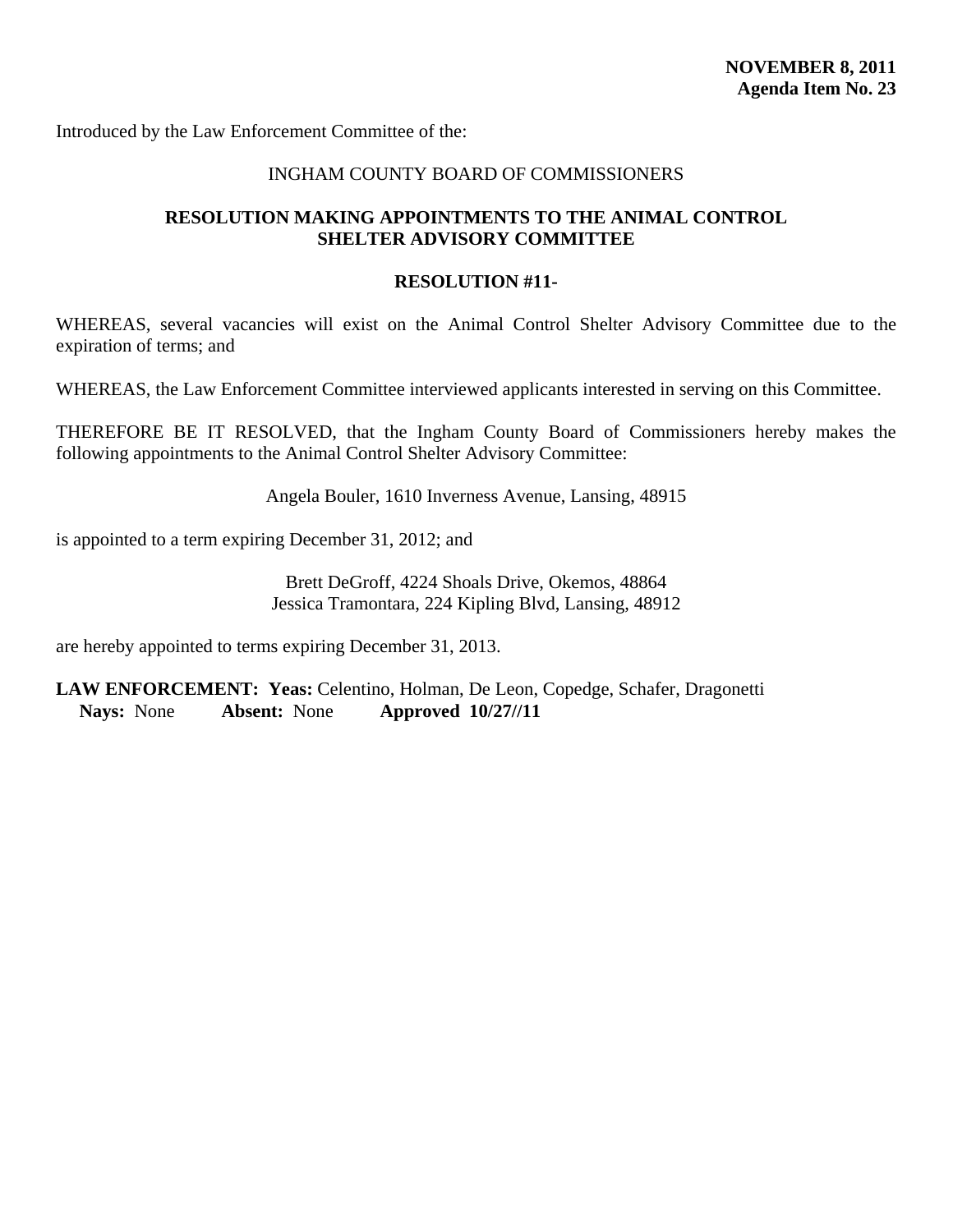**NOVEMBER 8, 2011**
**Agenda Item No. 23**

Introduced by the Law Enforcement Committee of the:

INGHAM COUNTY BOARD OF COMMISSIONERS

## RESOLUTION MAKING APPOINTMENTS TO THE ANIMAL CONTROL SHELTER ADVISORY COMMITTEE

**RESOLUTION #11-**

WHEREAS, several vacancies will exist on the Animal Control Shelter Advisory Committee due to the expiration of terms; and

WHEREAS, the Law Enforcement Committee interviewed applicants interested in serving on this Committee.

THEREFORE BE IT RESOLVED, that the Ingham County Board of Commissioners hereby makes the following appointments to the Animal Control Shelter Advisory Committee:

Angela Bouler, 1610 Inverness Avenue, Lansing, 48915

is appointed to a term expiring December 31, 2012; and

Brett DeGroff, 4224 Shoals Drive, Okemos, 48864
Jessica Tramontara, 224 Kipling Blvd, Lansing, 48912

are hereby appointed to terms expiring December 31, 2013.

**LAW ENFORCEMENT: Yeas:** Celentino, Holman, De Leon, Copedge, Schafer, Dragonetti
**Nays:** None **Absent:** None **Approved 10/27//11**